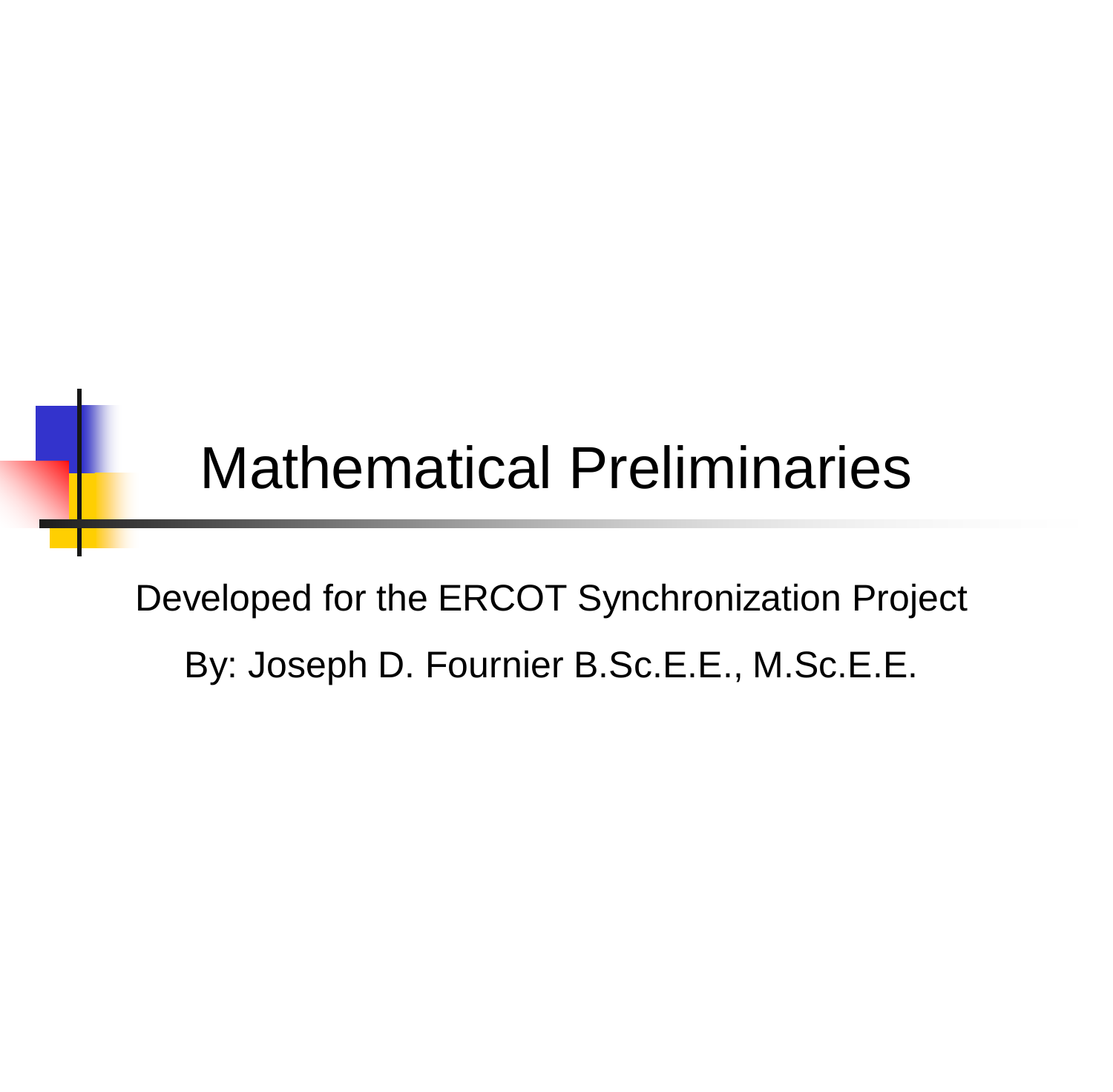# Mathematical Preliminaries

Developed for the ERCOT Synchronization Project

By: Joseph D. Fournier B.Sc.E.E., M.Sc.E.E.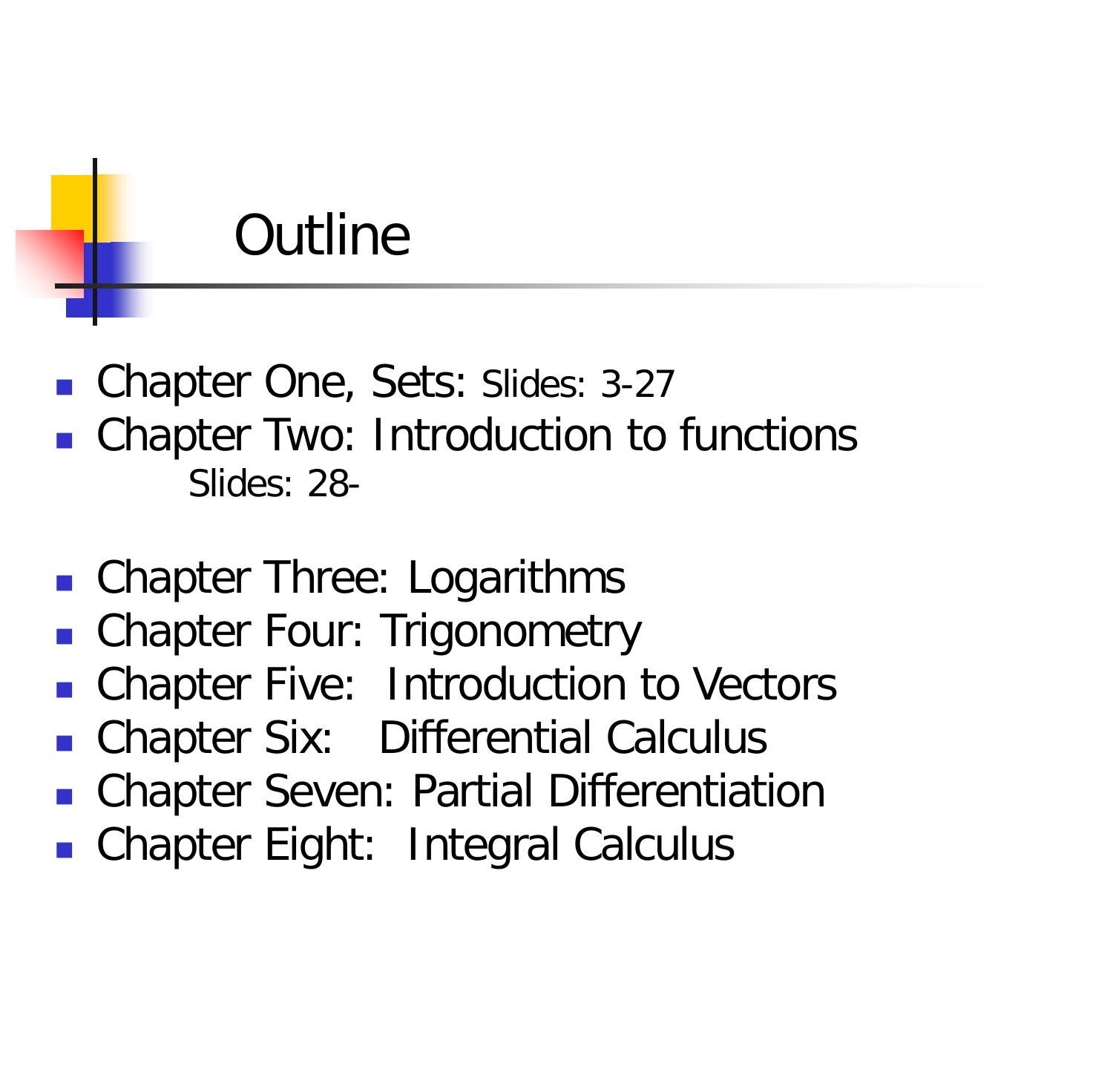# Outline

- Chapter One, Sets: Slides: 3-27
- Chapter Two: Introduction to functions
  Slides: 28-
- Chapter Three: Logarithms
- Chapter Four: Trigonometry
- Chapter Five: Introduction to Vectors
- Chapter Six: Differential Calculus
- Chapter Seven: Partial Differentiation
- Chapter Eight: Integral Calculus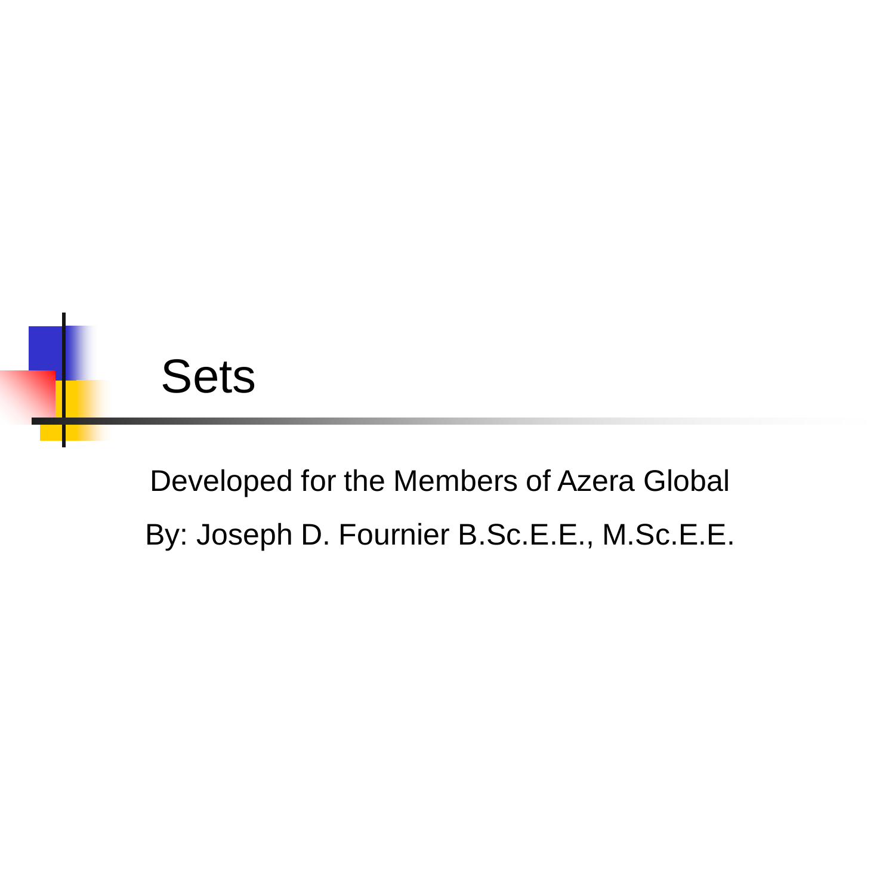# Sets

Developed for the Members of Azera Global

By: Joseph D. Fournier B.Sc.E.E., M.Sc.E.E.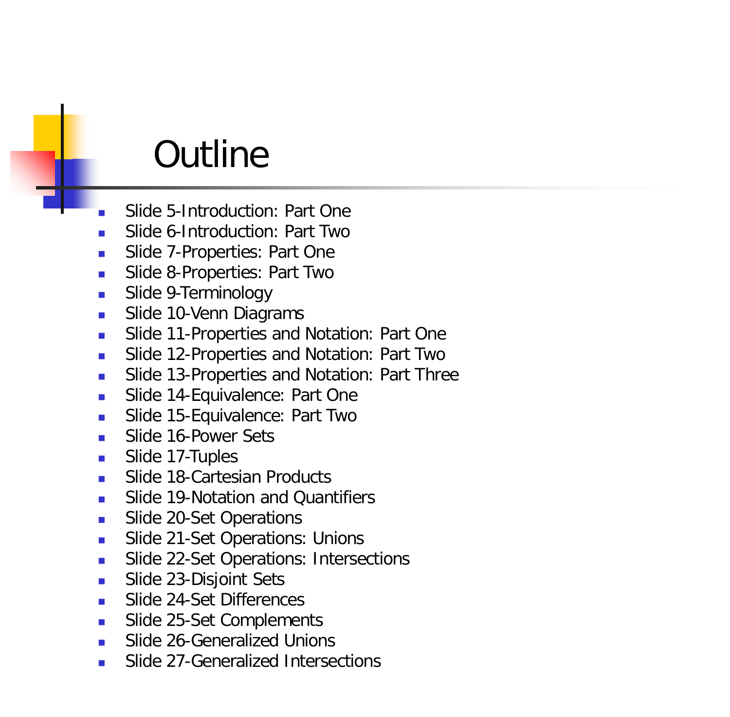# Outline

- Slide 5-Introduction: Part One
- Slide 6-Introduction: Part Two
- Slide 7-Properties: Part One
- Slide 8-Properties: Part Two
- Slide 9-Terminology
- Slide 10-Venn Diagrams
- Slide 11-Properties and Notation: Part One
- Slide 12-Properties and Notation: Part Two
- Slide 13-Properties and Notation: Part Three
- Slide 14-Equivalence: Part One
- Slide 15-Equivalence: Part Two
- Slide 16-Power Sets
- Slide 17-Tuples
- Slide 18-Cartesian Products
- Slide 19-Notation and Quantifiers
- Slide 20-Set Operations
- Slide 21-Set Operations: Unions
- Slide 22-Set Operations: Intersections
- Slide 23-Disjoint Sets
- Slide 24-Set Differences
- Slide 25-Set Complements
- Slide 26-Generalized Unions
- Slide 27-Generalized Intersections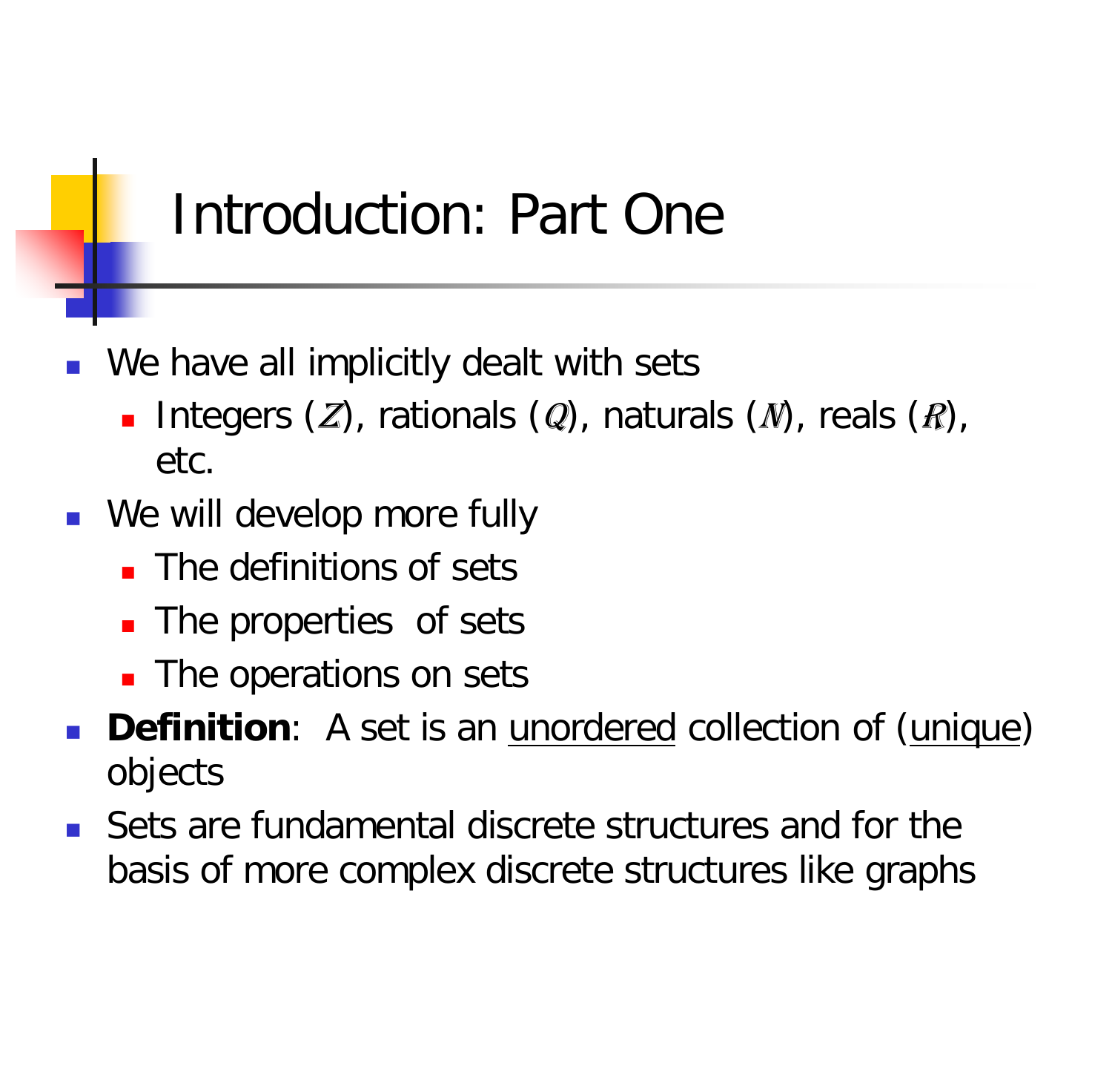# Introduction: Part One

- We have all implicitly dealt with sets
  - Integers ($\mathbb{Z}$), rationals ($\mathbb{Q}$), naturals ($\mathbb{N}$), reals ($\mathbb{R}$), etc.
- We will develop more fully
  - The definitions of sets
  - The properties of sets
  - The operations on sets
- **Definition**: A set is an <u>unordered</u> collection of (<u>unique</u>) objects
- Sets are fundamental discrete structures and for the basis of more complex discrete structures like graphs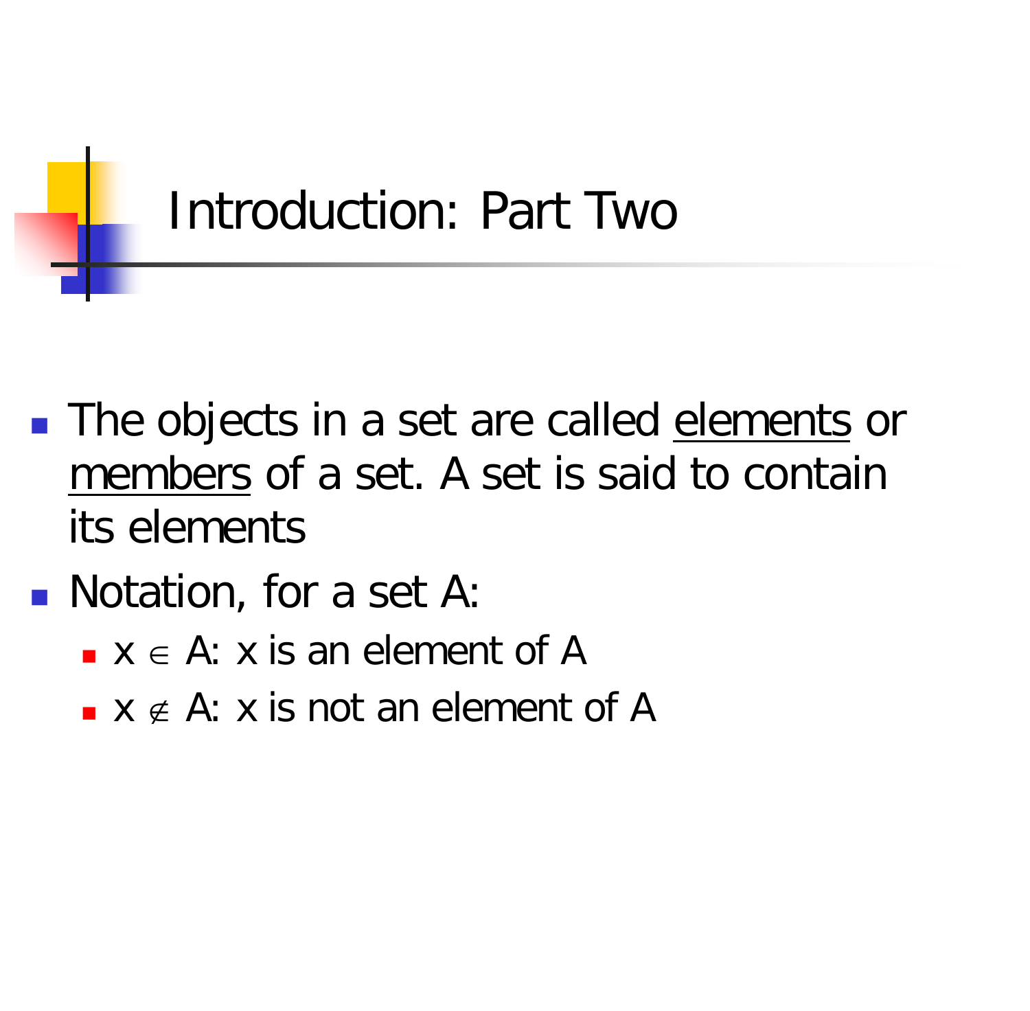# Introduction: Part Two

- The objects in a set are called <u>elements</u> or <u>members</u> of a set. A set is said to contain its elements
- Notation, for a set A:
  - $x \in A$: x is an element of A
  - $x \notin A$: x is not an element of A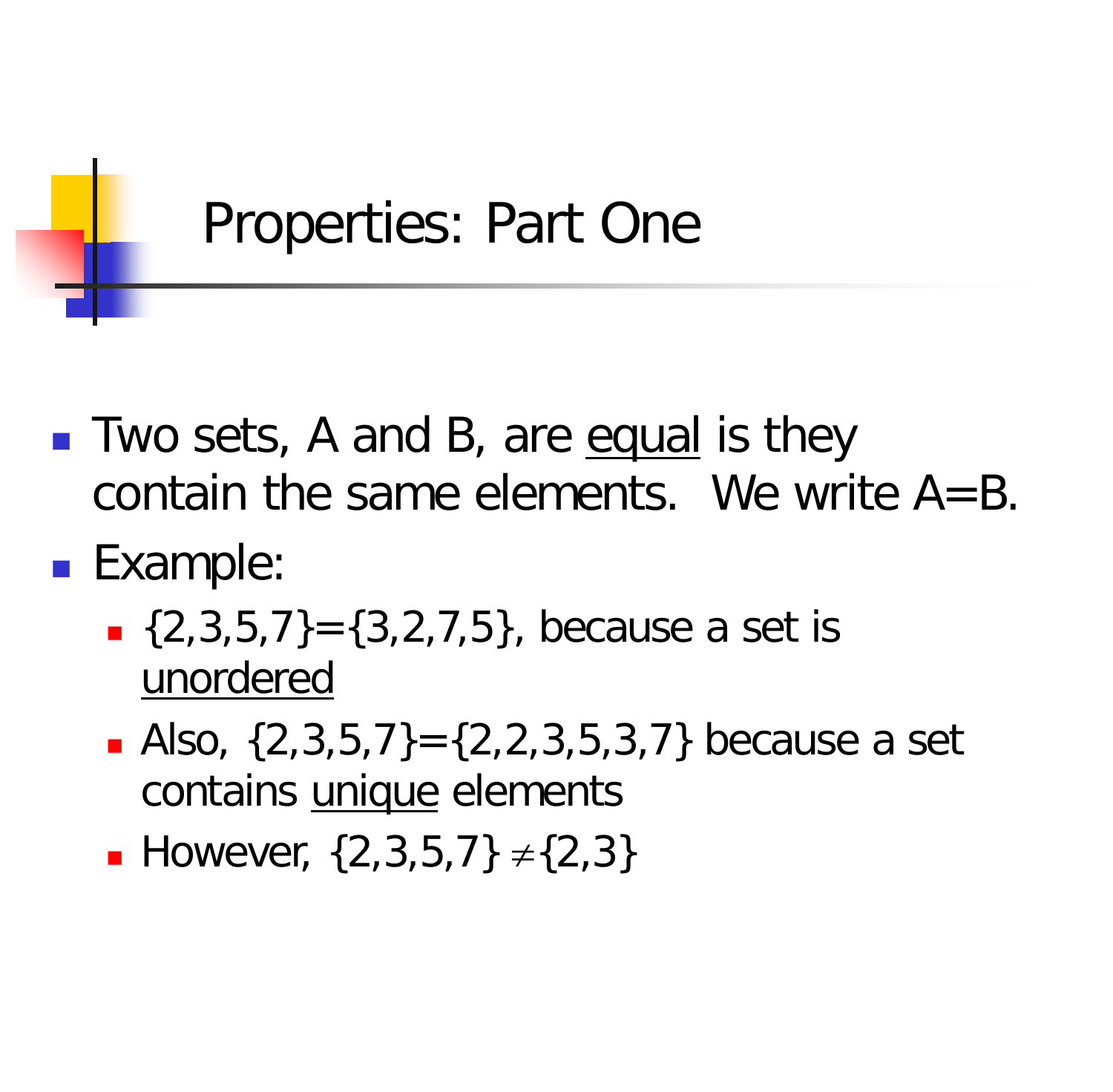# Properties: Part One

- Two sets, A and B, are equal is they contain the same elements. We write A=B.
- Example:
  - {2,3,5,7}={3,2,7,5}, because a set is unordered
  - Also, {2,3,5,7}={2,2,3,5,3,7} because a set contains unique elements
  - However, $\{2,3,5,7\} \neq \{2,3\}$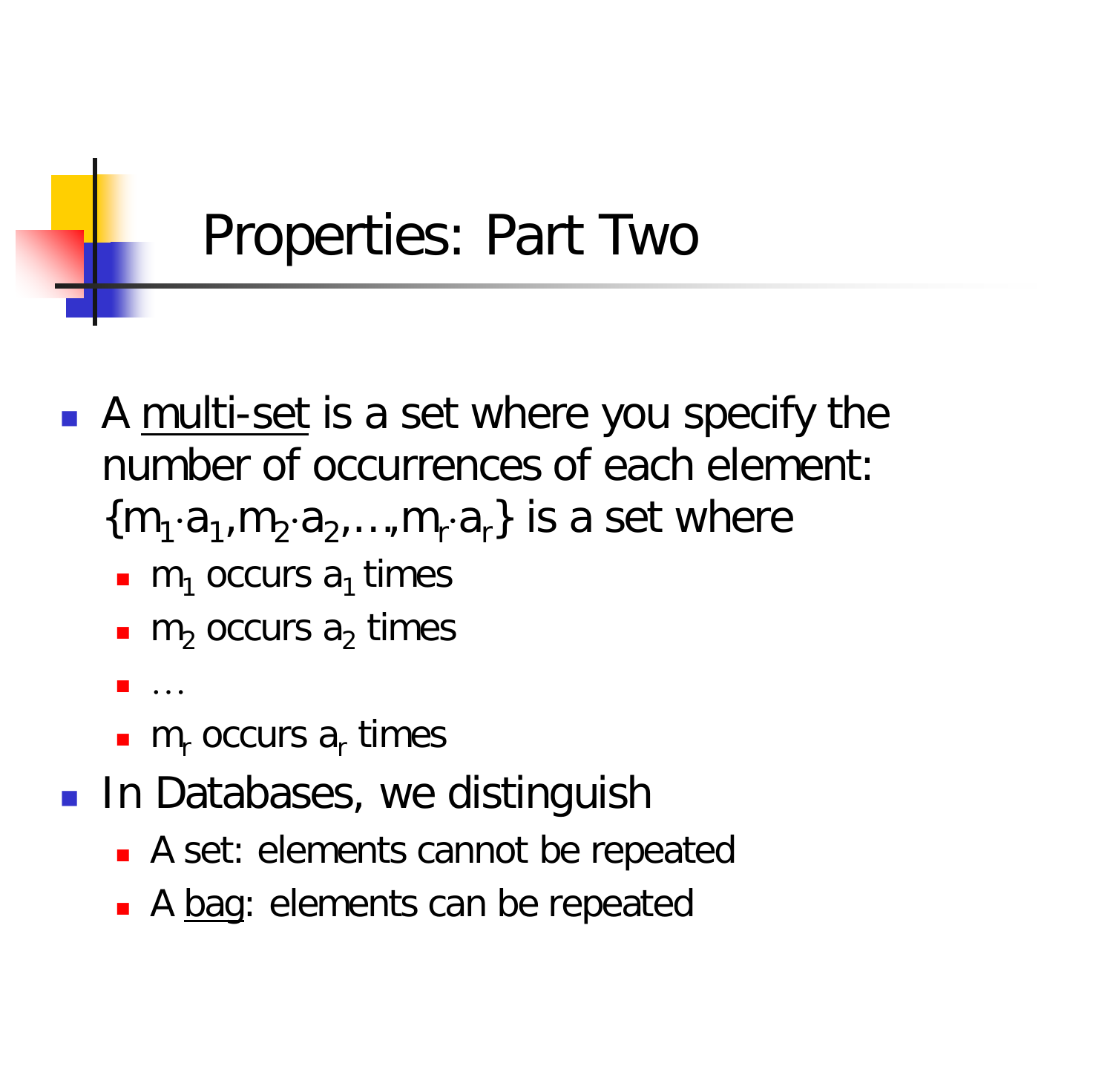# Properties: Part Two

- A <u>multi-set</u> is a set where you specify the number of occurrences of each element: $\{m_1 \cdot a_1, m_2 \cdot a_2, \ldots, m_r \cdot a_r\}$ is a set where
  - $m_1$ occurs $a_1$ times
  - $m_2$ occurs $a_2$ times
  - …
  - $m_r$ occurs $a_r$ times
- In Databases, we distinguish
  - A set: elements cannot be repeated
  - A <u>bag</u>: elements can be repeated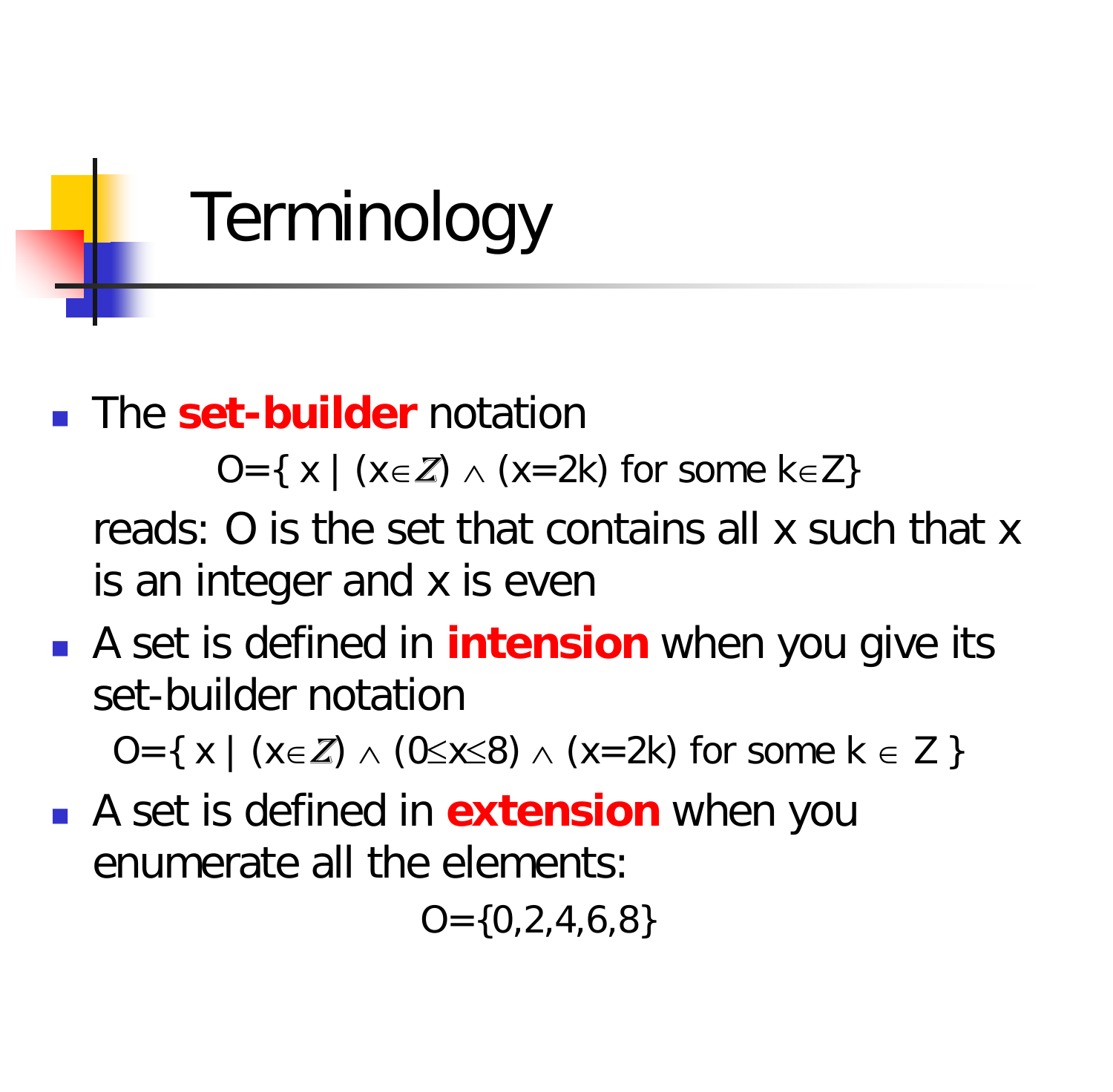# Terminology

- The **set-builder** notation

  $$O=\{ x \mid (x \in \mathbb{Z}) \wedge (x=2k) \text{ for some } k \in Z\}$$

  reads: O is the set that contains all x such that x is an integer and x is even

- A set is defined in **intension** when you give its set-builder notation

  $$O=\{ x \mid (x \in \mathbb{Z}) \wedge (0 \leq x \leq 8) \wedge (x=2k) \text{ for some } k \in Z \}$$

- A set is defined in **extension** when you enumerate all the elements:

  $$O=\{0,2,4,6,8\}$$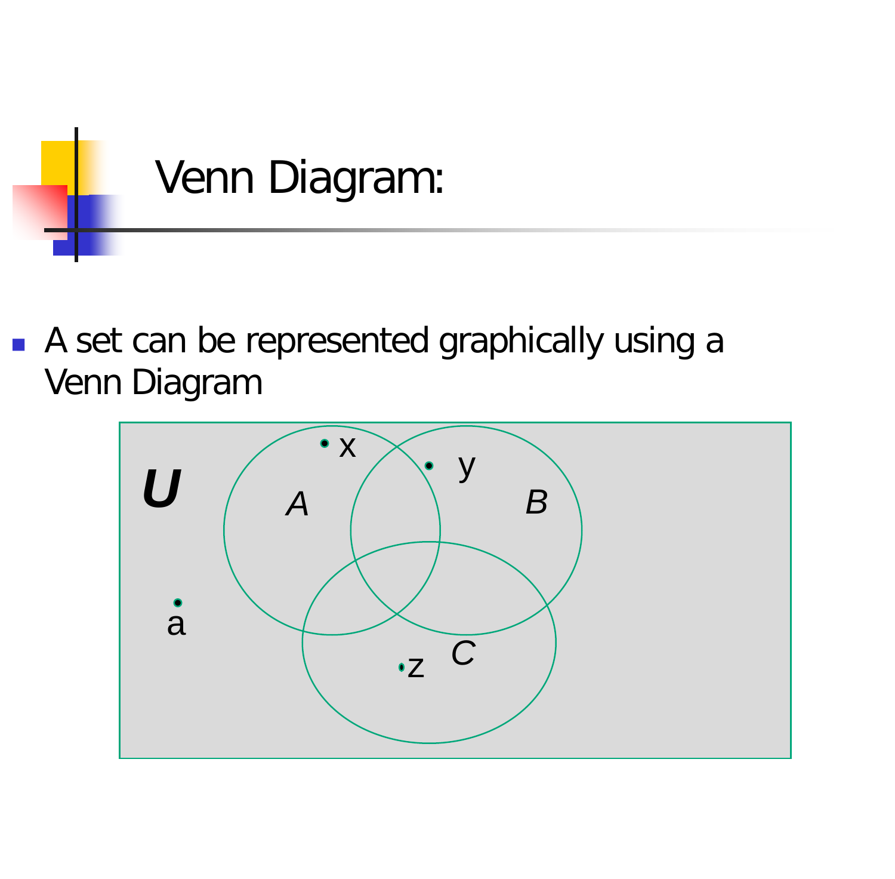# Venn Diagram:

- A set can be represented graphically using a Venn Diagram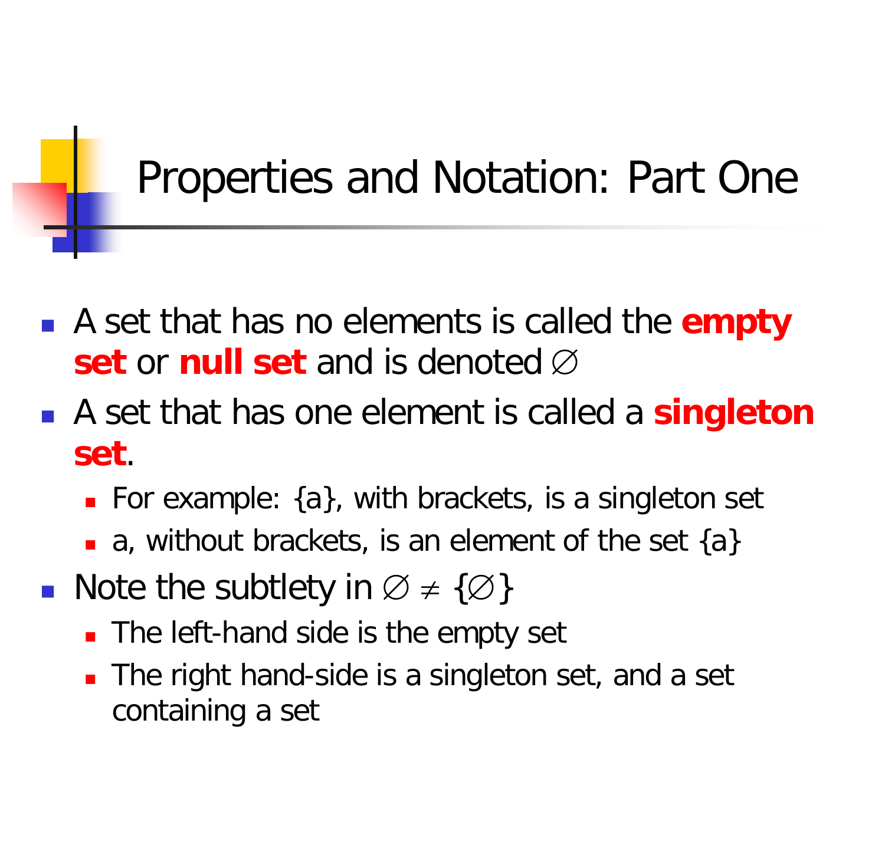# Properties and Notation: Part One

- A set that has no elements is called the **empty set** or **null set** and is denoted $\varnothing$
- A set that has one element is called a **singleton set**.
  - For example: {a}, with brackets, is a singleton set
  - a, without brackets, is an element of the set {a}
- Note the subtlety in $\varnothing \neq \{\varnothing\}$
  - The left-hand side is the empty set
  - The right hand-side is a singleton set, and a set containing a set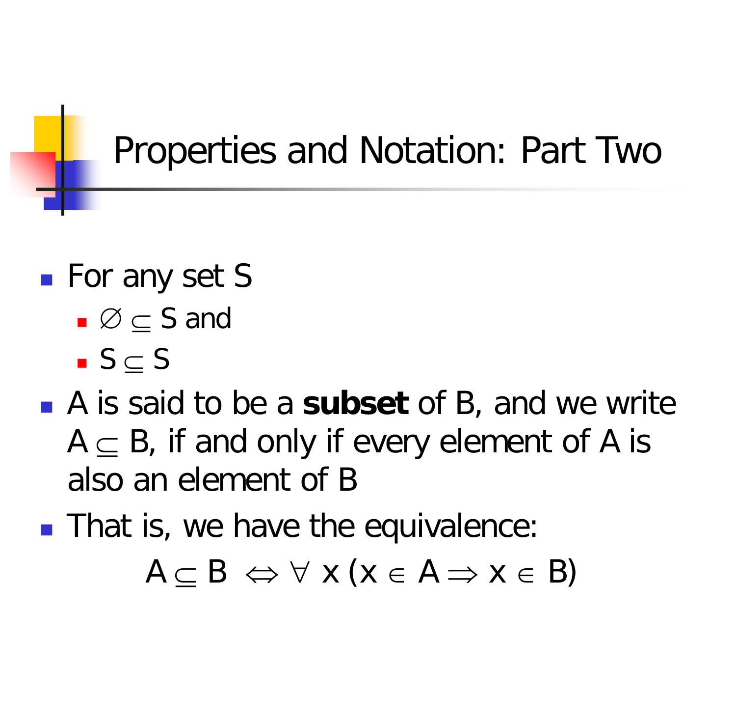# Properties and Notation: Part Two

- For any set S
  - $\emptyset \subseteq S$ and
  - $S \subseteq S$
- A is said to be a **subset** of B, and we write $A \subseteq B$, if and only if every element of A is also an element of B
- That is, we have the equivalence:

$$A \subseteq B \Leftrightarrow \forall\, x\, (x \in A \Rightarrow x \in B)$$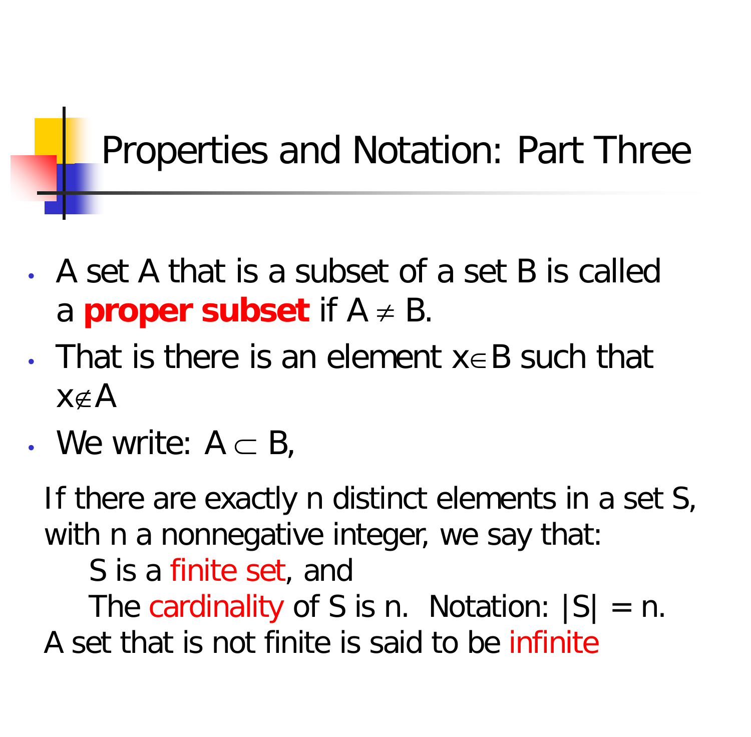# Properties and Notation: Part Three

- A set A that is a subset of a set B is called a **proper subset** if $A \neq B$.
- That is there is an element $x \in B$ such that $x \notin A$
- We write: $A \subset B$,

If there are exactly n distinct elements in a set S, with n a nonnegative integer, we say that:

S is a finite set, and

The cardinality of S is n. Notation: $|S| = n$.

A set that is not finite is said to be infinite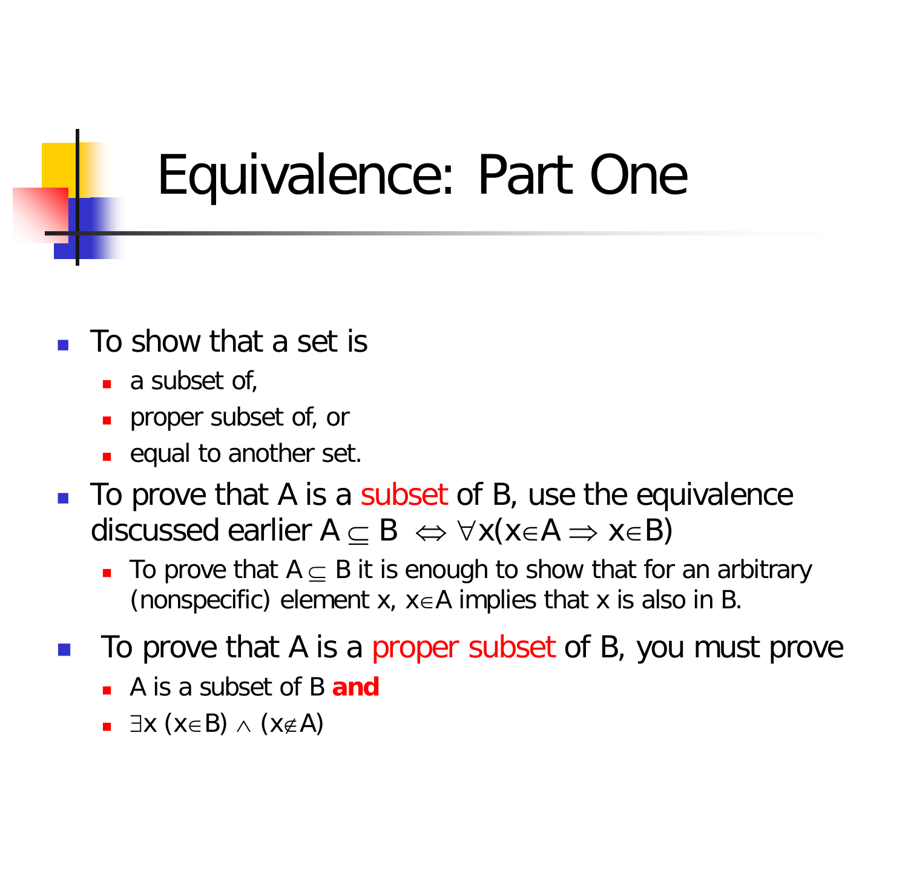# Equivalence: Part One

- To show that a set is
  - a subset of,
  - proper subset of, or
  - equal to another set.
- To prove that A is a subset of B, use the equivalence discussed earlier $A \subseteq B \Leftrightarrow \forall x(x \in A \Rightarrow x \in B)$
  - To prove that $A \subseteq B$ it is enough to show that for an arbitrary (nonspecific) element x, $x \in A$ implies that x is also in B.
- To prove that A is a proper subset of B, you must prove
  - A is a subset of B **and**
  - $\exists x\ (x \in B) \wedge (x \notin A)$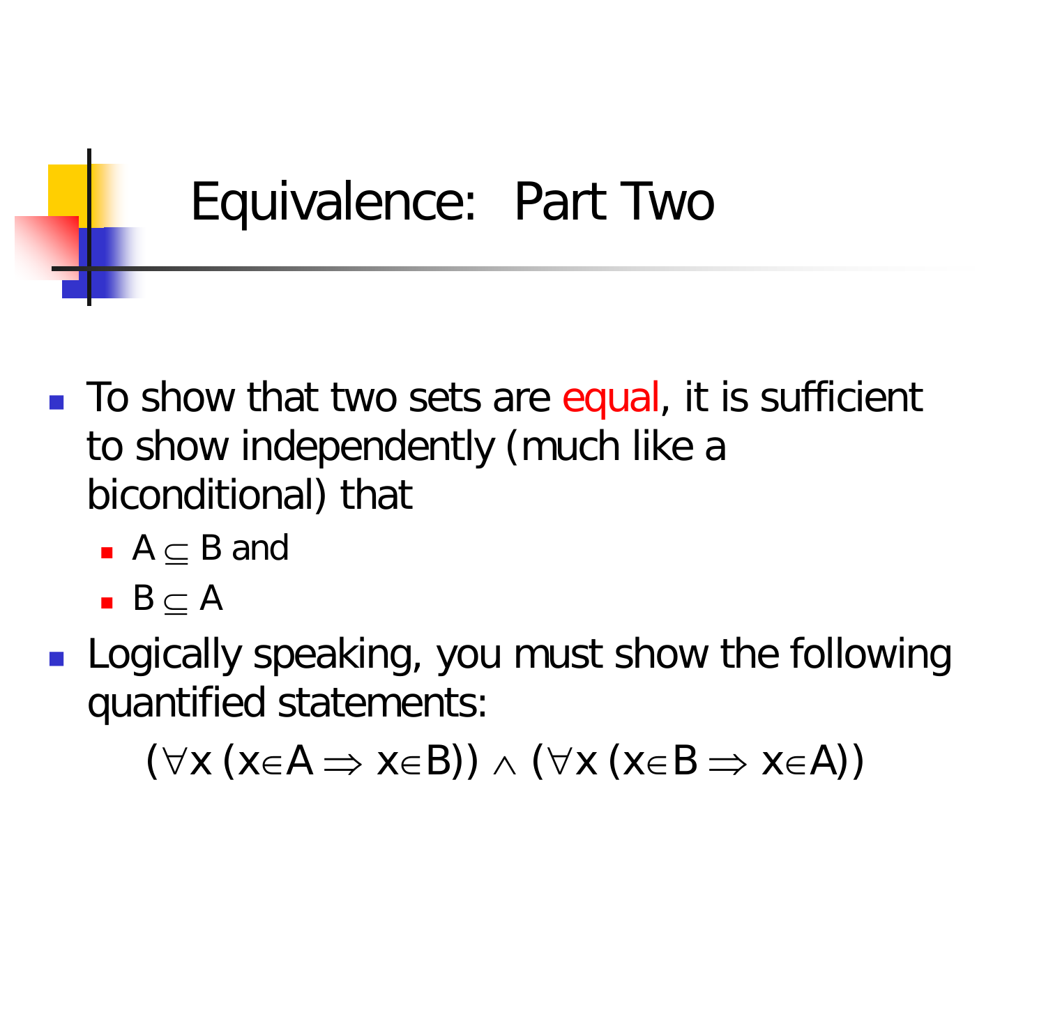# Equivalence: Part Two

- To show that two sets are equal, it is sufficient to show independently (much like a biconditional) that
  - $A \subseteq B$ and
  - $B \subseteq A$
- Logically speaking, you must show the following quantified statements:

$$(\forall x\,(x \in A \Rightarrow x \in B)) \wedge (\forall x\,(x \in B \Rightarrow x \in A))$$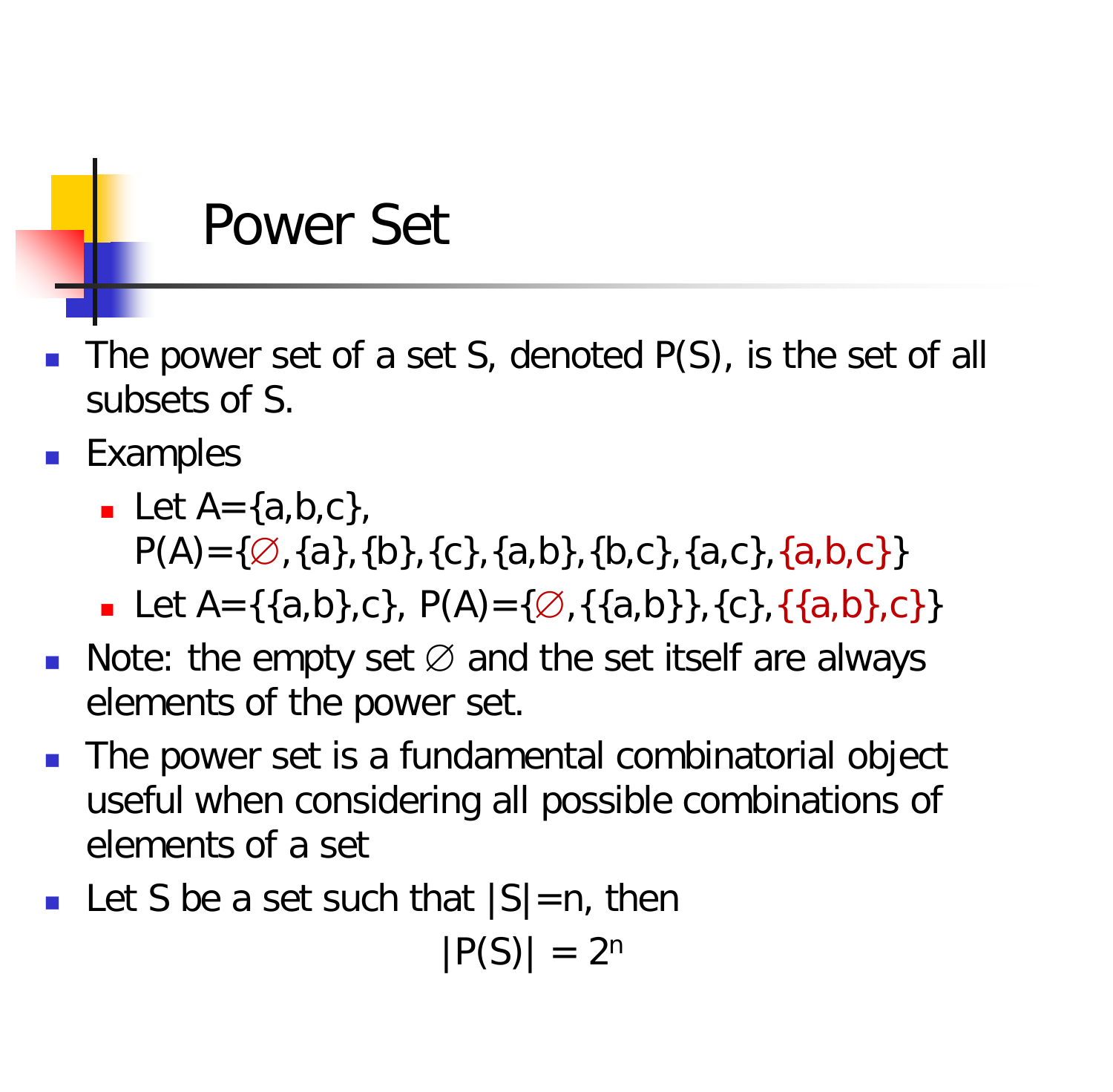# Power Set

- The power set of a set S, denoted P(S), is the set of all subsets of S.
- Examples
  - Let A={a,b,c}, P(A)={∅,{a},{b},{c},{a,b},{b,c},{a,c},{a,b,c}}
  - Let A={{a,b},c}, P(A)={∅,{{a,b}},{c},{{a,b},c}}
- Note: the empty set ∅ and the set itself are always elements of the power set.
- The power set is a fundamental combinatorial object useful when considering all possible combinations of elements of a set
- Let S be a set such that $|S|=n$, then

$$|P(S)| = 2^n$$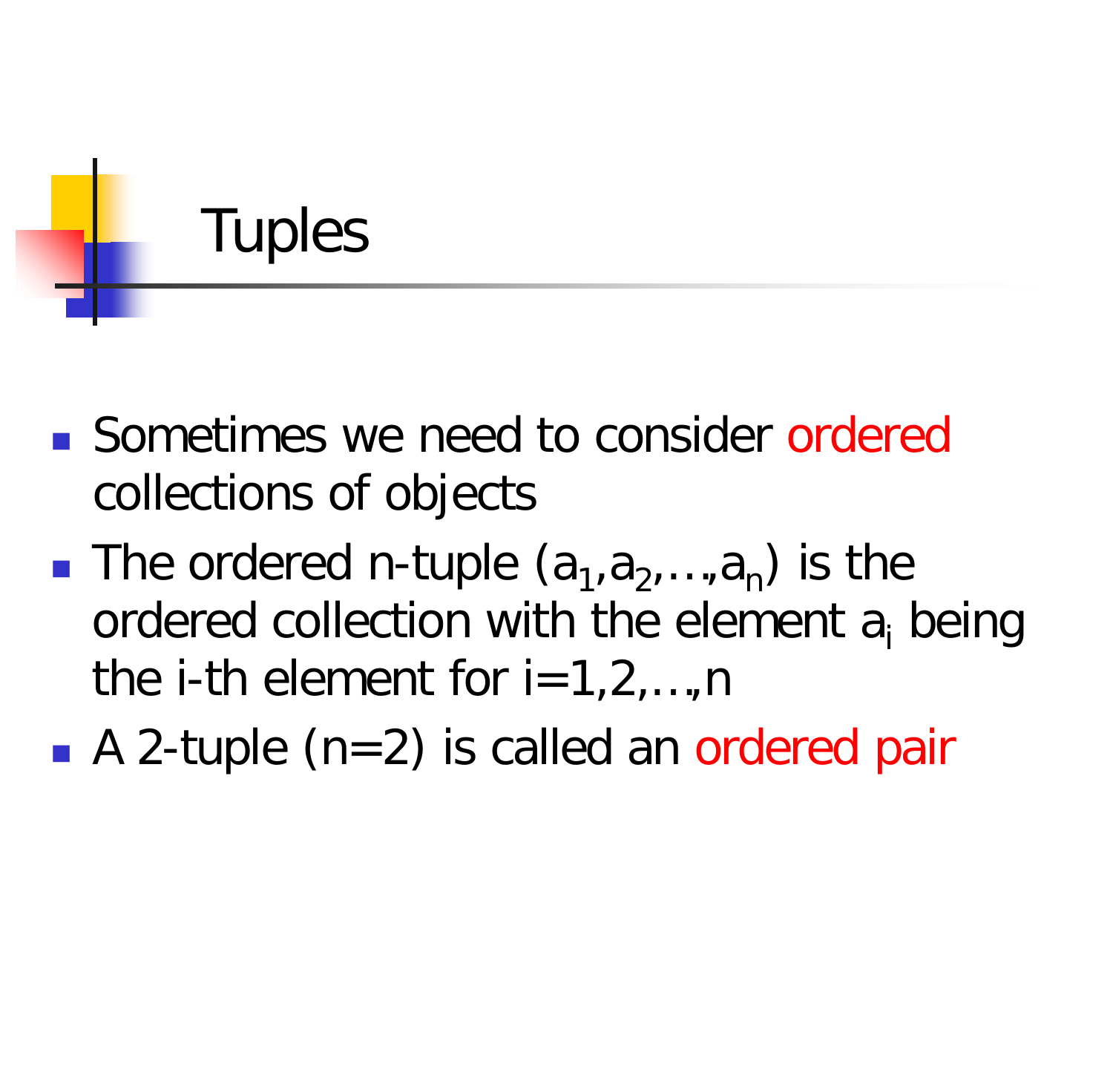# Tuples

- Sometimes we need to consider ordered collections of objects
- The ordered n-tuple $(a_1,a_2,\ldots,a_n)$ is the ordered collection with the element $a_i$ being the i-th element for $i=1,2,\ldots,n$
- A 2-tuple ($n=2$) is called an ordered pair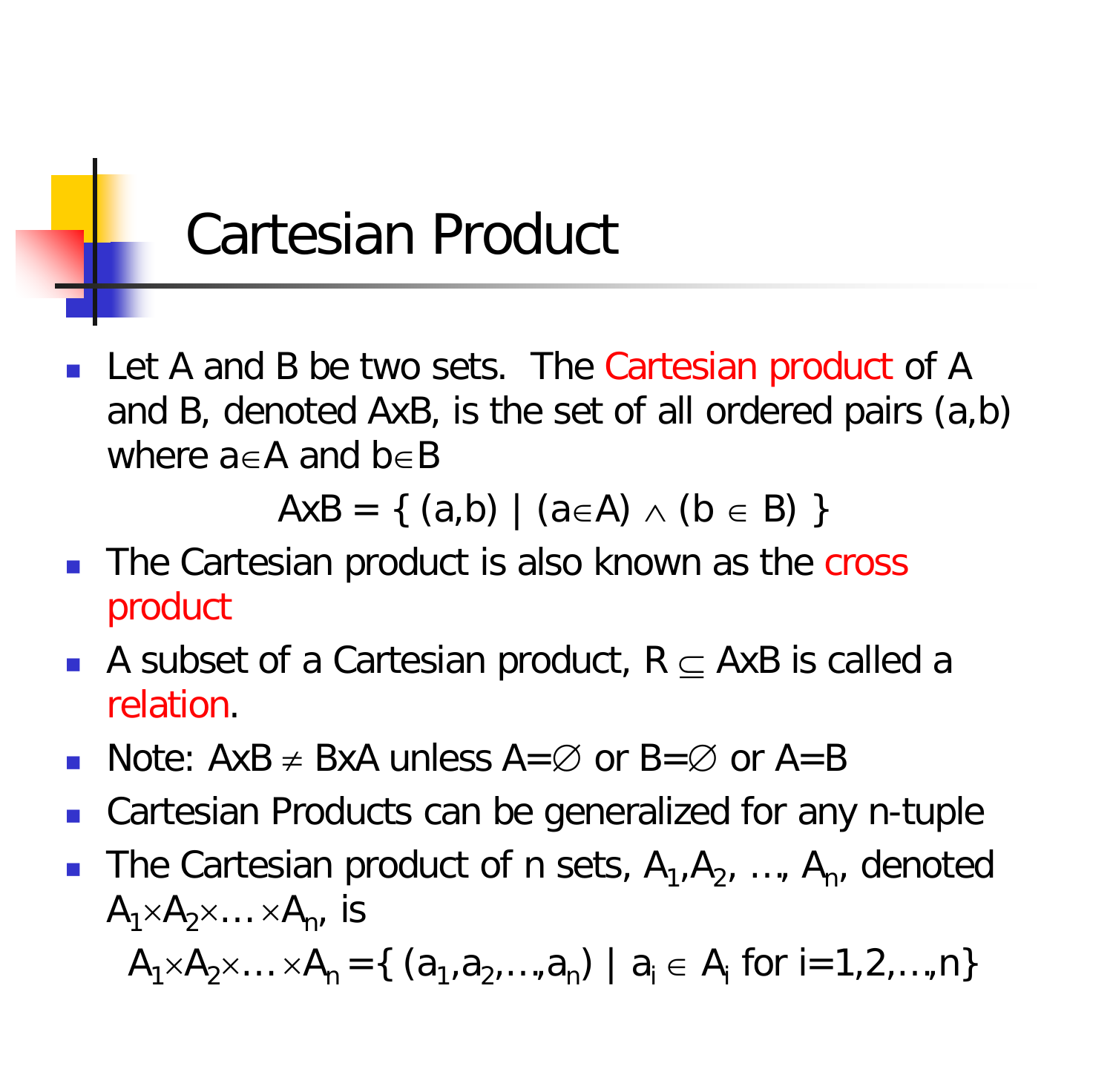# Cartesian Product

- Let A and B be two sets. The Cartesian product of A and B, denoted AxB, is the set of all ordered pairs (a,b) where $a \in A$ and $b \in B$

$$AxB = \{ (a,b) \mid (a \in A) \wedge (b \in B) \}$$

- The Cartesian product is also known as the cross product
- A subset of a Cartesian product, $R \subseteq AxB$ is called a relation.
- Note: $AxB \neq BxA$ unless $A=\emptyset$ or $B=\emptyset$ or $A=B$
- Cartesian Products can be generalized for any n-tuple
- The Cartesian product of n sets, $A_1, A_2, \ldots, A_n$, denoted $A_1 \times A_2 \times \ldots \times A_n$, is

$$A_1 \times A_2 \times \ldots \times A_n = \{ (a_1, a_2, \ldots, a_n) \mid a_i \in A_i \text{ for } i=1,2,\ldots,n \}$$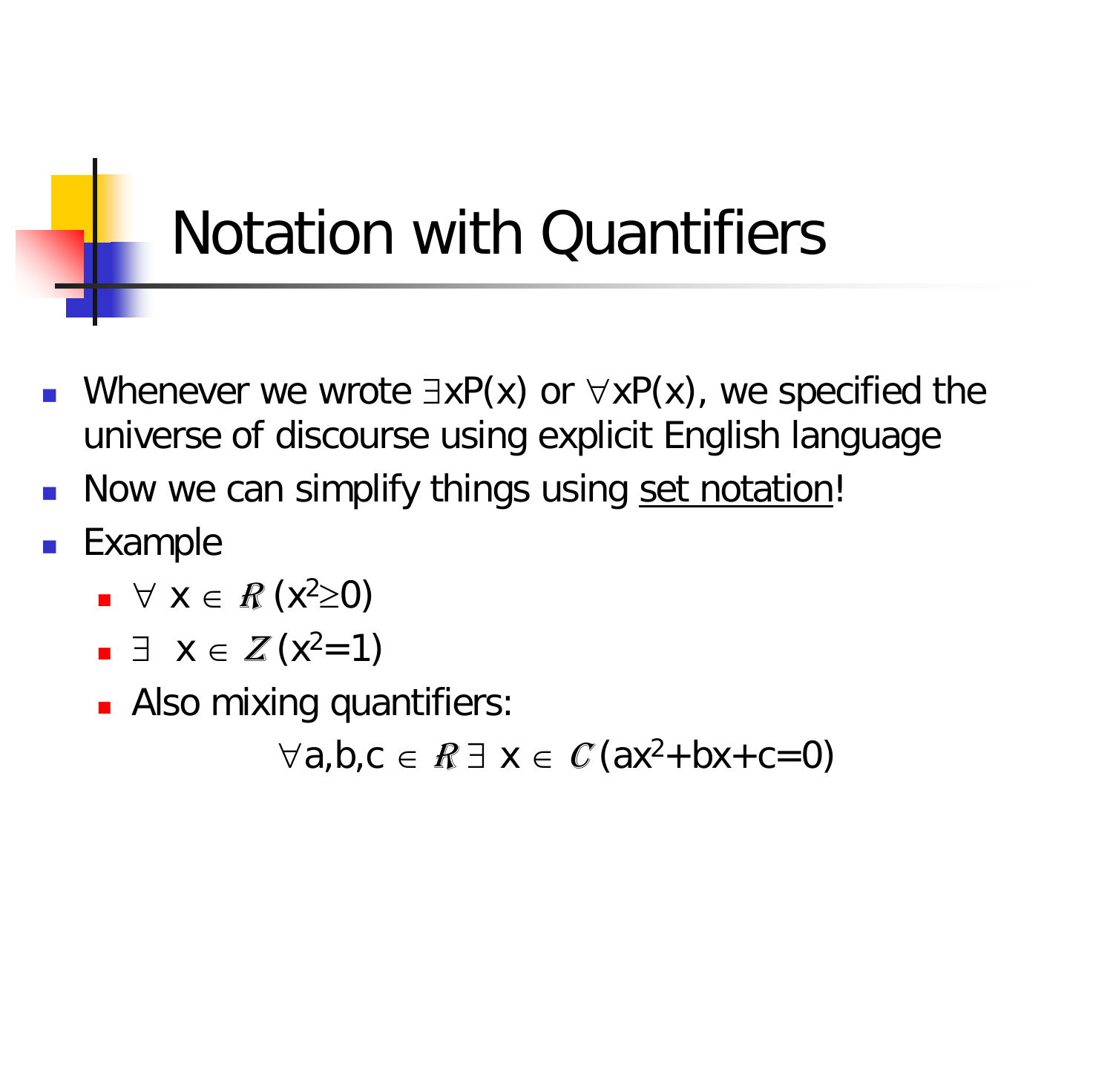# Notation with Quantifiers

- Whenever we wrote $\exists x P(x)$ or $\forall x P(x)$, we specified the universe of discourse using explicit English language
- Now we can simplify things using set notation!
- Example
  - $\forall\ x \in \mathbb{R}\ (x^2 \geq 0)$
  - $\exists\ x \in \mathbb{Z}\ (x^2 = 1)$
  - Also mixing quantifiers:

$$\forall a,b,c \in \mathbb{R}\ \exists\ x \in \mathbb{C}\ (ax^2+bx+c=0)$$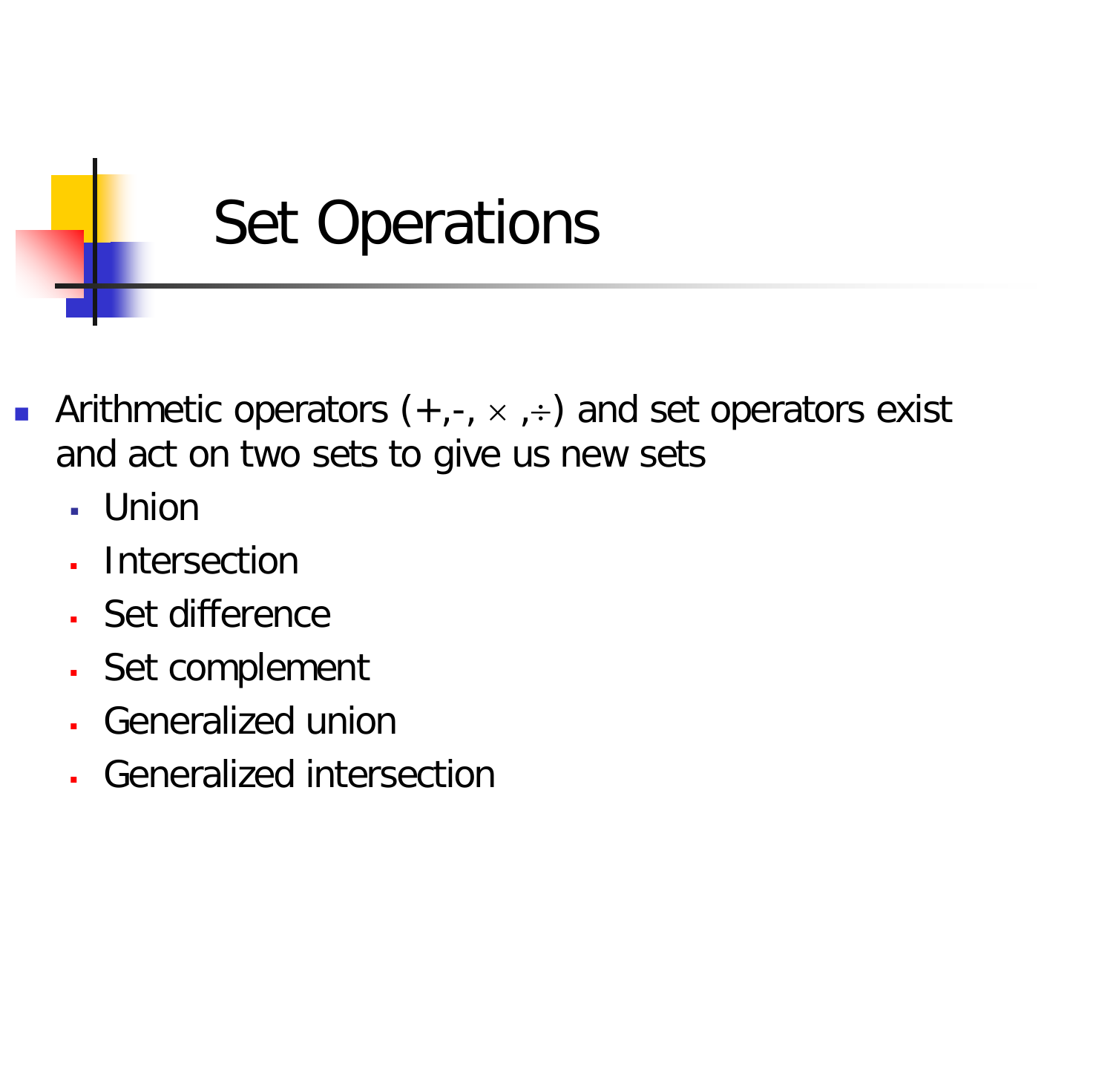# Set Operations

- Arithmetic operators (+,-, $\times$ ,$\div$) and set operators exist and act on two sets to give us new sets
  - Union
  - Intersection
  - Set difference
  - Set complement
  - Generalized union
  - Generalized intersection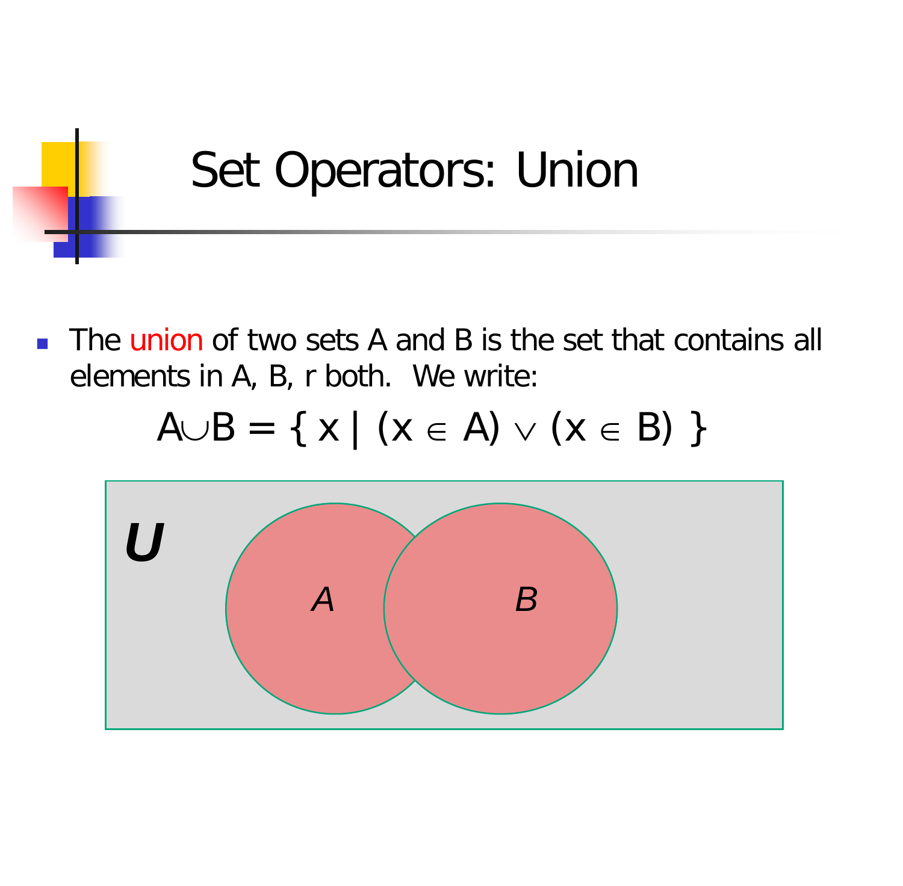# Set Operators: Union

- The union of two sets A and B is the set that contains all elements in A, B, r both.  We write:

$$A \cup B = \{ x \mid (x \in A) \vee (x \in B) \}$$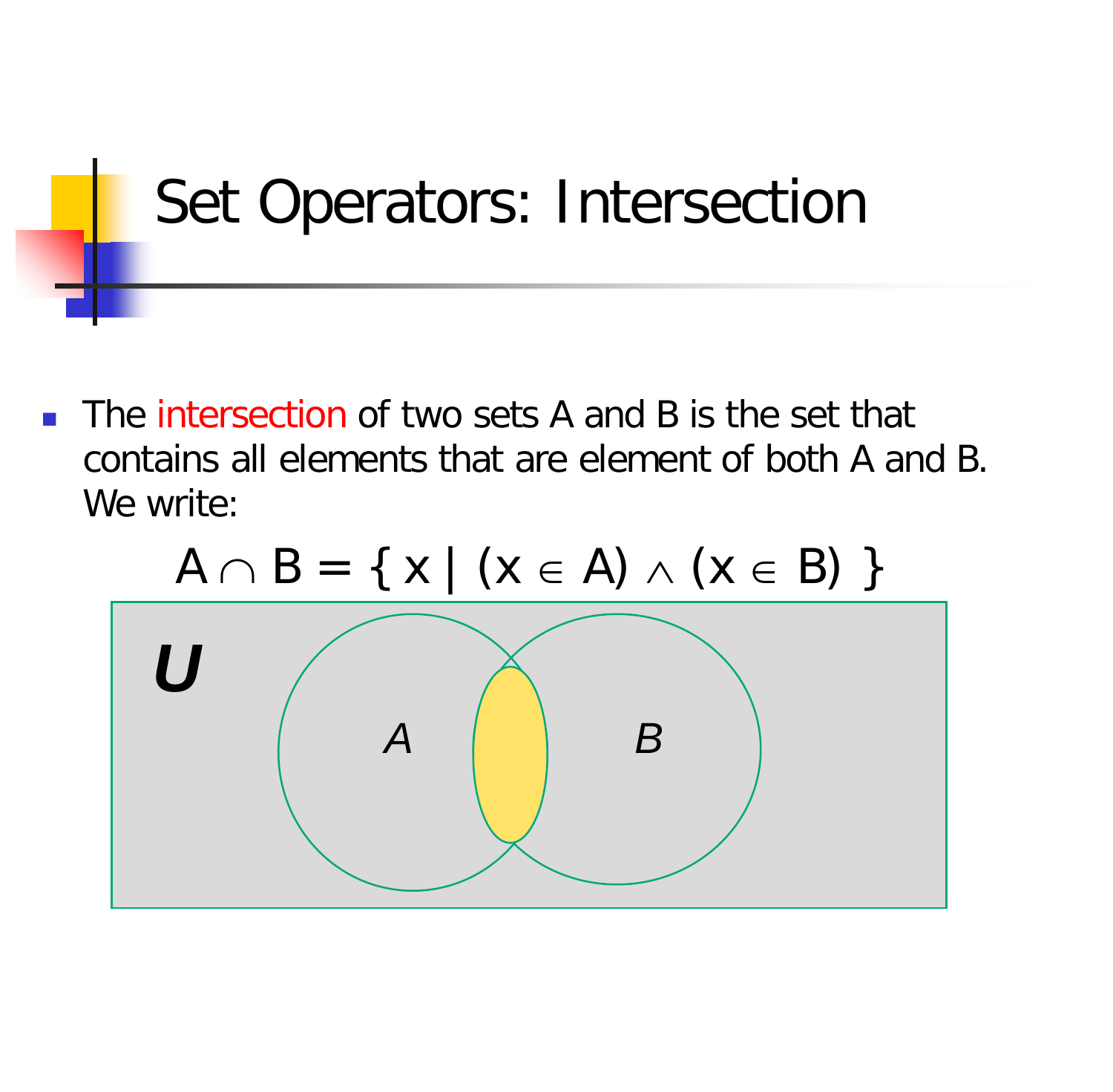# Set Operators: Intersection

- The intersection of two sets A and B is the set that contains all elements that are element of both A and B. We write:

$$A \cap B = \{ x \mid (x \in A) \wedge (x \in B) \}$$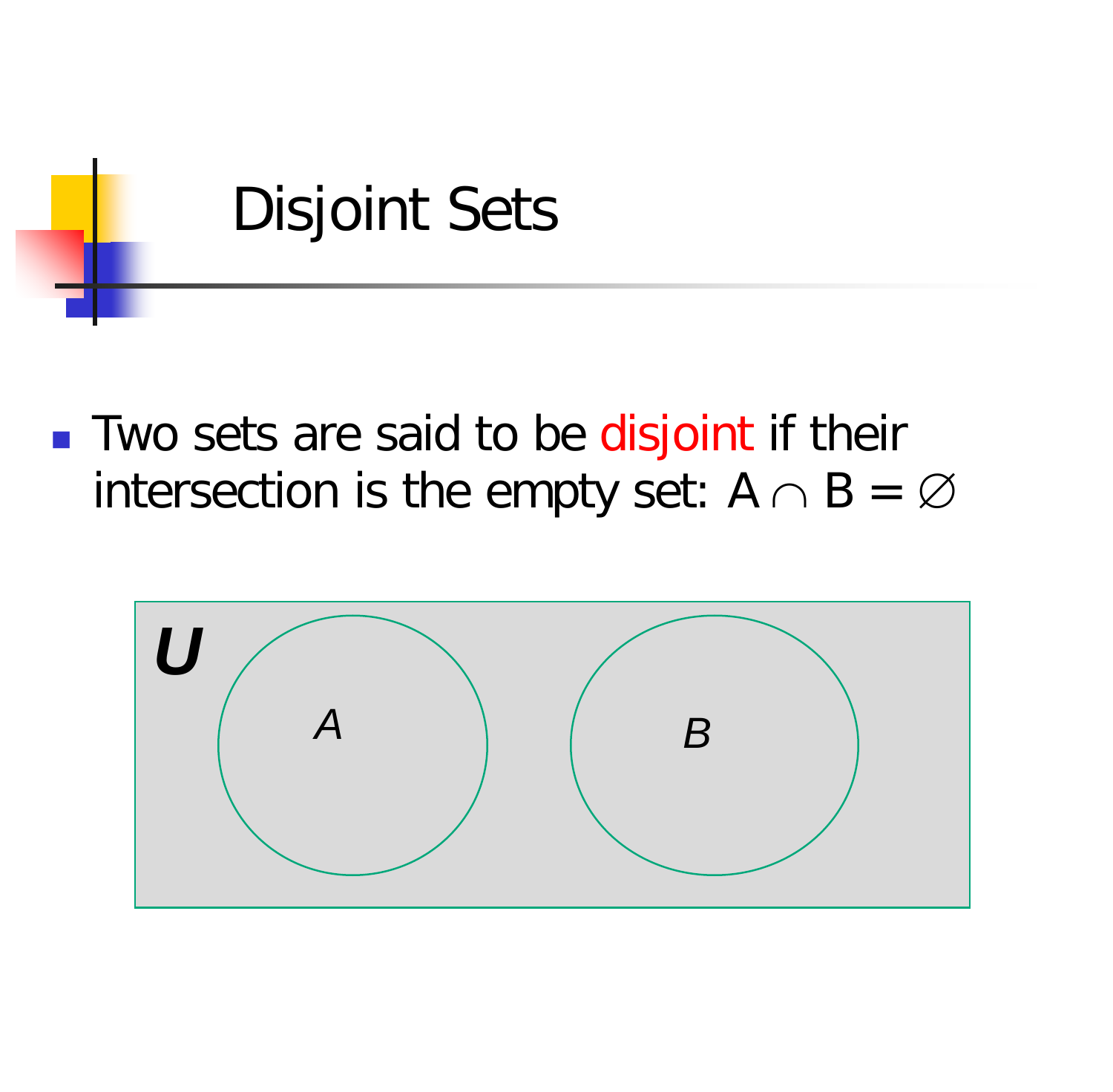# Disjoint Sets

- Two sets are said to be **disjoint** if their intersection is the empty set: $A \cap B = \varnothing$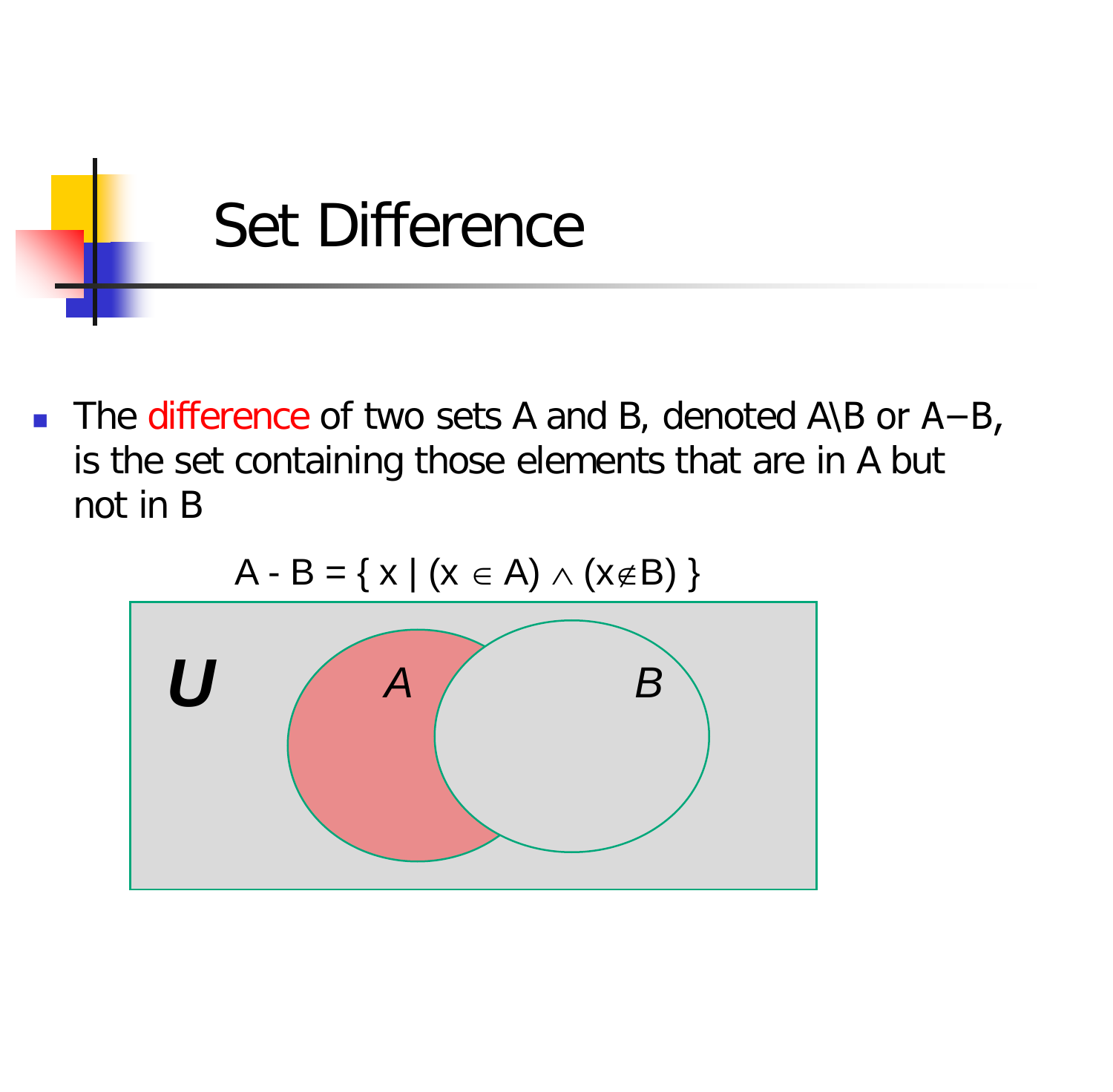# Set Difference

- The difference of two sets A and B, denoted A\B or A−B, is the set containing those elements that are in A but not in B

$$A - B = \{ x \mid (x \in A) \land (x \notin B) \}$$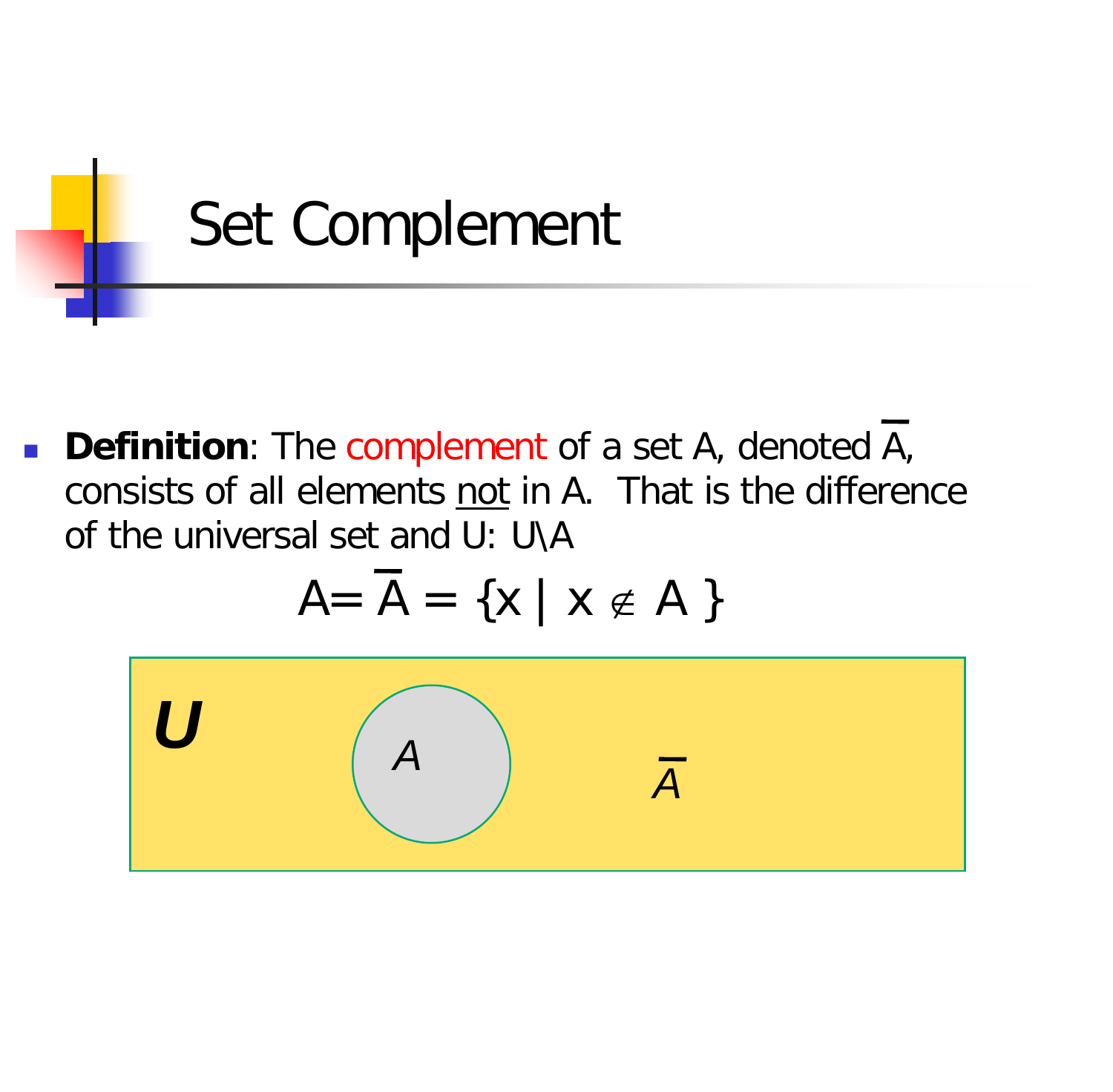# Set Complement

- **Definition**: The complement of a set A, denoted $\overline{A}$, consists of all elements <u>not</u> in A. That is the difference of the universal set and U: U\A

$$A = \overline{A} = \{x \mid x \notin A\}$$

U

$A$

$\overline{A}$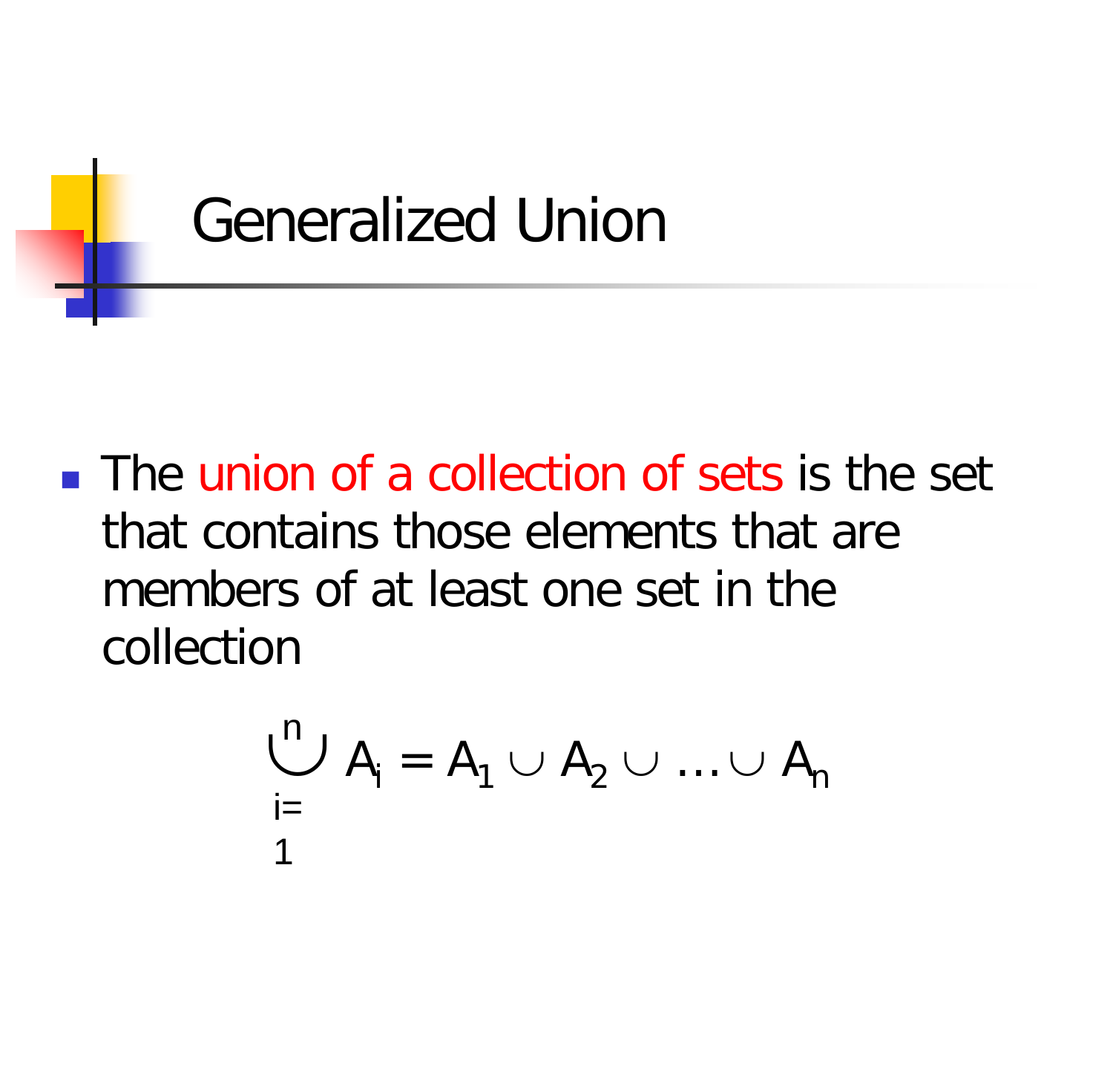# Generalized Union

- The union of a collection of sets is the set that contains those elements that are members of at least one set in the collection

$$\bigcup_{i=1}^{n} A_i = A_1 \cup A_2 \cup \ldots \cup A_n$$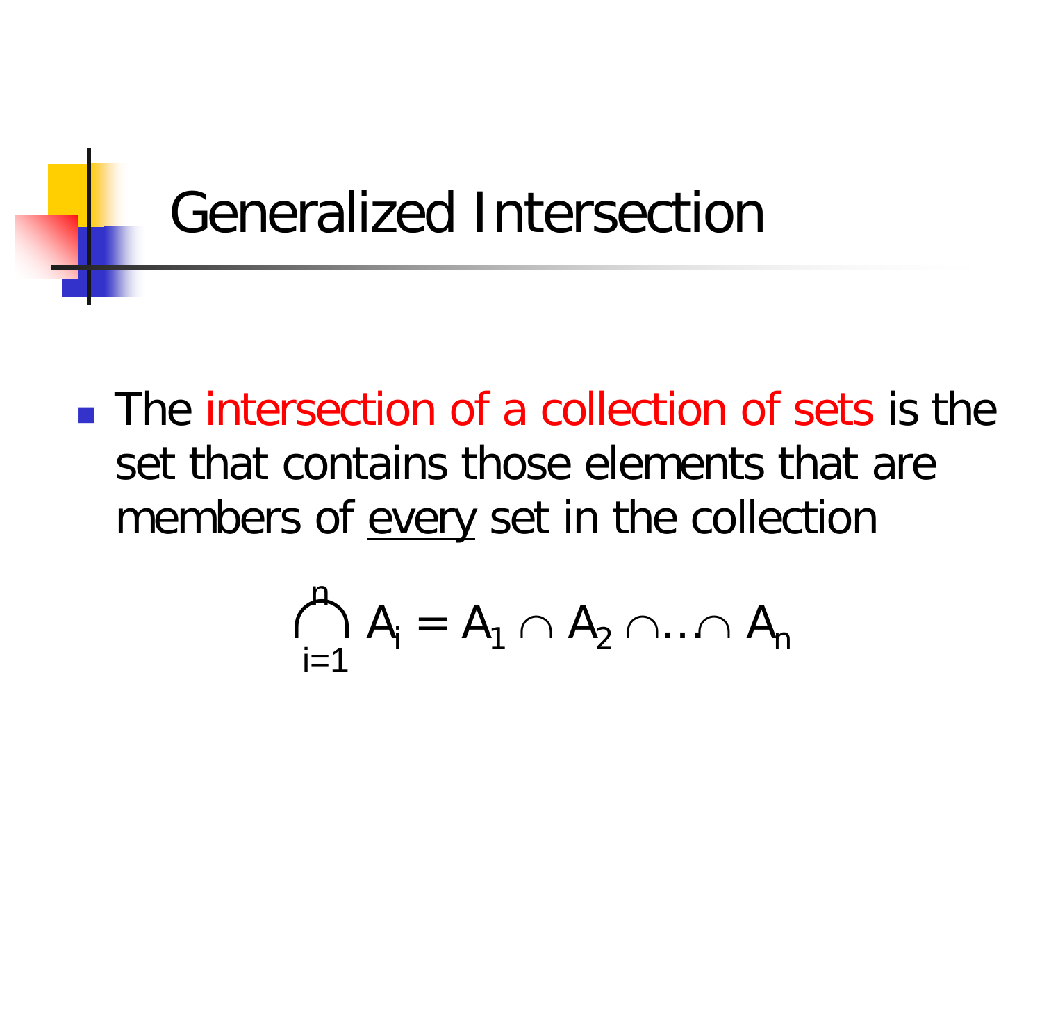# Generalized Intersection

- The intersection of a collection of sets is the set that contains those elements that are members of every set in the collection

$$\bigcap_{i=1}^{n} A_i = A_1 \cap A_2 \cap \ldots \cap A_n$$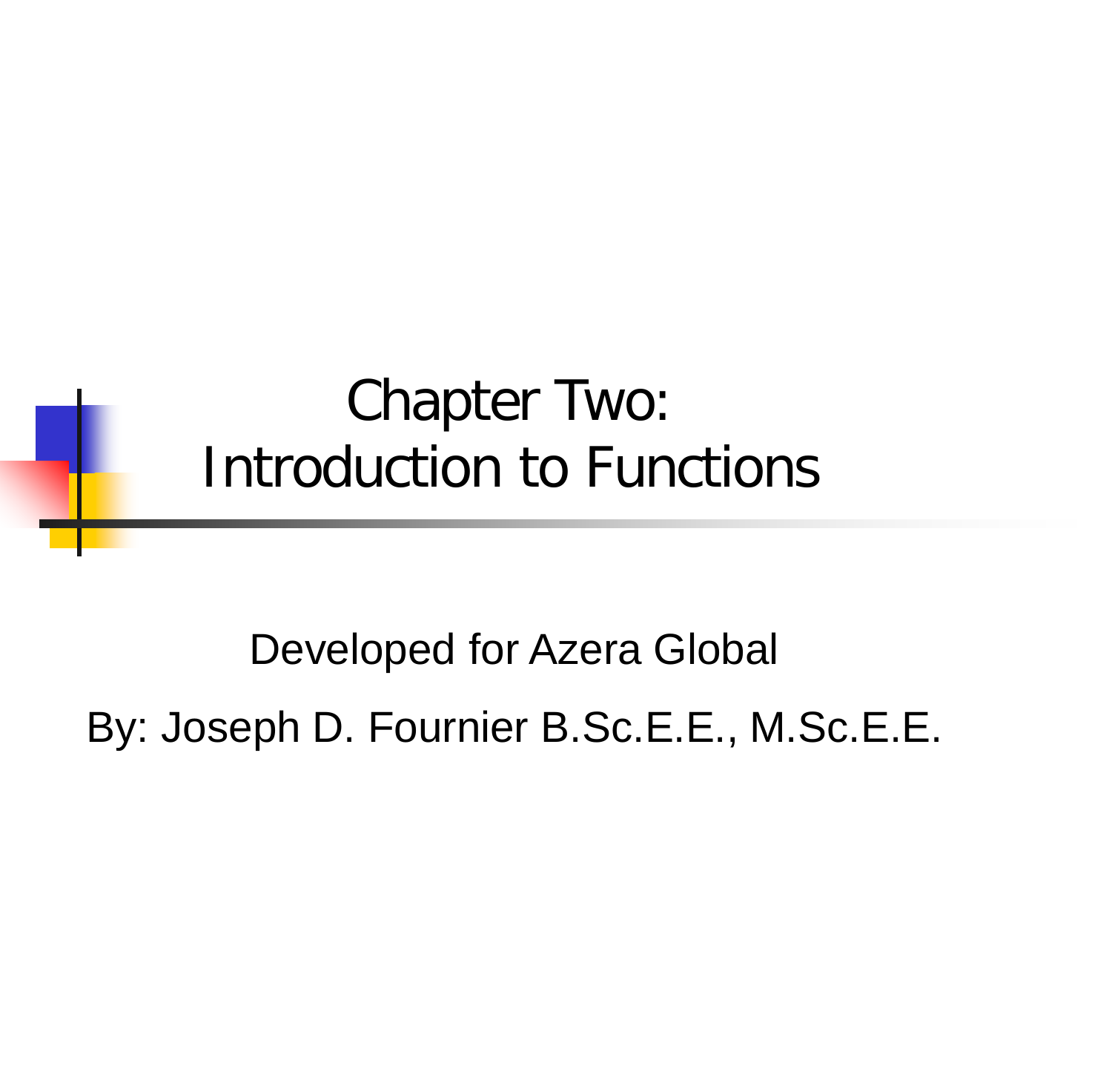# Chapter Two: Introduction to Functions

Developed for Azera Global

By: Joseph D. Fournier B.Sc.E.E., M.Sc.E.E.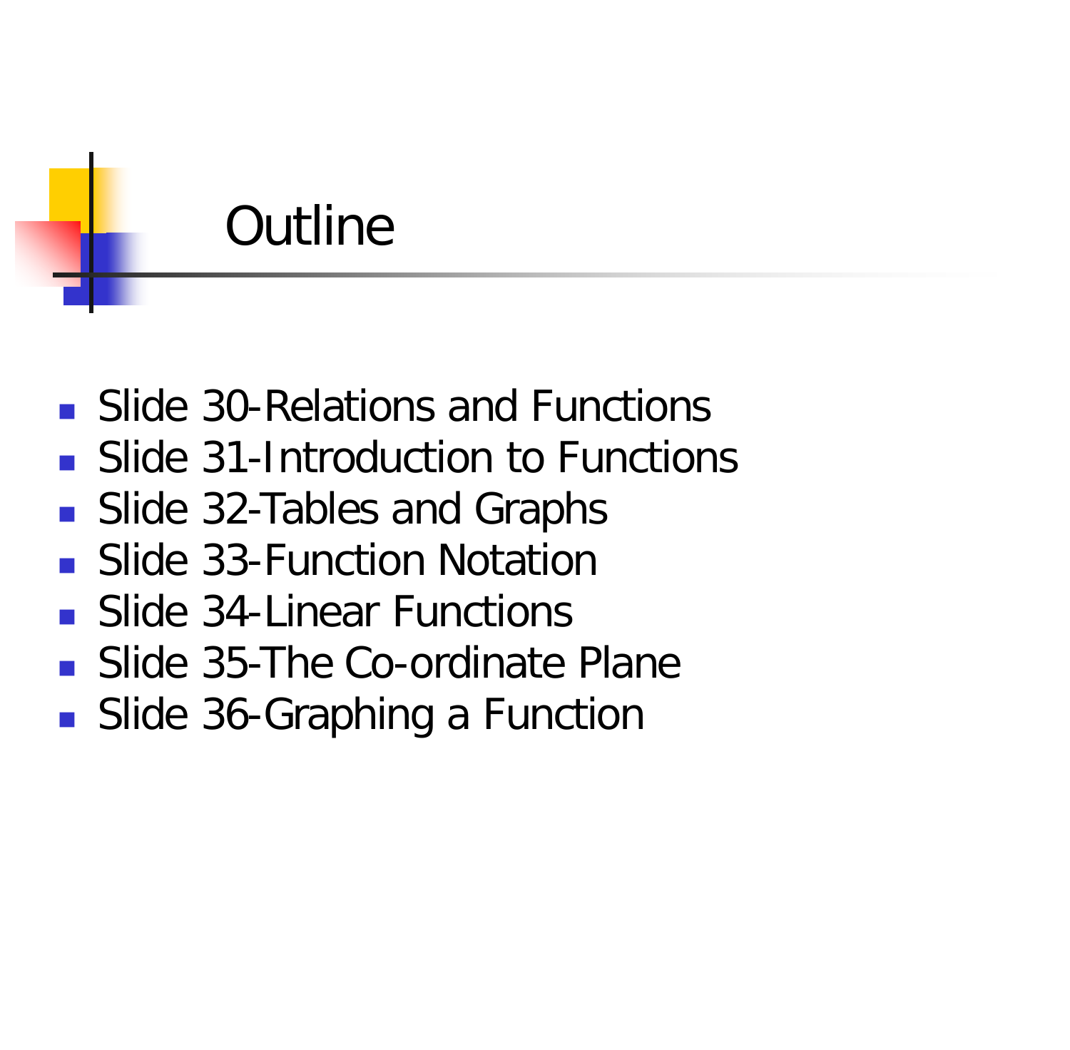# Outline

- Slide 30-Relations and Functions
- Slide 31-Introduction to Functions
- Slide 32-Tables and Graphs
- Slide 33-Function Notation
- Slide 34-Linear Functions
- Slide 35-The Co-ordinate Plane
- Slide 36-Graphing a Function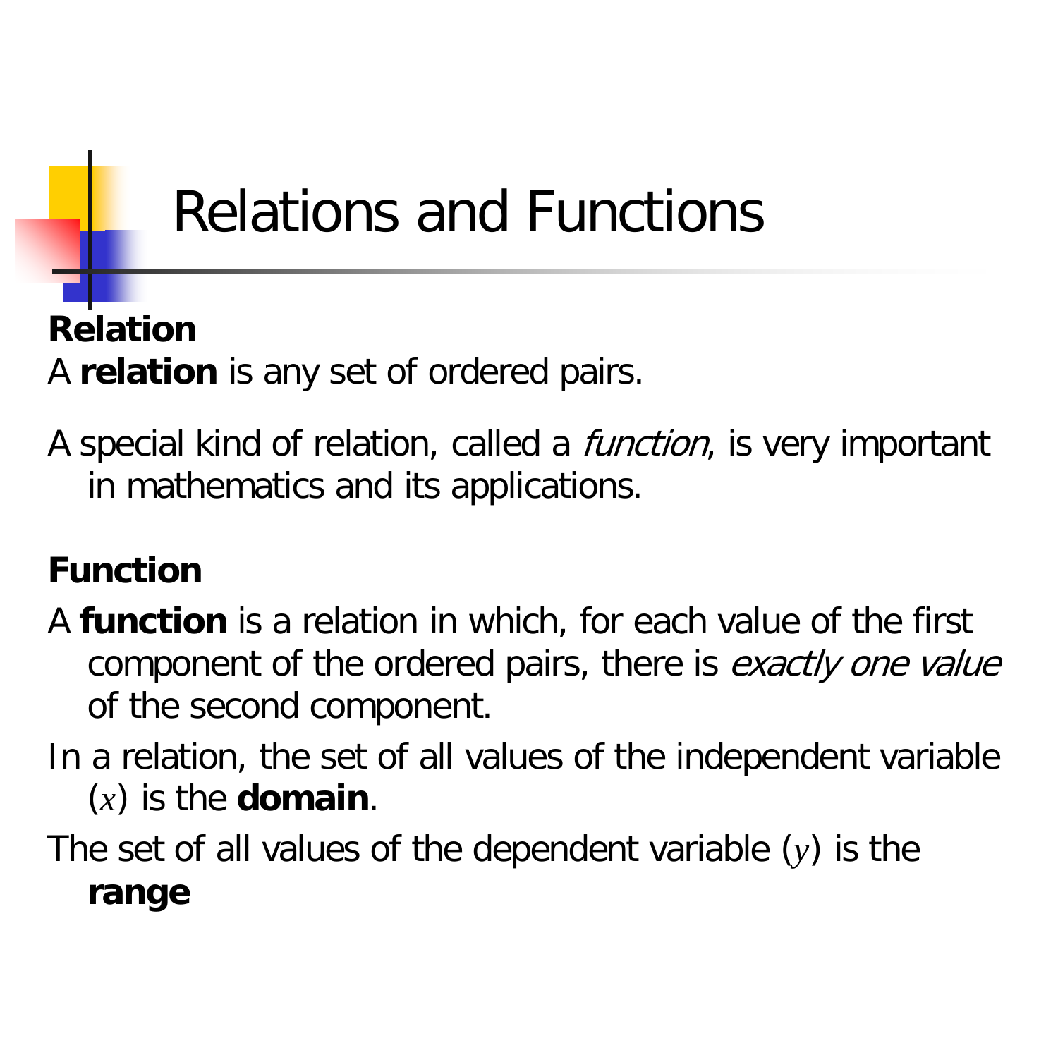# Relations and Functions

**Relation**

A **relation** is any set of ordered pairs.

A special kind of relation, called a *function*, is very important in mathematics and its applications.

**Function**

A **function** is a relation in which, for each value of the first component of the ordered pairs, there is *exactly one value* of the second component.

In a relation, the set of all values of the independent variable ($x$) is the **domain**.

The set of all values of the dependent variable ($y$) is the **range**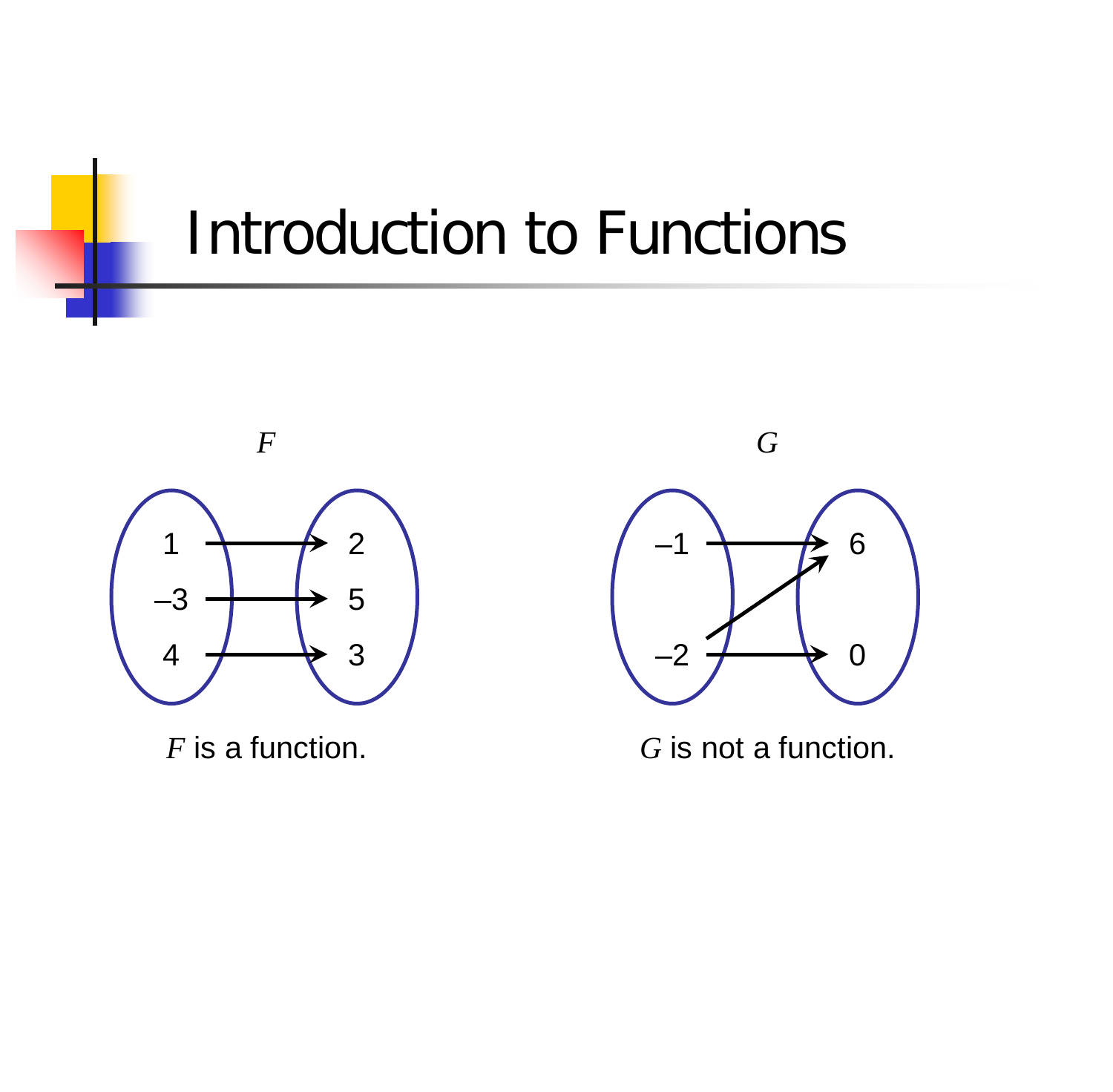# Introduction to Functions

$F$

| | | |
|---|---|---|
| 1 | → | 2 |
| –3 | → | 5 |
| 4 | → | 3 |

$F$ is a function.

$G$

| | | |
|---|---|---|
| –1 | → | 6 |
| –2 | → | 6 |
| –2 | → | 0 |

$G$ is not a function.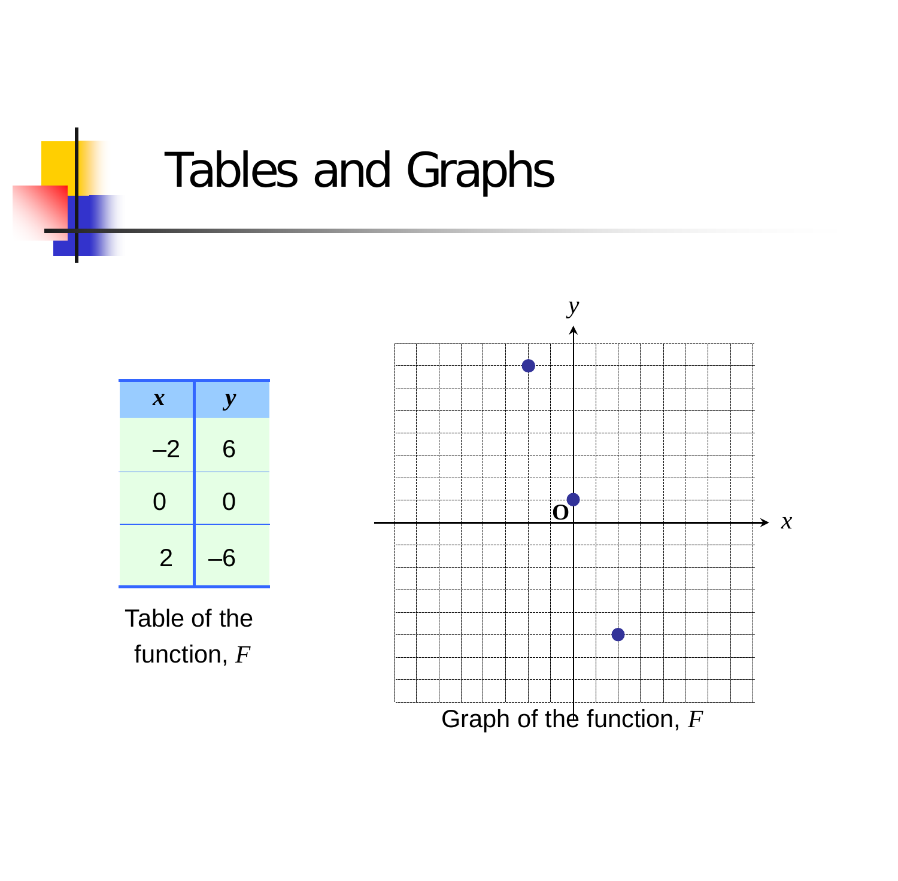# Tables and Graphs

| $x$ | $y$ |
|---|---|
| –2 | 6 |
| 0 | 0 |
| 2 | –6 |

Table of the function, $F$

Graph of the function, $F$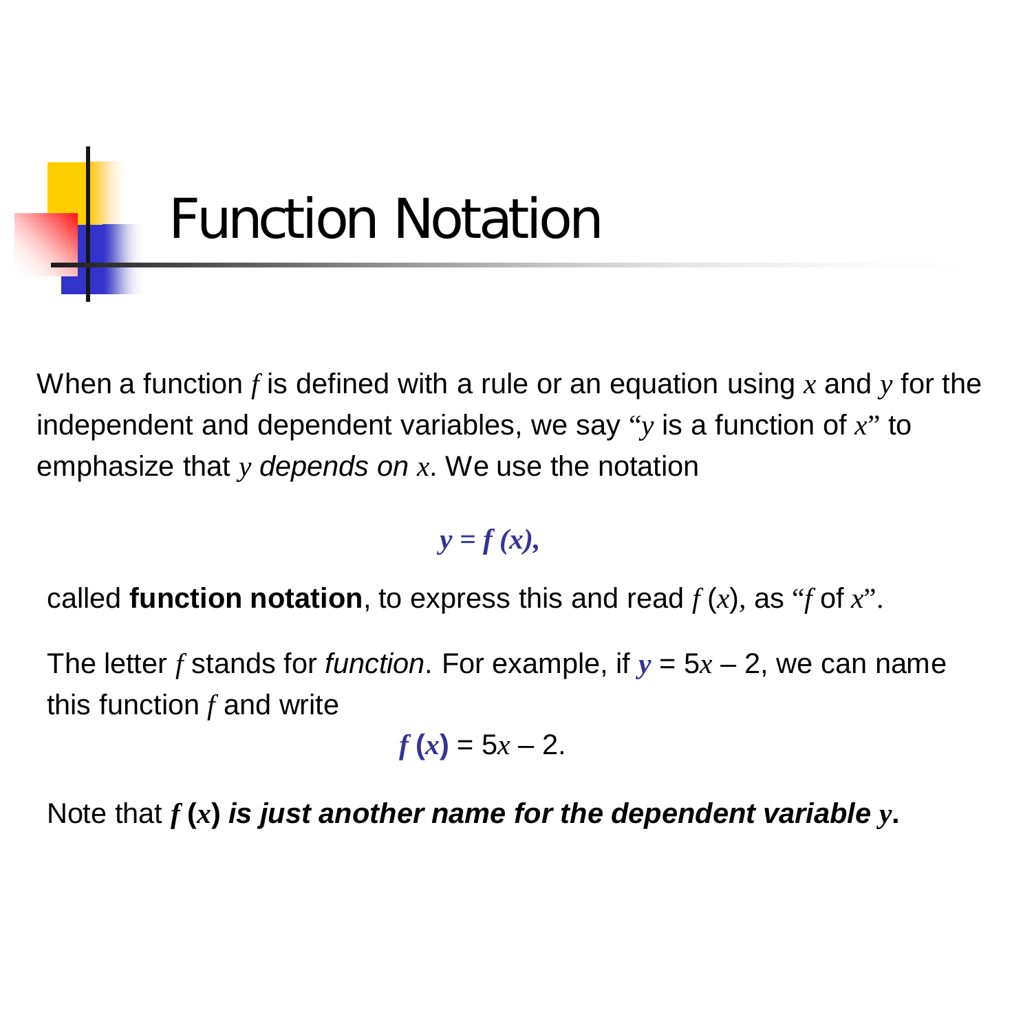# Function Notation

When a function $f$ is defined with a rule or an equation using $x$ and $y$ for the independent and dependent variables, we say "$y$ is a function of $x$" to emphasize that $y$ *depends on* $x$. We use the notation

$$y = f(x),$$

called **function notation**, to express this and read $f(x)$, as "$f$ of $x$".

The letter $f$ stands for *function*. For example, if $y = 5x - 2$, we can name this function $f$ and write

$$f(x) = 5x - 2.$$

Note that $f(x)$ ***is just another name for the dependent variable*** $y$.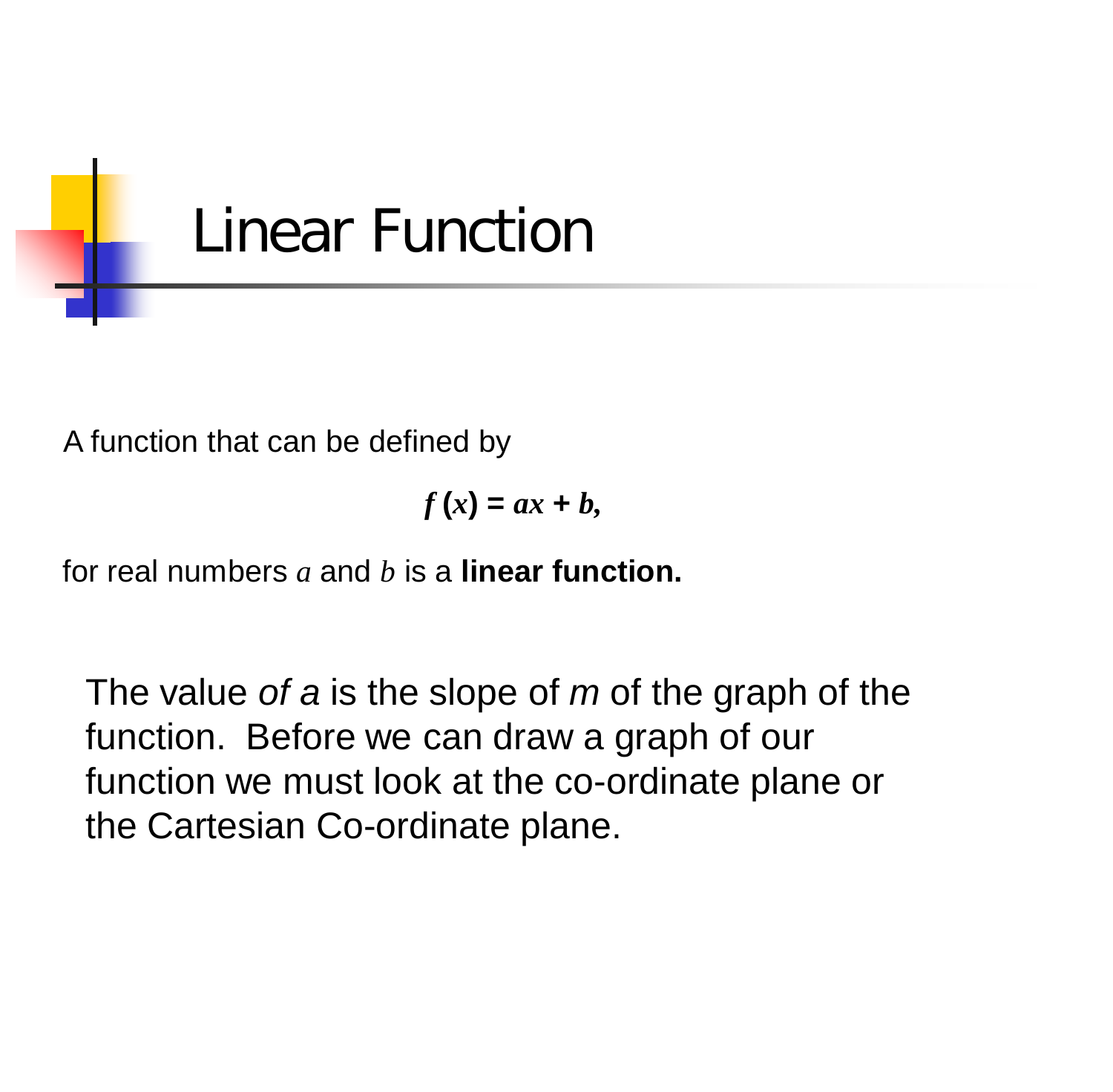# Linear Function

A function that can be defined by

$$f(x) = ax + b,$$

for real numbers $a$ and $b$ is a **linear function.**

The value *of a* is the slope of *m* of the graph of the function. Before we can draw a graph of our function we must look at the co-ordinate plane or the Cartesian Co-ordinate plane.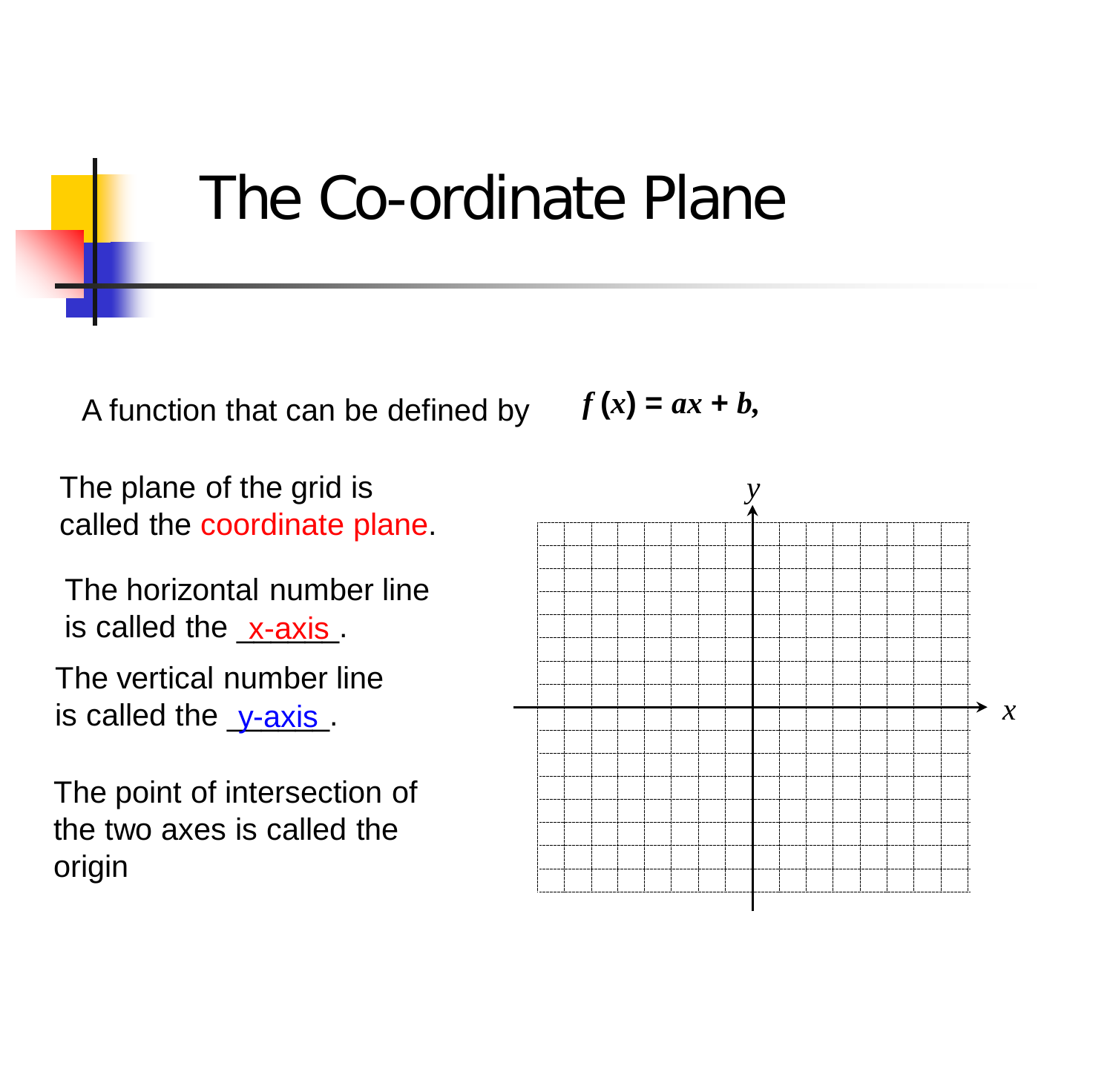# The Co-ordinate Plane

A function that can be defined by $f(x) = ax + b$,

The plane of the grid is called the coordinate plane.

The horizontal number line is called the __x-axis__.

The vertical number line is called the __y-axis__.

The point of intersection of the two axes is called the origin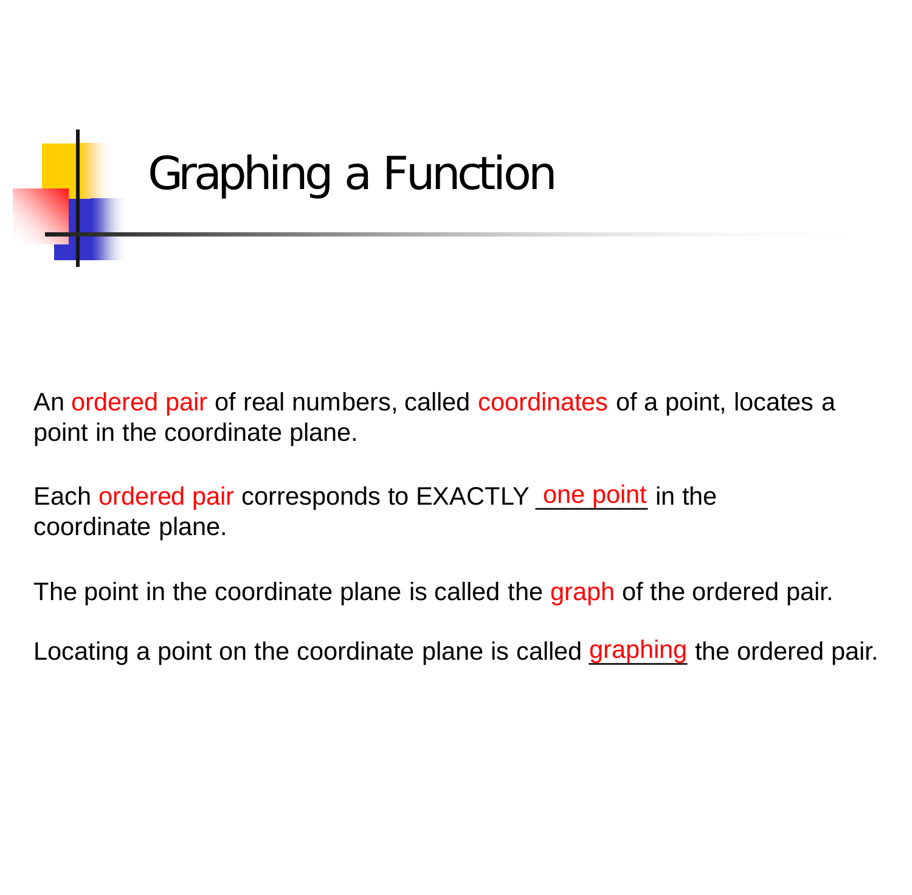# Graphing a Function

An ordered pair of real numbers, called coordinates of a point, locates a point in the coordinate plane.

Each ordered pair corresponds to EXACTLY one point in the coordinate plane.

The point in the coordinate plane is called the graph of the ordered pair.

Locating a point on the coordinate plane is called graphing the ordered pair.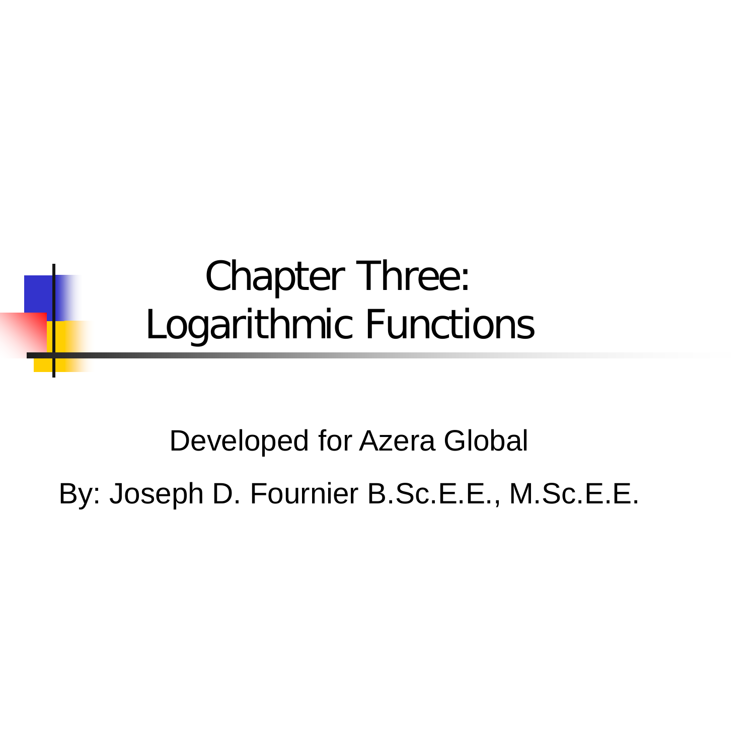# Chapter Three: Logarithmic Functions

Developed for Azera Global

By: Joseph D. Fournier B.Sc.E.E., M.Sc.E.E.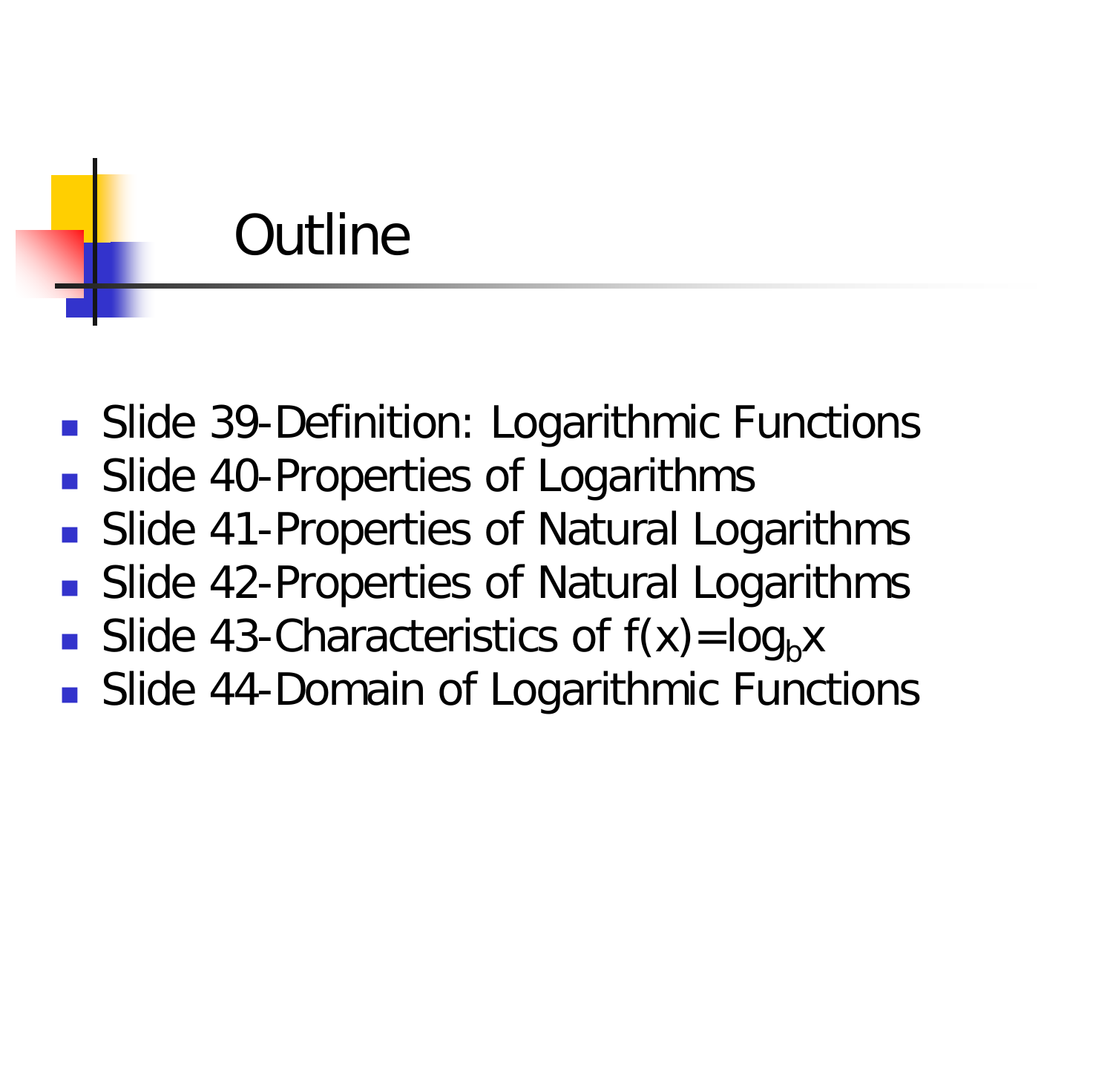# Outline

- Slide 39-Definition: Logarithmic Functions
- Slide 40-Properties of Logarithms
- Slide 41-Properties of Natural Logarithms
- Slide 42-Properties of Natural Logarithms
- Slide 43-Characteristics of $f(x)=\log_b x$
- Slide 44-Domain of Logarithmic Functions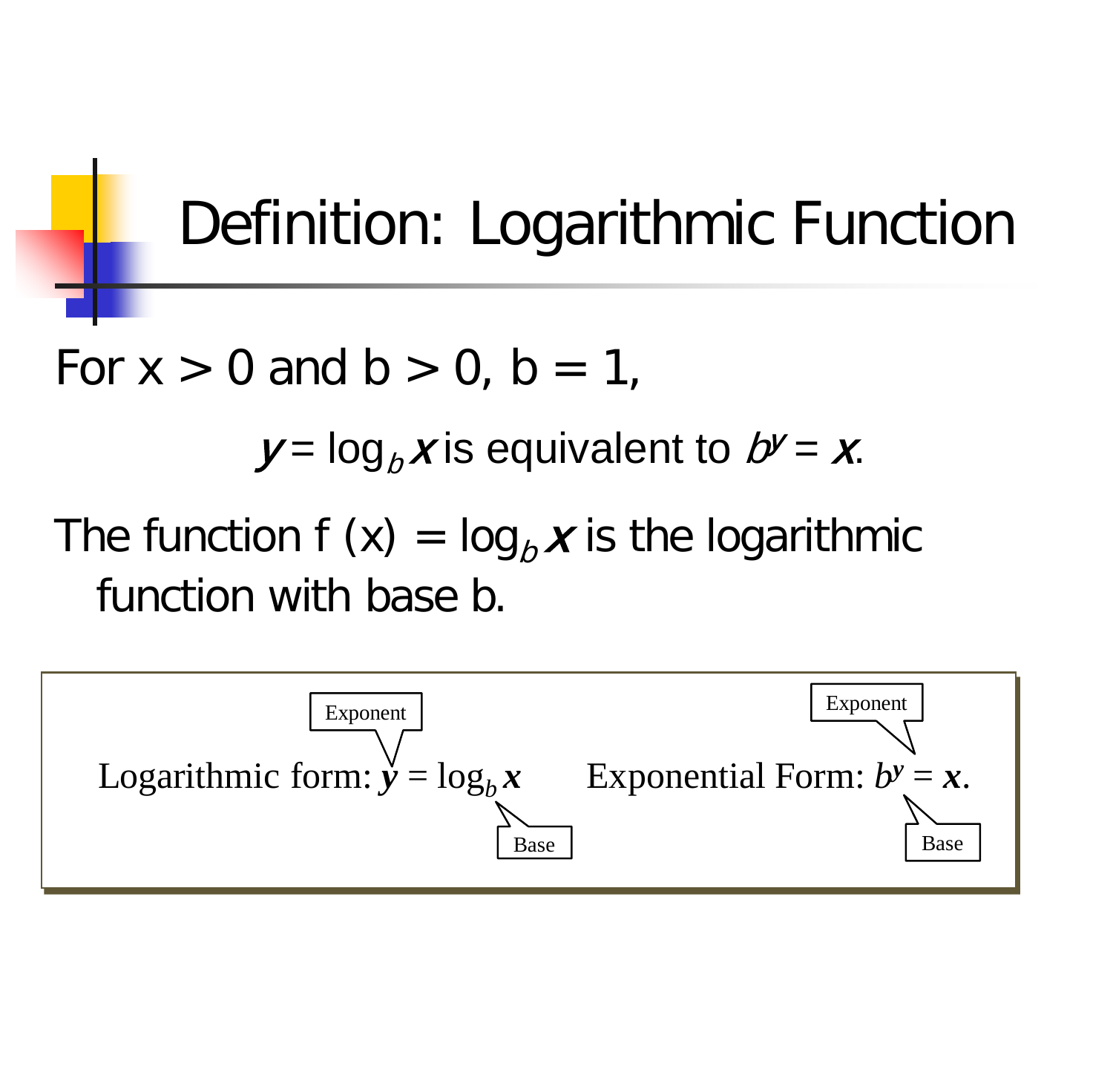# Definition: Logarithmic Function

For x > 0 and b > 0, b = 1,

$$y = \log_b x \text{ is equivalent to } b^y = x.$$

The function f (x) = $\log_b x$ is the logarithmic function with base b.

Logarithmic form: $y = \log_b x$ (Exponent: $y$; Base: $b$)

Exponential Form: $b^y = x$. (Exponent: $y$; Base: $b$)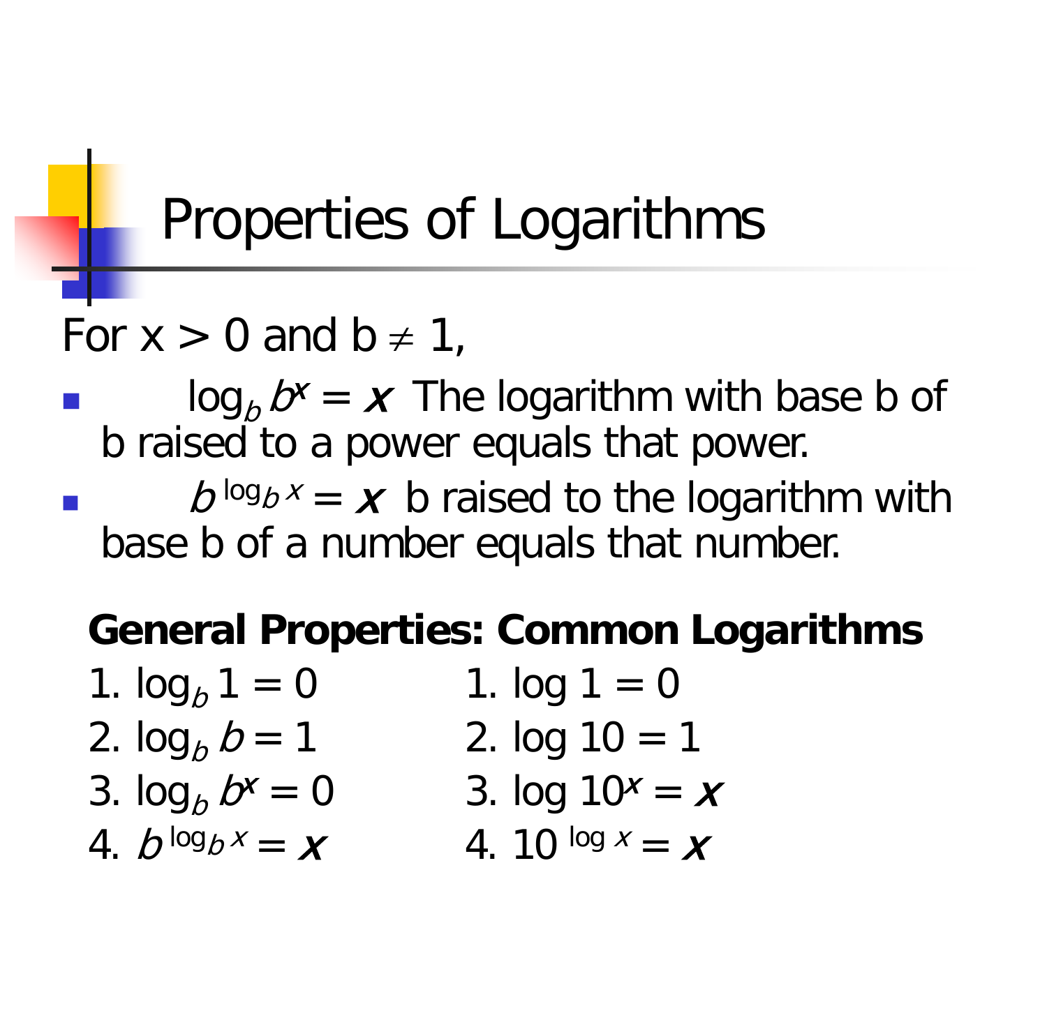# Properties of Logarithms

For x > 0 and b ≠ 1,

- $\log_b b^x = x$ The logarithm with base b of b raised to a power equals that power.
- $b^{\log_b x} = x$ b raised to the logarithm with base b of a number equals that number.

| **General Properties:** | **Common Logarithms** |
|---|---|
| 1. $\log_b 1 = 0$ | 1. $\log 1 = 0$ |
| 2. $\log_b b = 1$ | 2. $\log 10 = 1$ |
| 3. $\log_b b^x = 0$ | 3. $\log 10^x = x$ |
| 4. $b^{\log_b x} = x$ | 4. $10^{\log x} = x$ |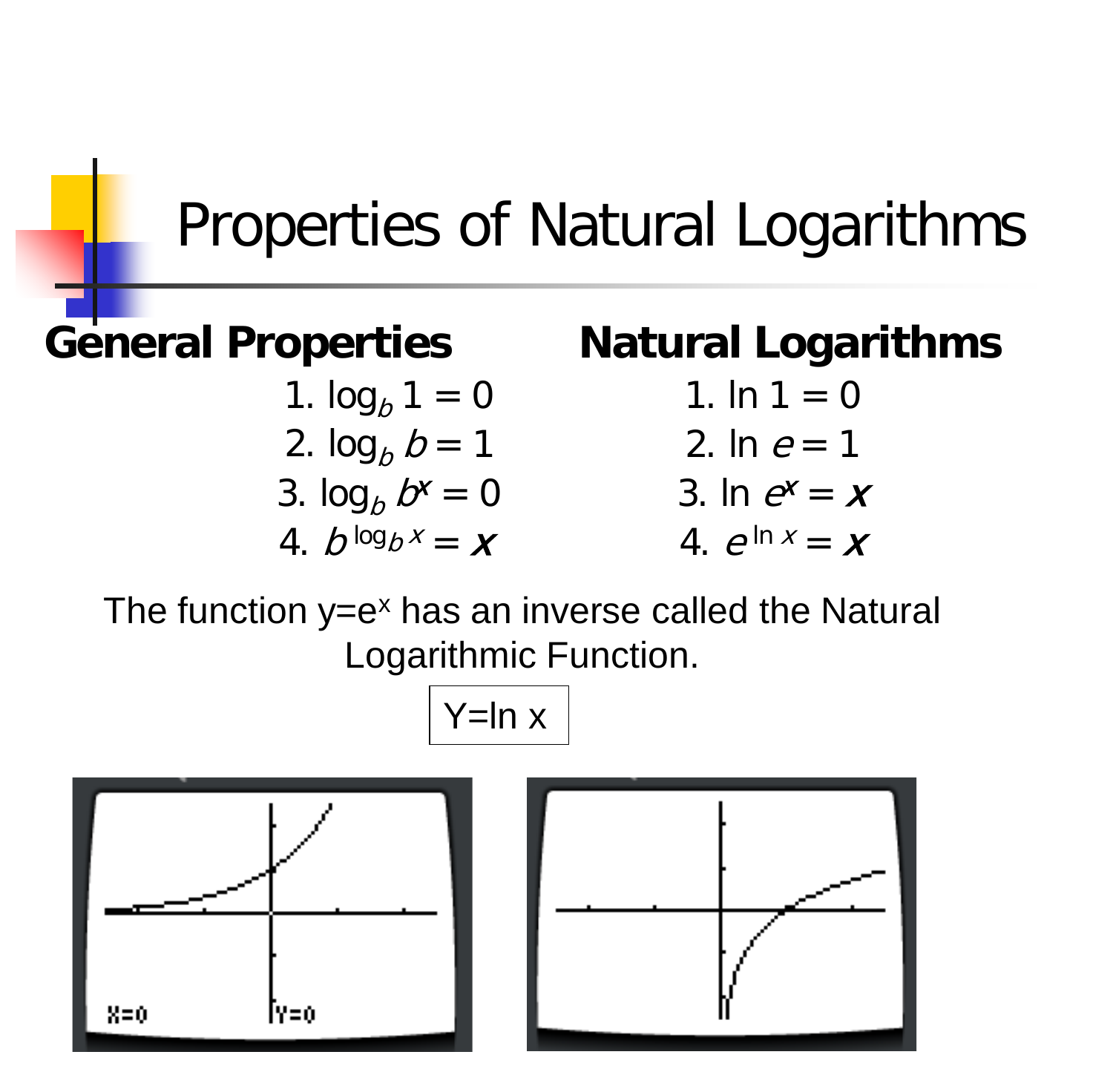# Properties of Natural Logarithms

**General Properties**

1. $\log_b 1 = 0$
2. $\log_b b = 1$
3. $\log_b b^x = 0$
4. $b^{\log_b x} = x$

**Natural Logarithms**

1. $\ln 1 = 0$
2. $\ln e = 1$
3. $\ln e^x = x$
4. $e^{\ln x} = x$

The function $y=e^x$ has an inverse called the Natural Logarithmic Function.

Y=ln x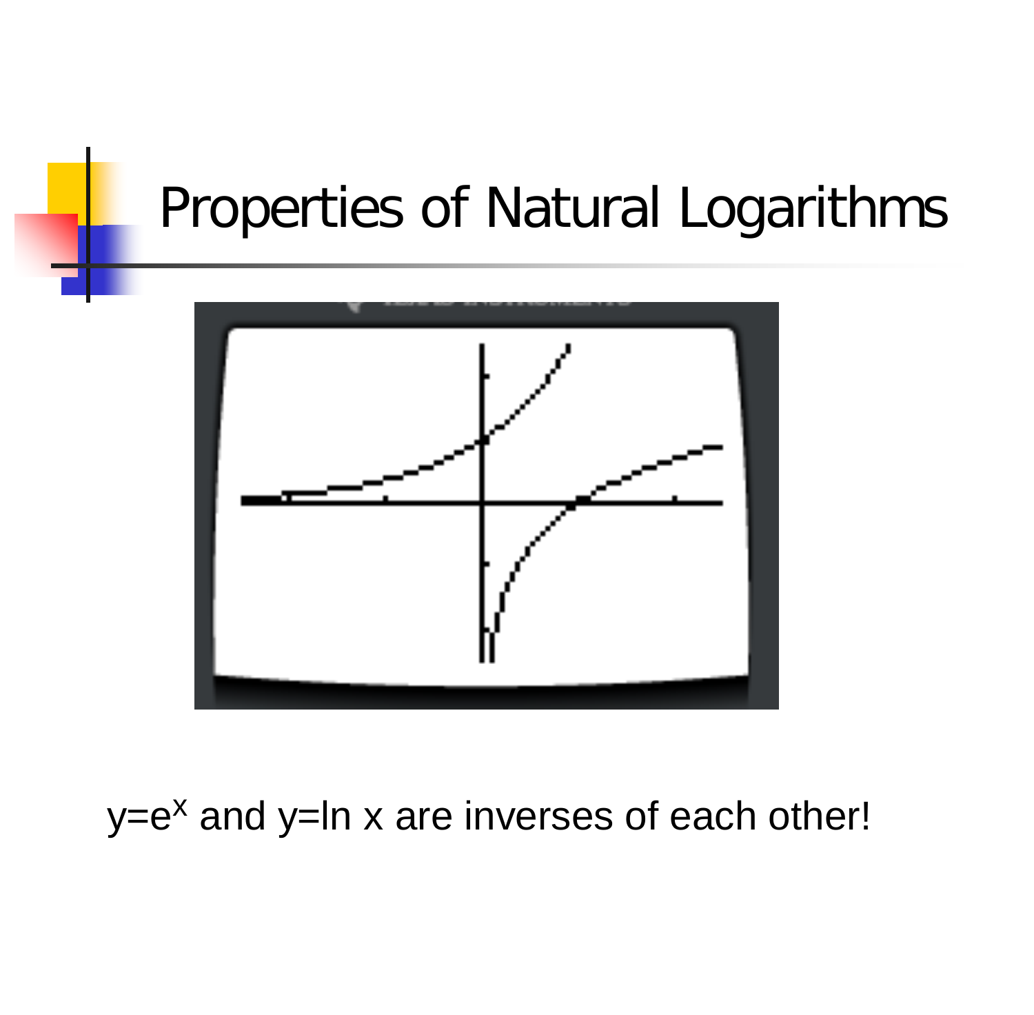# Properties of Natural Logarithms

$y=e^x$ and $y=\ln x$ are inverses of each other!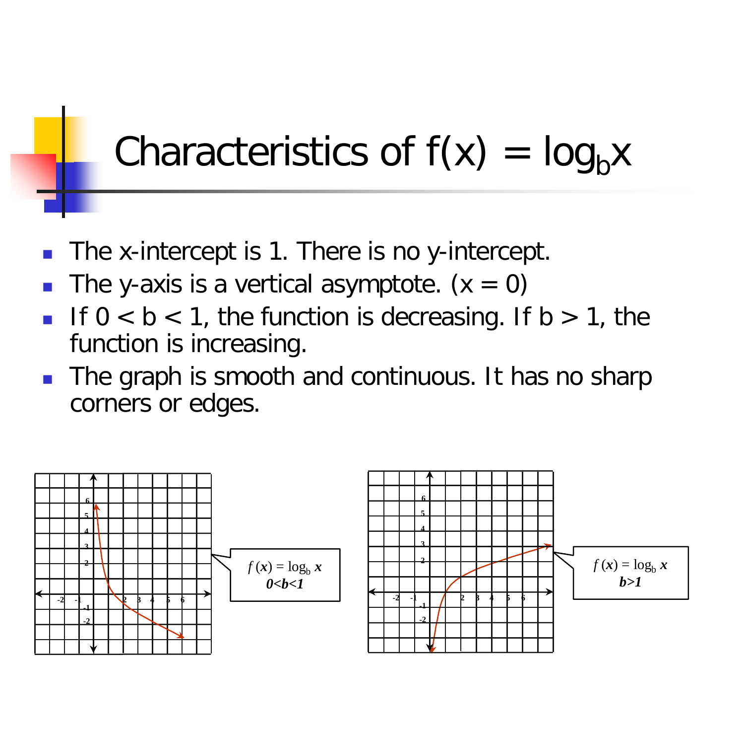# Characteristics of $f(x) = \log_b x$

- The x-intercept is 1. There is no y-intercept.
- The y-axis is a vertical asymptote. ($x = 0$)
- If $0 < b < 1$, the function is decreasing. If $b > 1$, the function is increasing.
- The graph is smooth and continuous. It has no sharp corners or edges.

$f(x) = \log_b x$
$0<b<1$

$f(x) = \log_b x$
$b>1$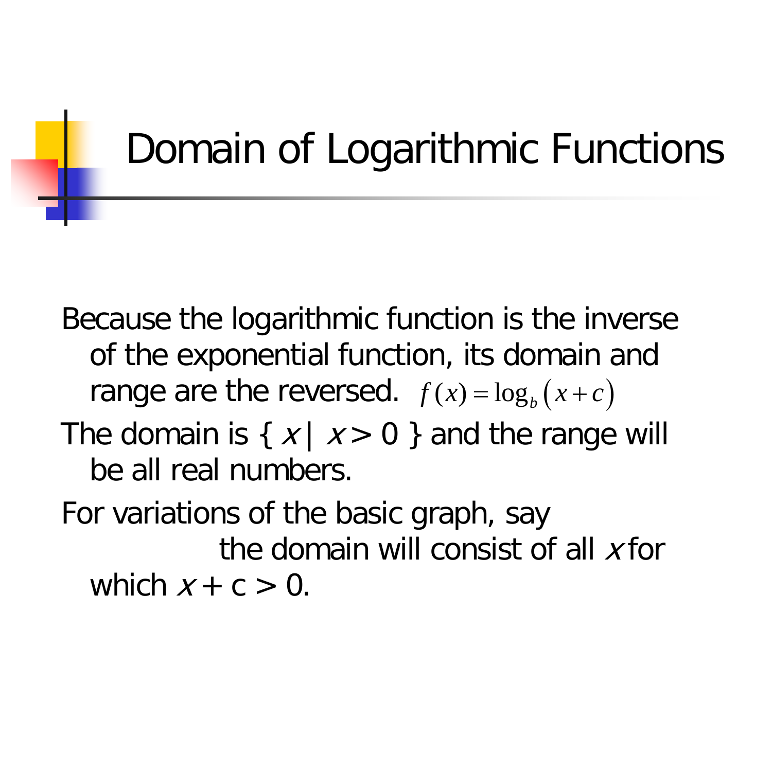# Domain of Logarithmic Functions

Because the logarithmic function is the inverse of the exponential function, its domain and range are the reversed. $f(x) = \log_b(x + c)$

The domain is { $x$ | $x > 0$ } and the range will be all real numbers.

For variations of the basic graph, say the domain will consist of all $x$ for which $x + c > 0$.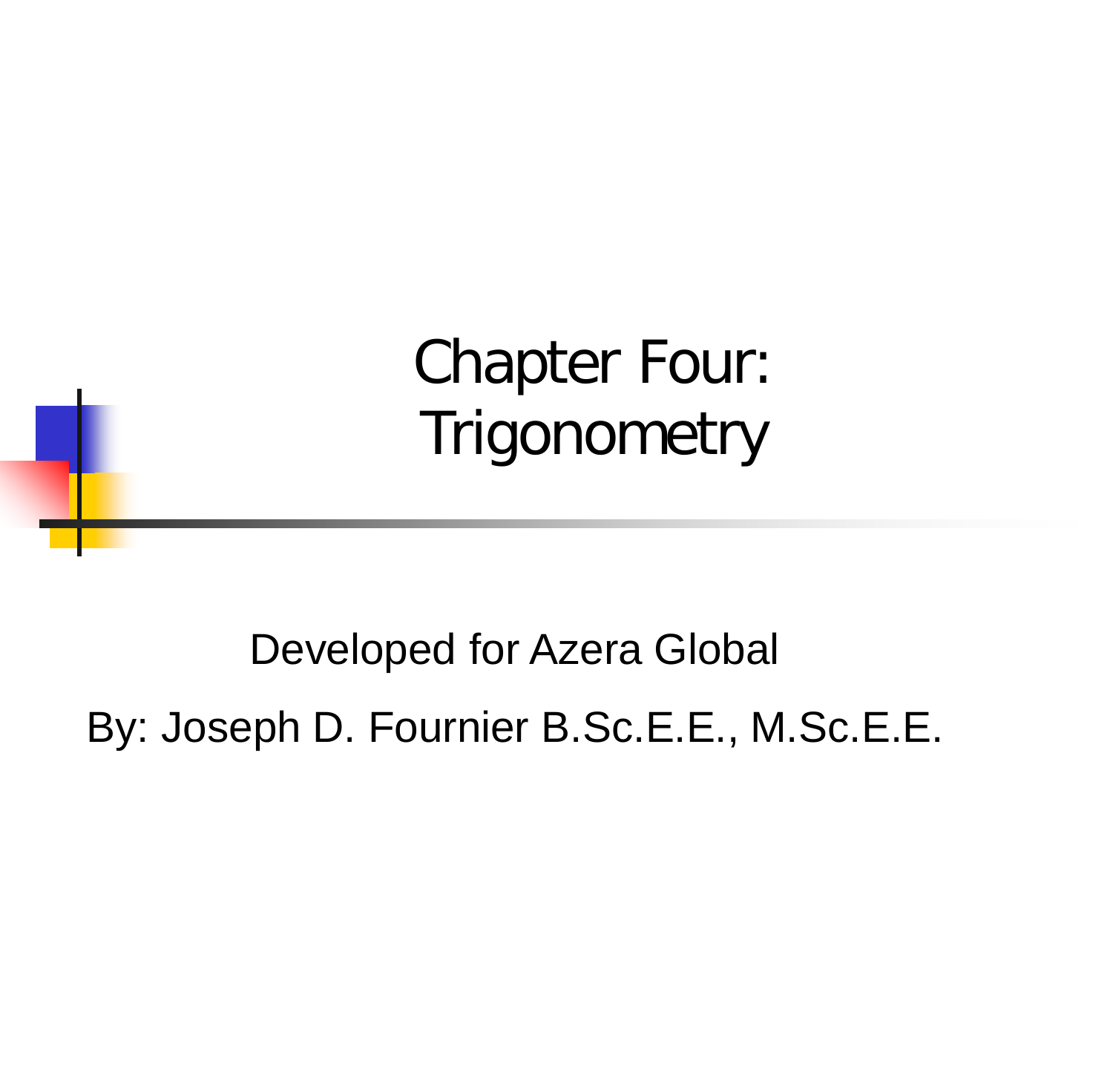# Chapter Four: Trigonometry

Developed for Azera Global

By: Joseph D. Fournier B.Sc.E.E., M.Sc.E.E.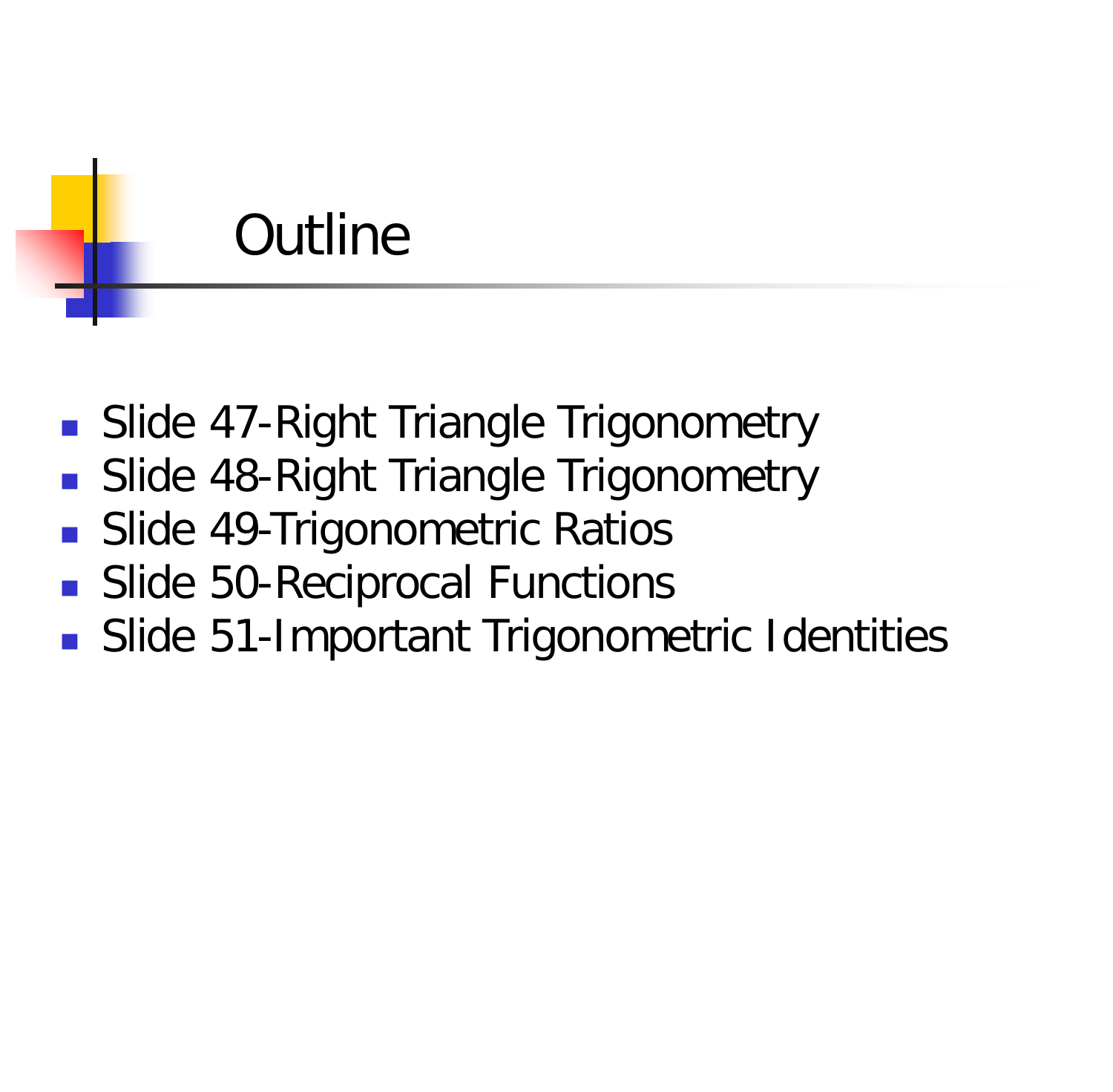# Outline

- Slide 47-Right Triangle Trigonometry
- Slide 48-Right Triangle Trigonometry
- Slide 49-Trigonometric Ratios
- Slide 50-Reciprocal Functions
- Slide 51-Important Trigonometric Identities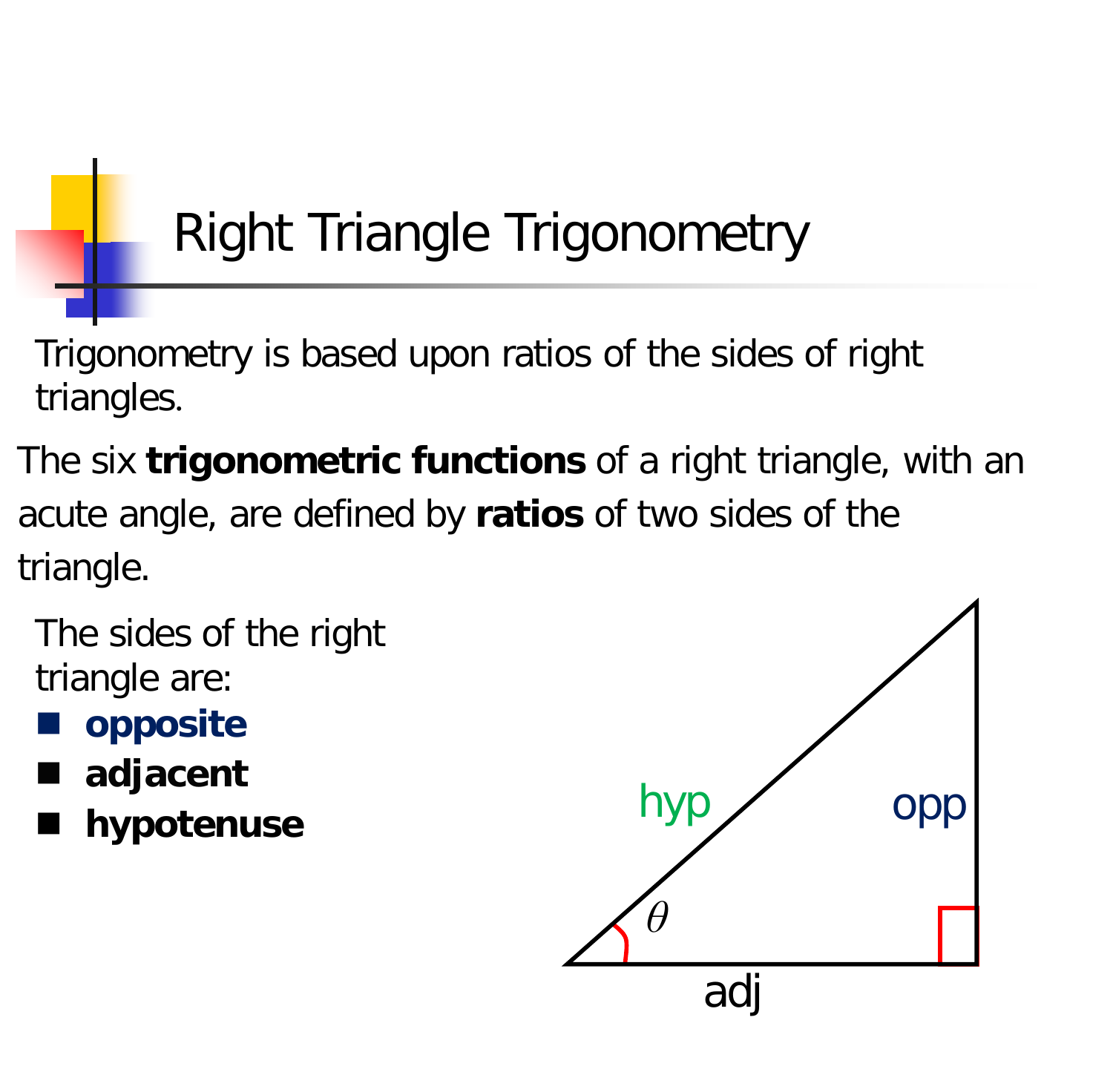# Right Triangle Trigonometry

Trigonometry is based upon ratios of the sides of right triangles.

The six **trigonometric functions** of a right triangle, with an acute angle, are defined by **ratios** of two sides of the triangle.

The sides of the right triangle are:

- **opposite**
- **adjacent**
- **hypotenuse**

hyp

opp

$\theta$

adj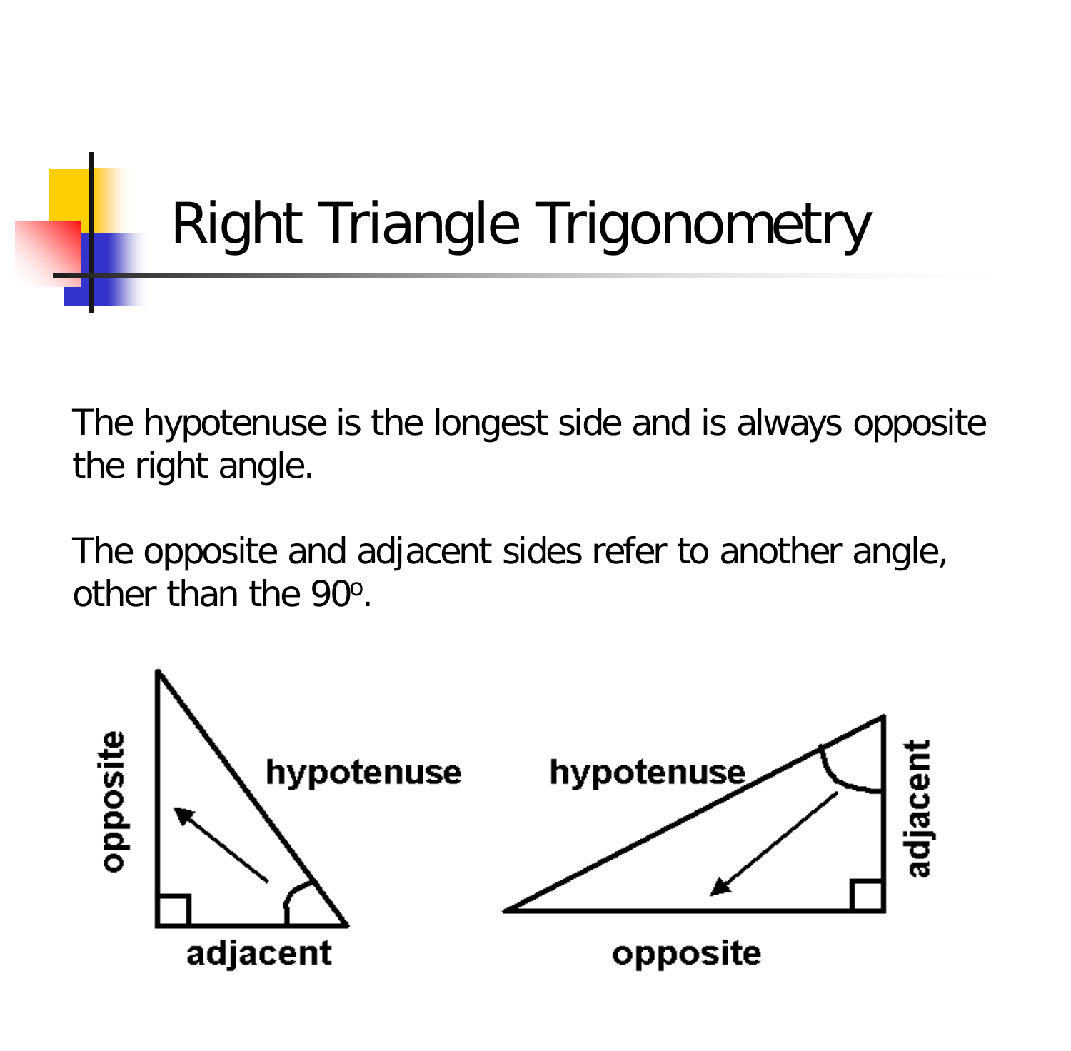# Right Triangle Trigonometry

The hypotenuse is the longest side and is always opposite the right angle.

The opposite and adjacent sides refer to another angle, other than the 90º.

opposite

hypotenuse

adjacent

hypotenuse

adjacent

opposite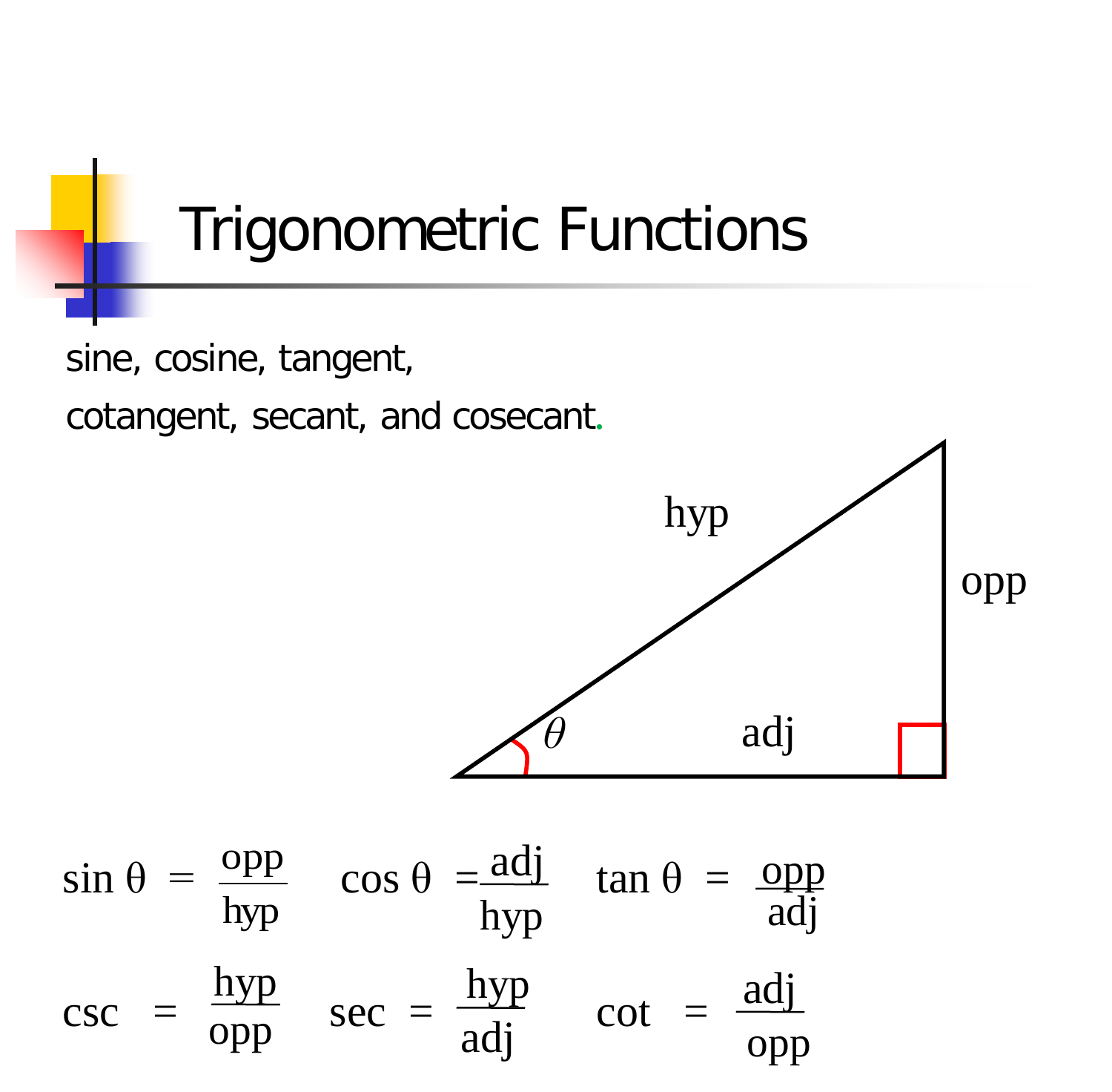# Trigonometric Functions

sine, cosine, tangent,

cotangent, secant, and cosecant.

hyp

opp

$\theta$

adj

$$\sin\theta = \frac{\text{opp}}{\text{hyp}} \qquad \cos\theta = \frac{\text{adj}}{\text{hyp}} \qquad \tan\theta = \frac{\text{opp}}{\text{adj}}$$

$$\csc = \frac{\text{hyp}}{\text{opp}} \qquad \sec = \frac{\text{hyp}}{\text{adj}} \qquad \cot = \frac{\text{adj}}{\text{opp}}$$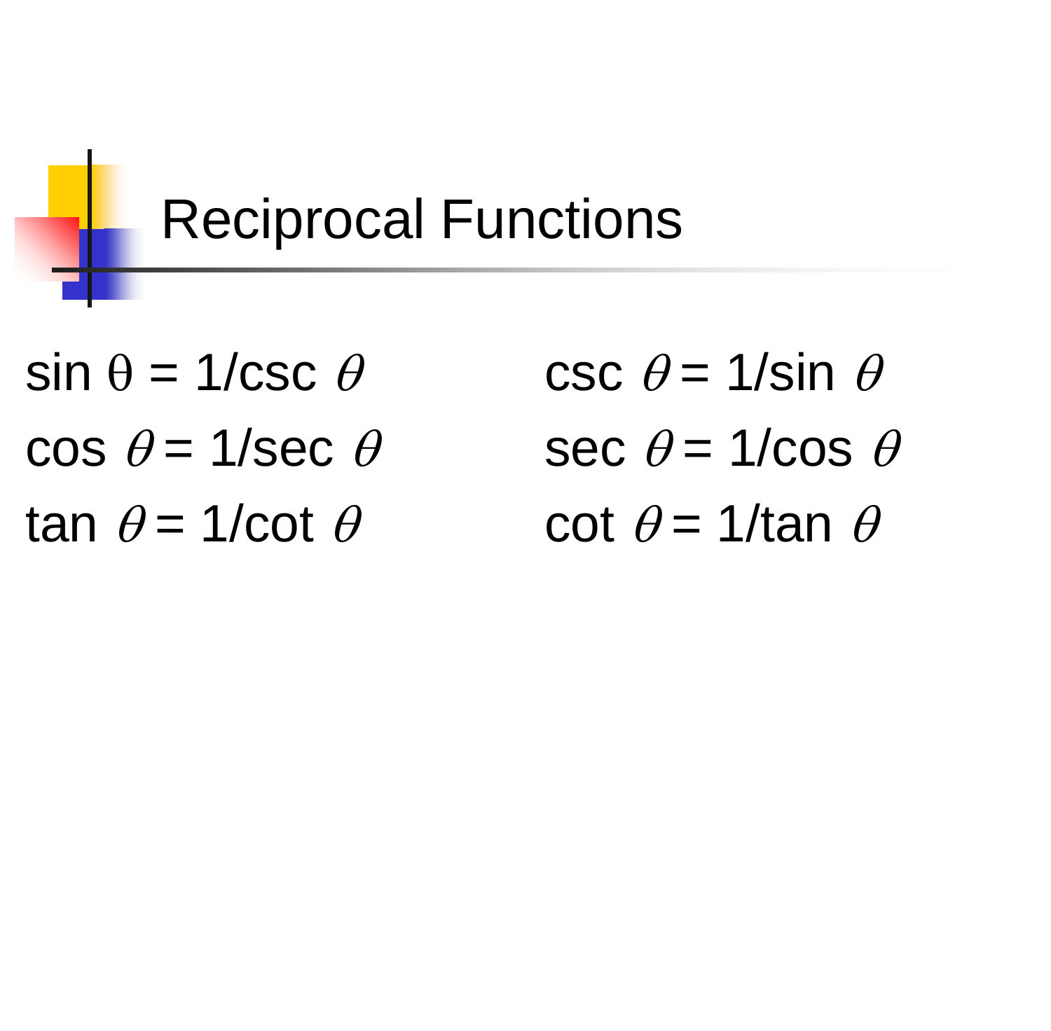# Reciprocal Functions

$\sin \theta = 1/\csc \theta$

$\cos \theta = 1/\sec \theta$

$\tan \theta = 1/\cot \theta$

$\csc \theta = 1/\sin \theta$

$\sec \theta = 1/\cos \theta$

$\cot \theta = 1/\tan \theta$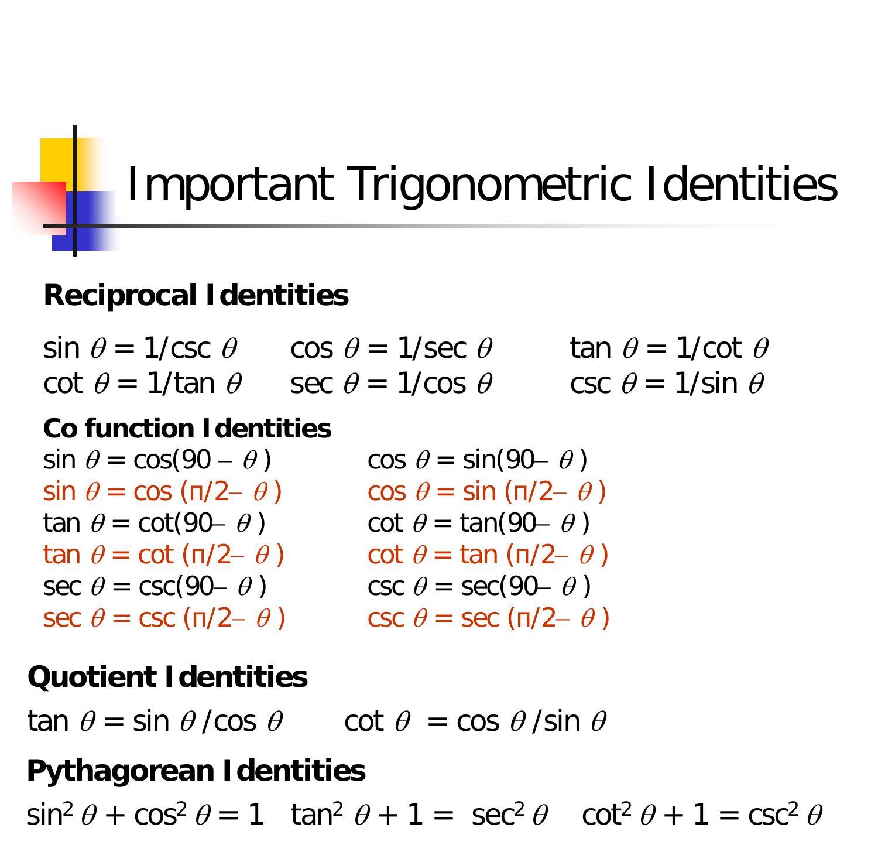# Important Trigonometric Identities

**Reciprocal Identities**

$\sin\theta = 1/\csc\theta$ $\cos\theta = 1/\sec\theta$ $\tan\theta = 1/\cot\theta$

$\cot\theta = 1/\tan\theta$ $\sec\theta = 1/\cos\theta$ $\csc\theta = 1/\sin\theta$

**Co function Identities**

$\sin\theta = \cos(90 - \theta)$ $\cos\theta = \sin(90 - \theta)$

$\sin\theta = \cos(\pi/2 - \theta)$ $\cos\theta = \sin(\pi/2 - \theta)$

$\tan\theta = \cot(90 - \theta)$ $\cot\theta = \tan(90 - \theta)$

$\tan\theta = \cot(\pi/2 - \theta)$ $\cot\theta = \tan(\pi/2 - \theta)$

$\sec\theta = \csc(90 - \theta)$ $\csc\theta = \sec(90 - \theta)$

$\sec\theta = \csc(\pi/2 - \theta)$ $\csc\theta = \sec(\pi/2 - \theta)$

**Quotient Identities**

$\tan\theta = \sin\theta/\cos\theta$ $\cot\theta = \cos\theta/\sin\theta$

**Pythagorean Identities**

$\sin^2\theta + \cos^2\theta = 1$ $\tan^2\theta + 1 = \sec^2\theta$ $\cot^2\theta + 1 = \csc^2\theta$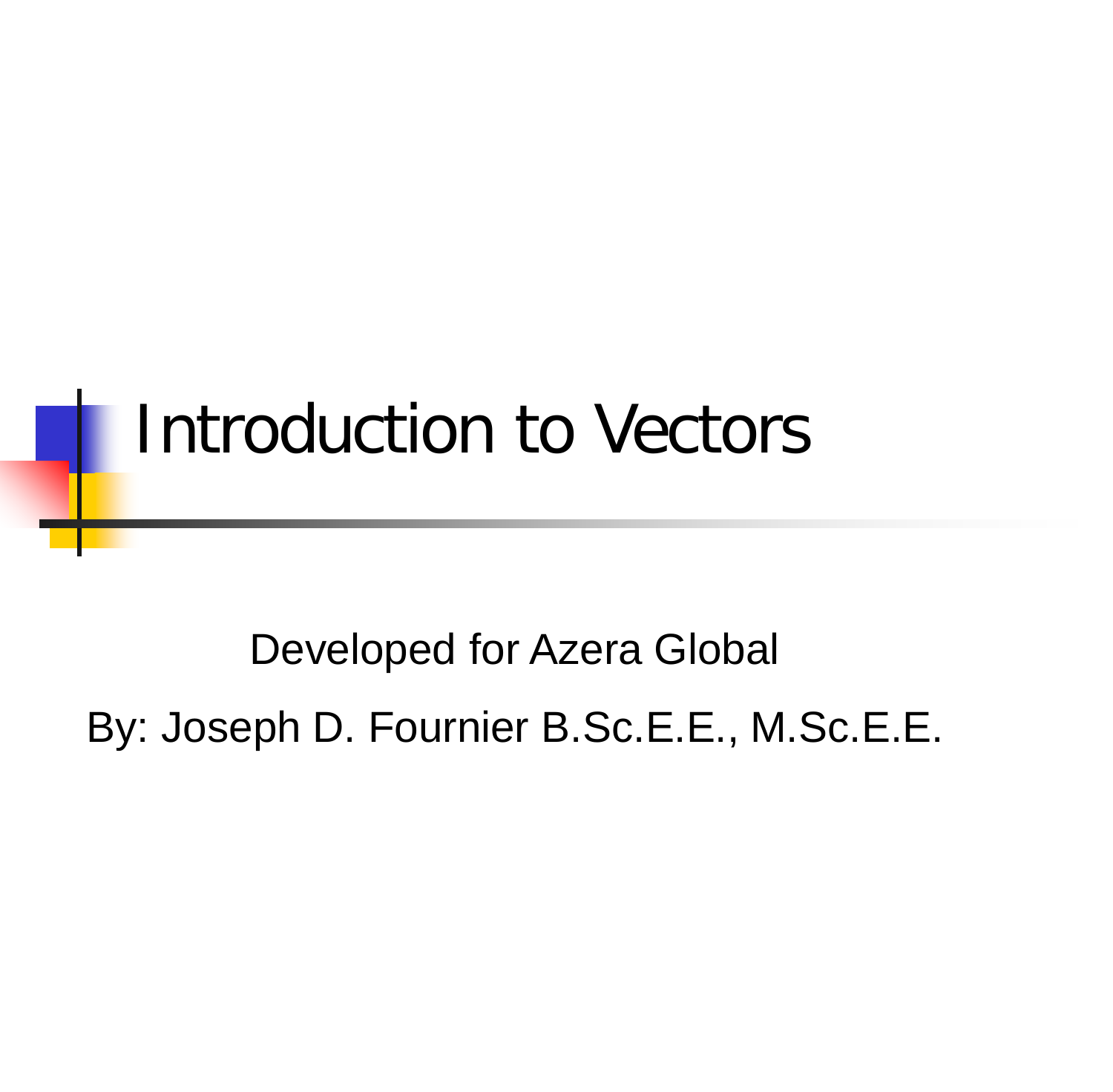# Introduction to Vectors

Developed for Azera Global

By: Joseph D. Fournier B.Sc.E.E., M.Sc.E.E.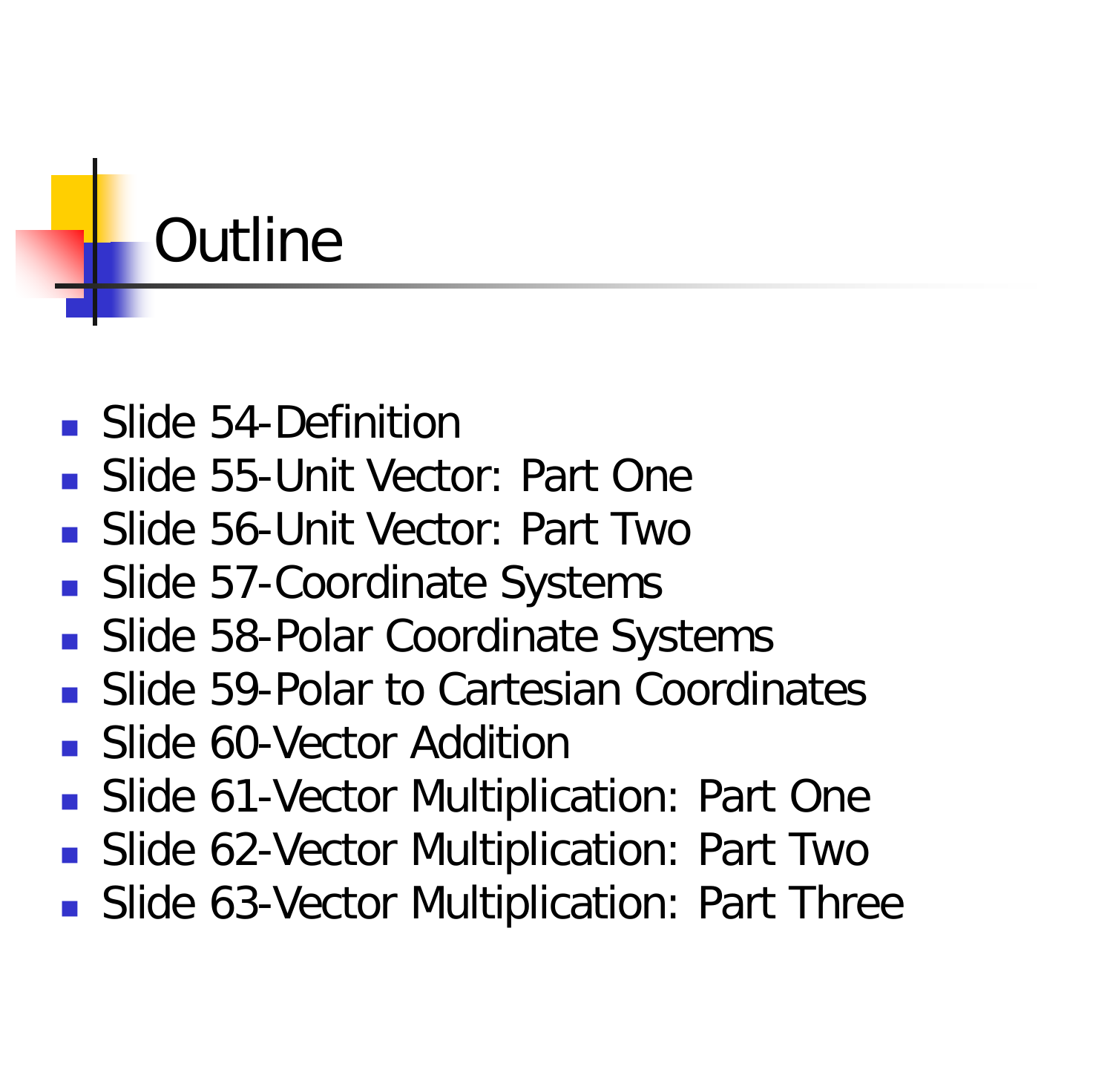# Outline

- Slide 54-Definition
- Slide 55-Unit Vector: Part One
- Slide 56-Unit Vector: Part Two
- Slide 57-Coordinate Systems
- Slide 58-Polar Coordinate Systems
- Slide 59-Polar to Cartesian Coordinates
- Slide 60-Vector Addition
- Slide 61-Vector Multiplication: Part One
- Slide 62-Vector Multiplication: Part Two
- Slide 63-Vector Multiplication: Part Three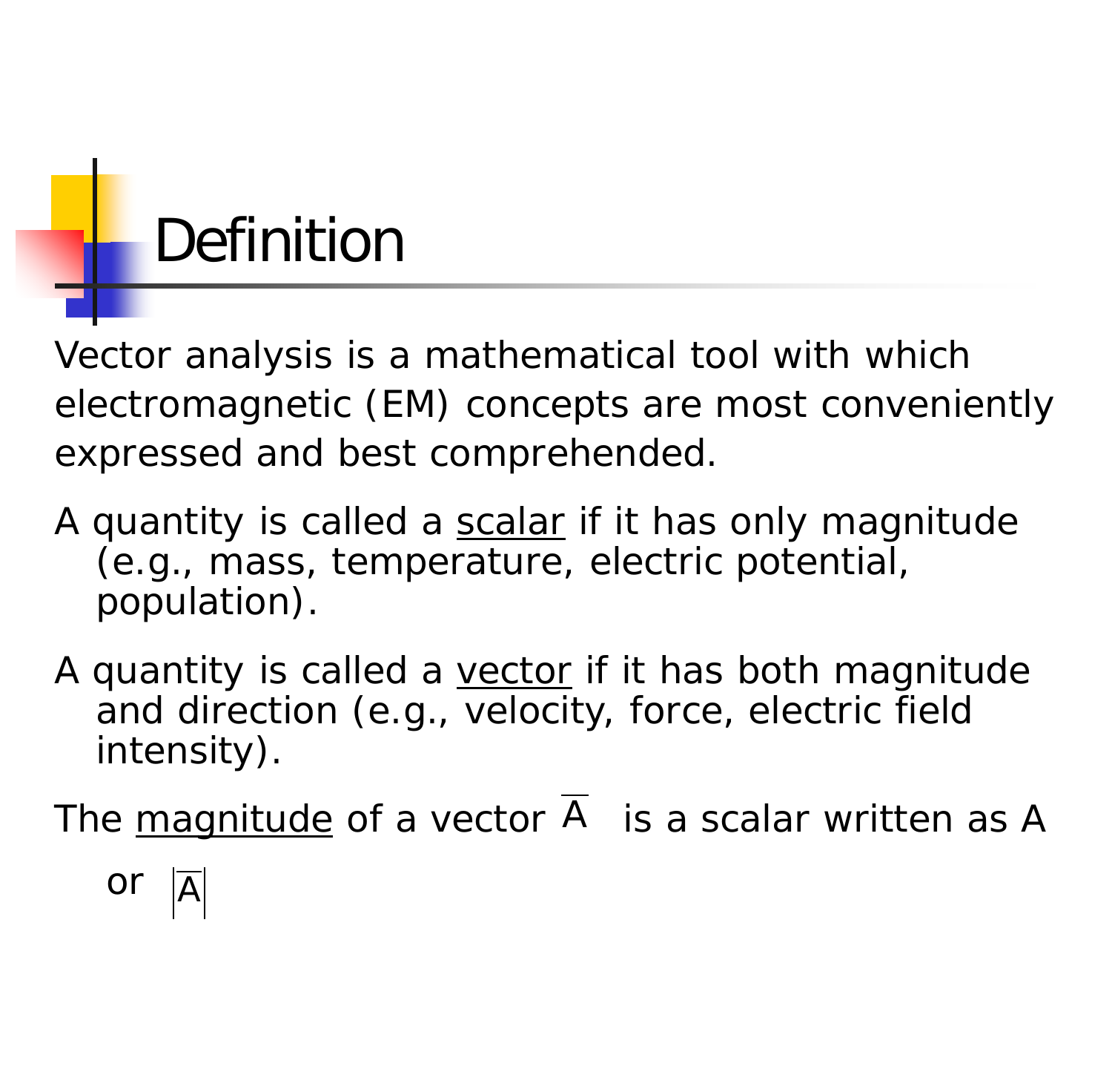# Definition

Vector analysis is a mathematical tool with which electromagnetic (EM) concepts are most conveniently expressed and best comprehended.

A quantity is called a <u>scalar</u> if it has only magnitude (e.g., mass, temperature, electric potential, population).

A quantity is called a <u>vector</u> if it has both magnitude and direction (e.g., velocity, force, electric field intensity).

The <u>magnitude</u> of a vector $\overline{A}$ is a scalar written as A or $|\overline{A}|$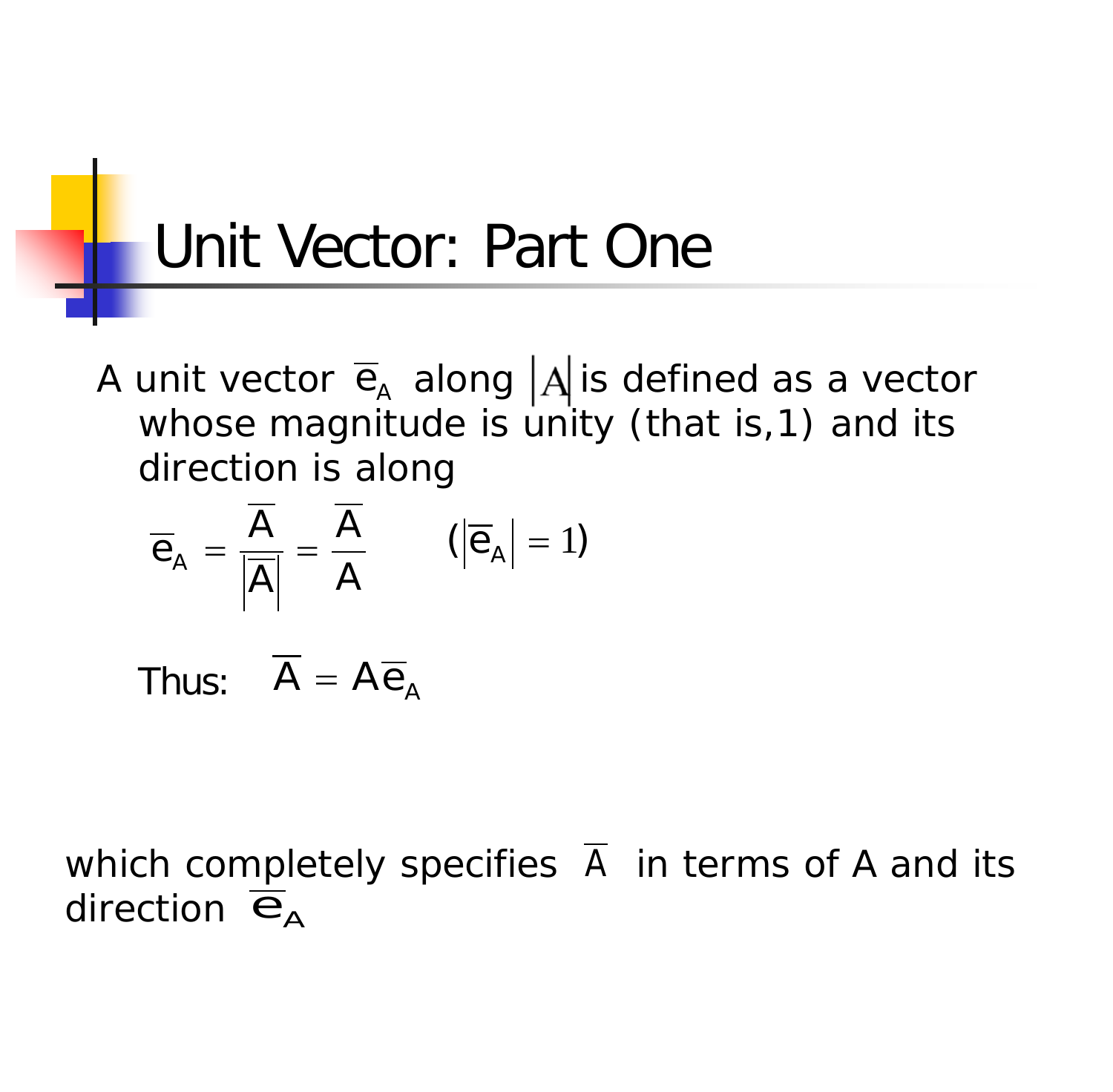# Unit Vector: Part One

A unit vector $\overline{e}_A$ along $|A|$ is defined as a vector whose magnitude is unity (that is,1) and its direction is along

$$\overline{e}_A = \frac{\overline{A}}{|\overline{A}|} = \frac{\overline{A}}{A} \qquad (|\overline{e}_A| = 1)$$

Thus: $\overline{A} = A\overline{e}_A$

which completely specifies $\overline{A}$ in terms of A and its direction $\overline{e}_A$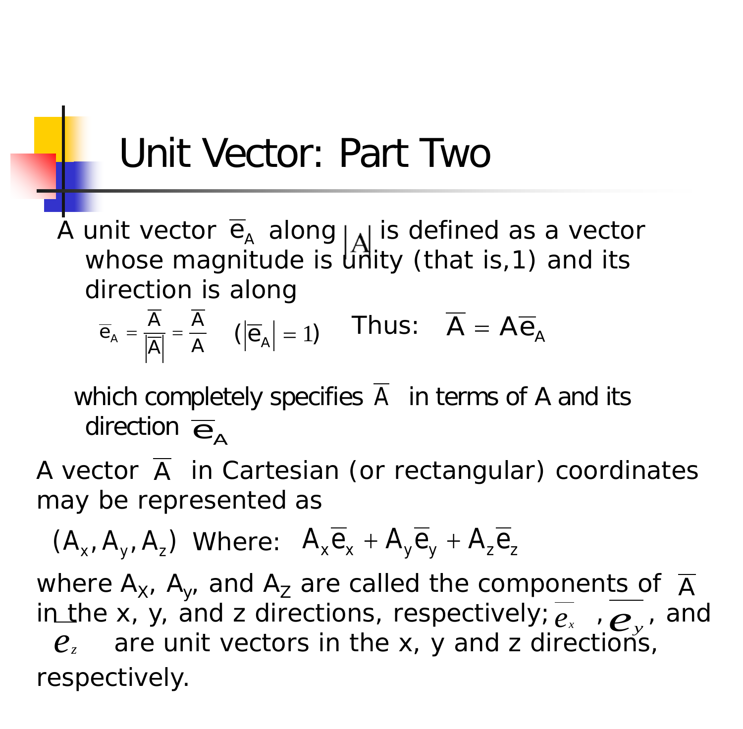# Unit Vector: Part Two

A unit vector $\overline{e}_A$ along $|A|$ is defined as a vector whose magnitude is unity (that is,1) and its direction is along

$$\overline{e}_A = \frac{\overline{A}}{|\overline{A}|} = \frac{\overline{A}}{A} \quad (|\overline{e}_A| = 1) \qquad \text{Thus:} \quad \overline{A} = A\overline{e}_A$$

which completely specifies $\overline{A}$ in terms of A and its direction $\overline{e}_A$

A vector $\overline{A}$ in Cartesian (or rectangular) coordinates may be represented as

$(A_x, A_y, A_z)$ Where: $A_x\overline{e}_x + A_y\overline{e}_y + A_z\overline{e}_z$

where $A_X$, $A_y$, and $A_Z$ are called the components of $\overline{A}$ in the x, y, and z directions, respectively; $\overline{e}_x$, $\overline{e}_y$, and $\overline{e}_z$ are unit vectors in the x, y and z directions, respectively.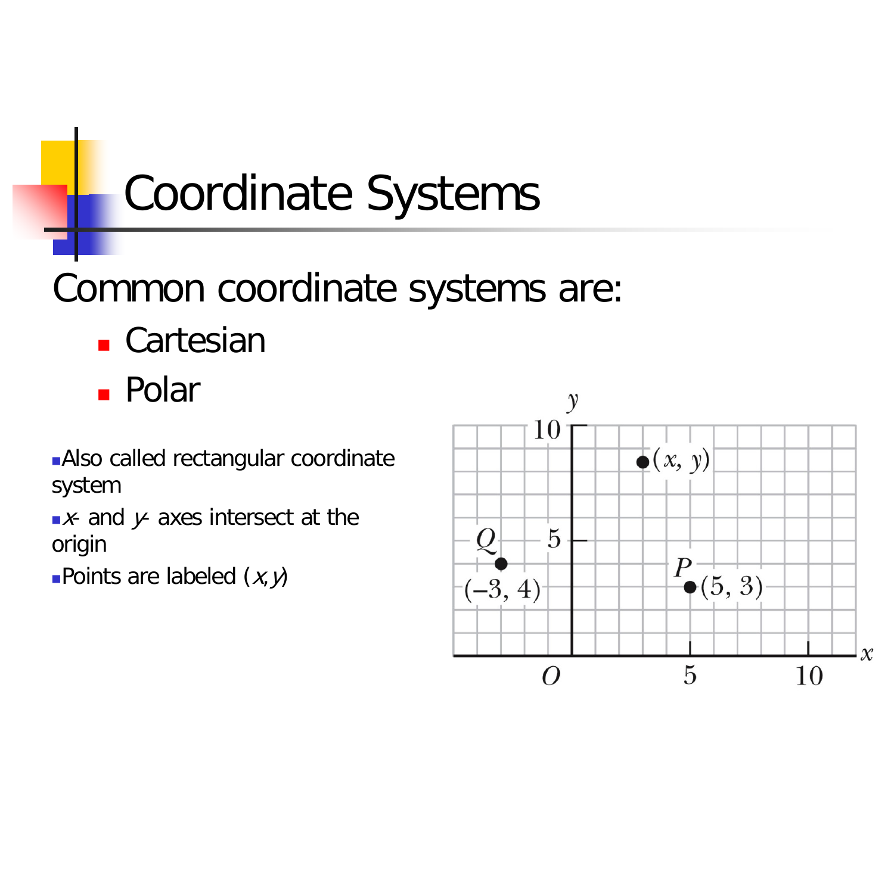# Coordinate Systems

Common coordinate systems are:

- Cartesian
- Polar

- Also called rectangular coordinate system
- $x$- and $y$- axes intersect at the origin
- Points are labeled $(x,y)$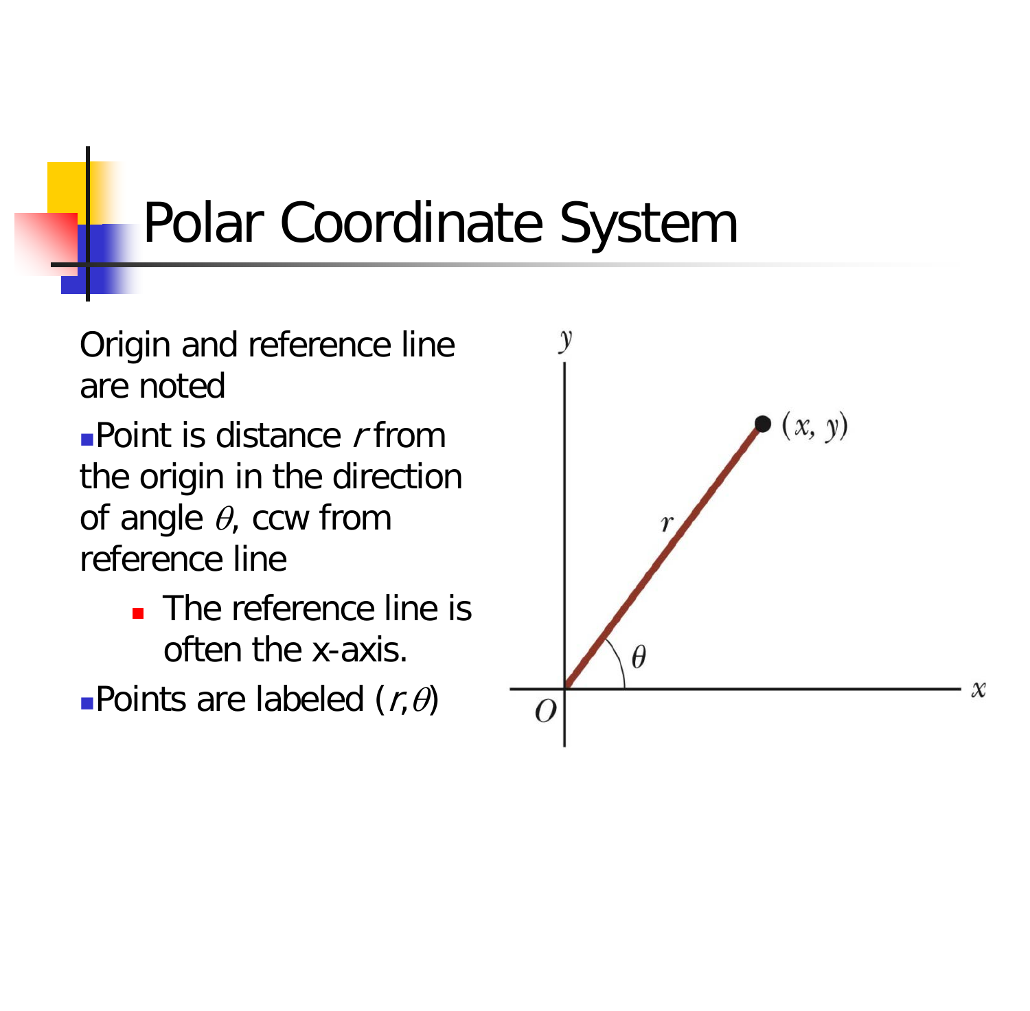# Polar Coordinate System

Origin and reference line are noted

- Point is distance $r$ from the origin in the direction of angle $\theta$, ccw from reference line
  - The reference line is often the x-axis.
- Points are labeled $(r,\theta)$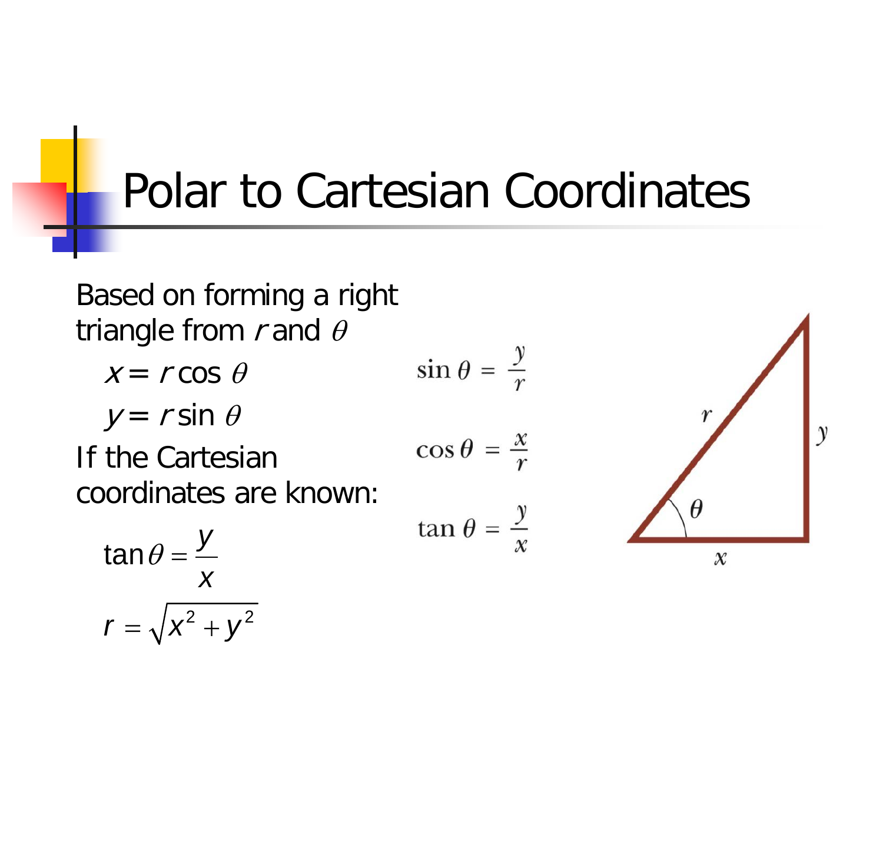# Polar to Cartesian Coordinates

Based on forming a right triangle from $r$ and $\theta$

$x = r \cos \theta$

$y = r \sin \theta$

If the Cartesian coordinates are known:

$$\tan \theta = \frac{y}{x}$$

$$r = \sqrt{x^2 + y^2}$$

$$\sin \theta = \frac{y}{r}$$

$$\cos \theta = \frac{x}{r}$$

$$\tan \theta = \frac{y}{x}$$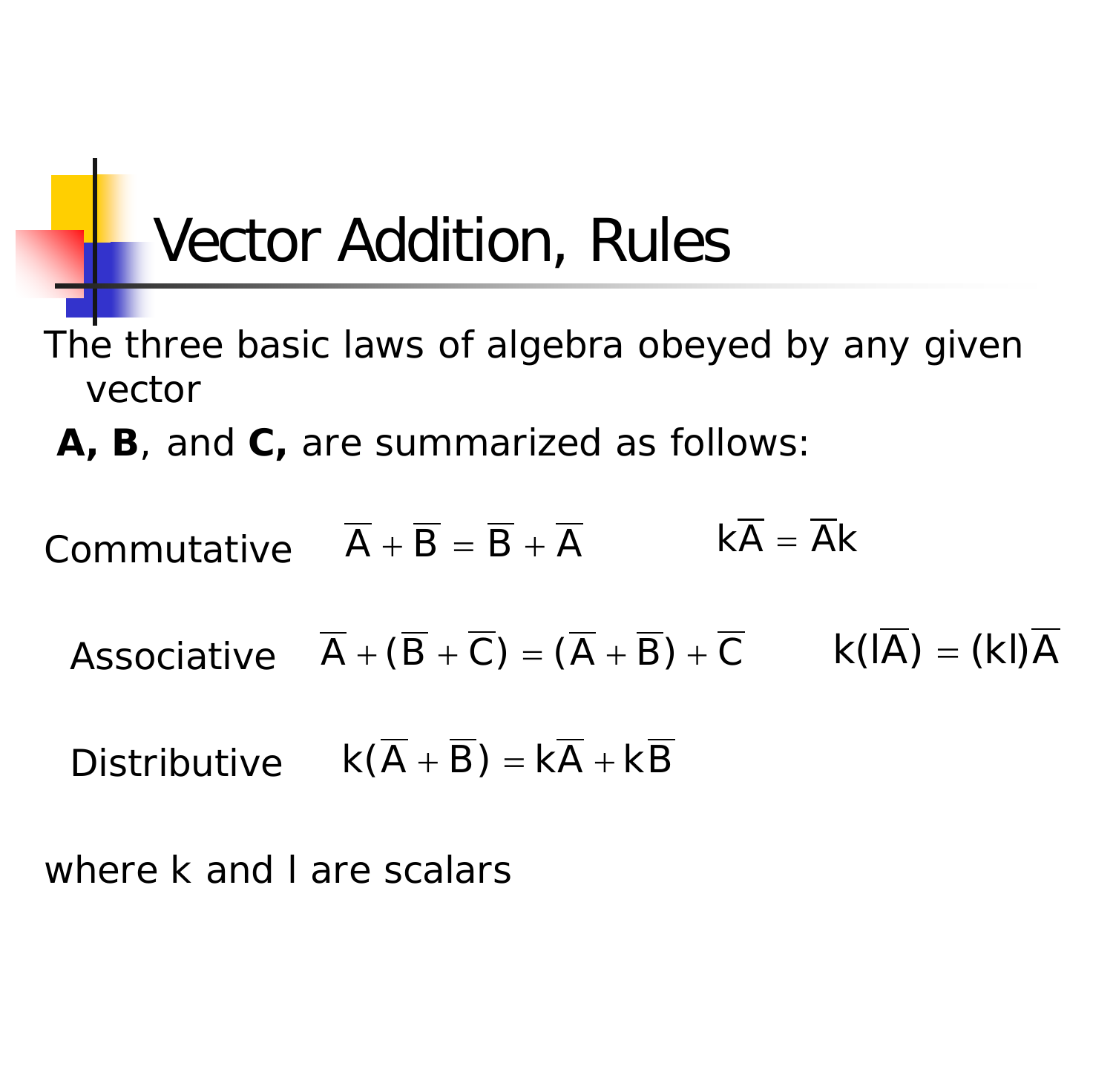# Vector Addition, Rules

The three basic laws of algebra obeyed by any given vector

**A, B**, and **C,** are summarized as follows:

Commutative $\overline{A} + \overline{B} = \overline{B} + \overline{A}$ $k\overline{A} = \overline{A}k$

Associative $\overline{A} + (\overline{B} + \overline{C}) = (\overline{A} + \overline{B}) + \overline{C}$ $k(l\overline{A}) = (kl)\overline{A}$

Distributive $k(\overline{A} + \overline{B}) = k\overline{A} + k\overline{B}$

where k and l are scalars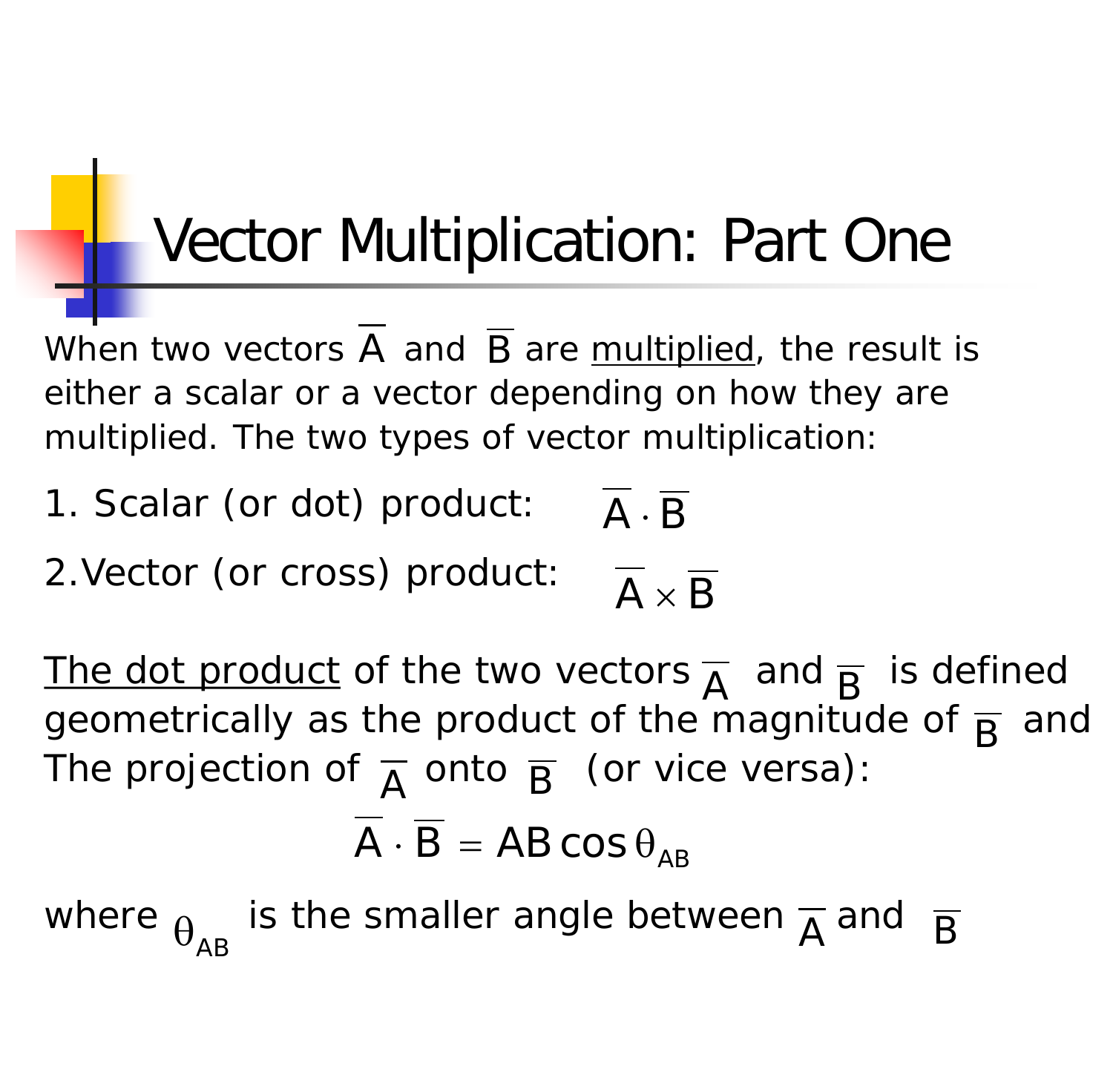# Vector Multiplication: Part One

When two vectors $\overline{A}$ and $\overline{B}$ are multiplied, the result is either a scalar or a vector depending on how they are multiplied. The two types of vector multiplication:

1. Scalar (or dot) product: $\overline{A} \cdot \overline{B}$
2. Vector (or cross) product: $\overline{A} \times \overline{B}$

The dot product of the two vectors $\overline{A}$ and $\overline{B}$ is defined geometrically as the product of the magnitude of $\overline{B}$ and The projection of $\overline{A}$ onto $\overline{B}$ (or vice versa):

$$\overline{A} \cdot \overline{B} = AB \cos \theta_{AB}$$

where $\theta_{AB}$ is the smaller angle between $\overline{A}$ and $\overline{B}$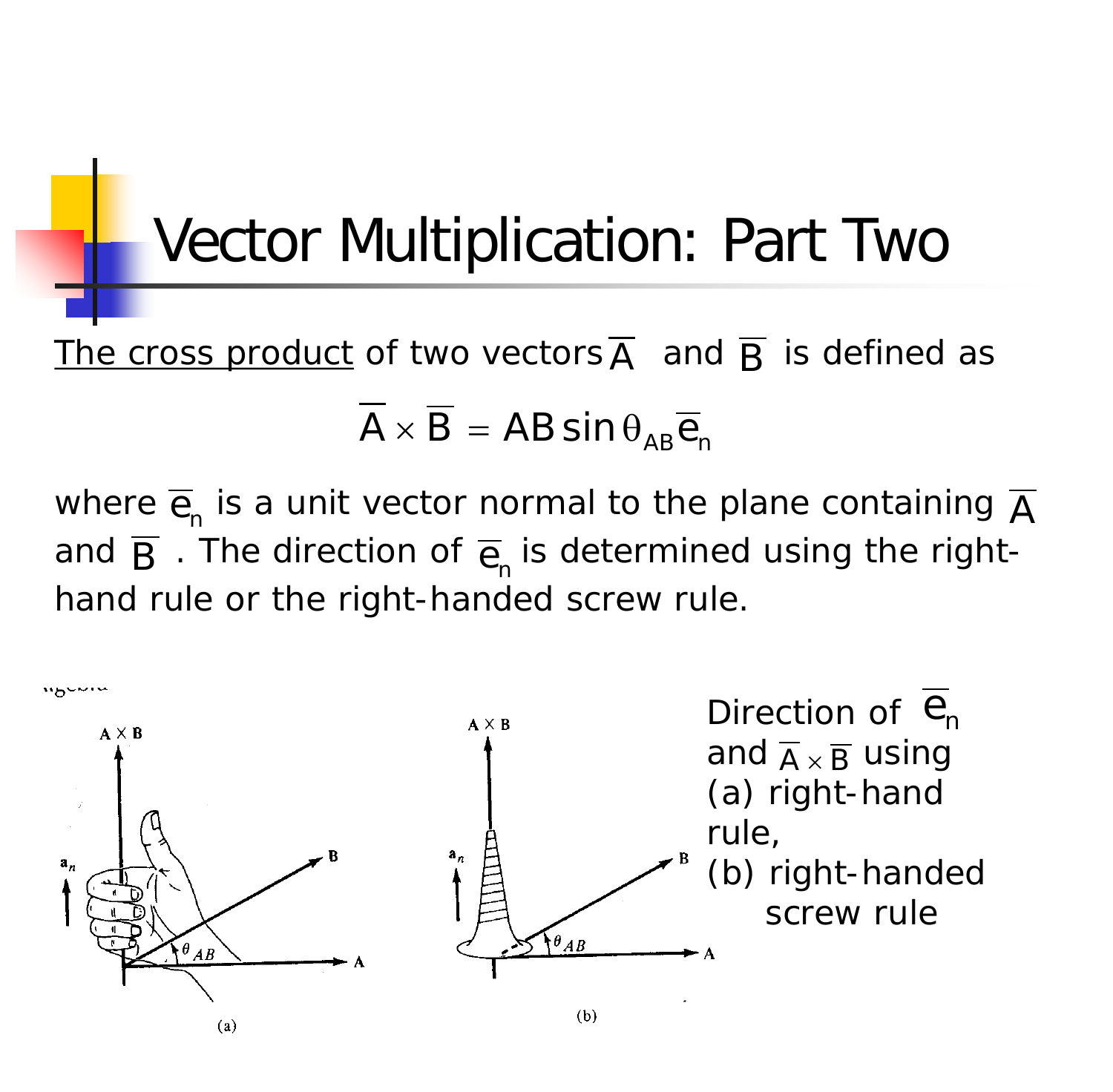# Vector Multiplication: Part Two

<u>The cross product</u> of two vectors $\overline{A}$ and $\overline{B}$ is defined as

$$\overline{A} \times \overline{B} = AB \sin\theta_{AB} \overline{e}_n$$

where $\overline{e}_n$ is a unit vector normal to the plane containing $\overline{A}$ and $\overline{B}$. The direction of $\overline{e}_n$ is determined using the right-hand rule or the right-handed screw rule.

Direction of $\overline{e}_n$ and $\overline{A} \times \overline{B}$ using
(a) right-hand rule,
(b) right-handed screw rule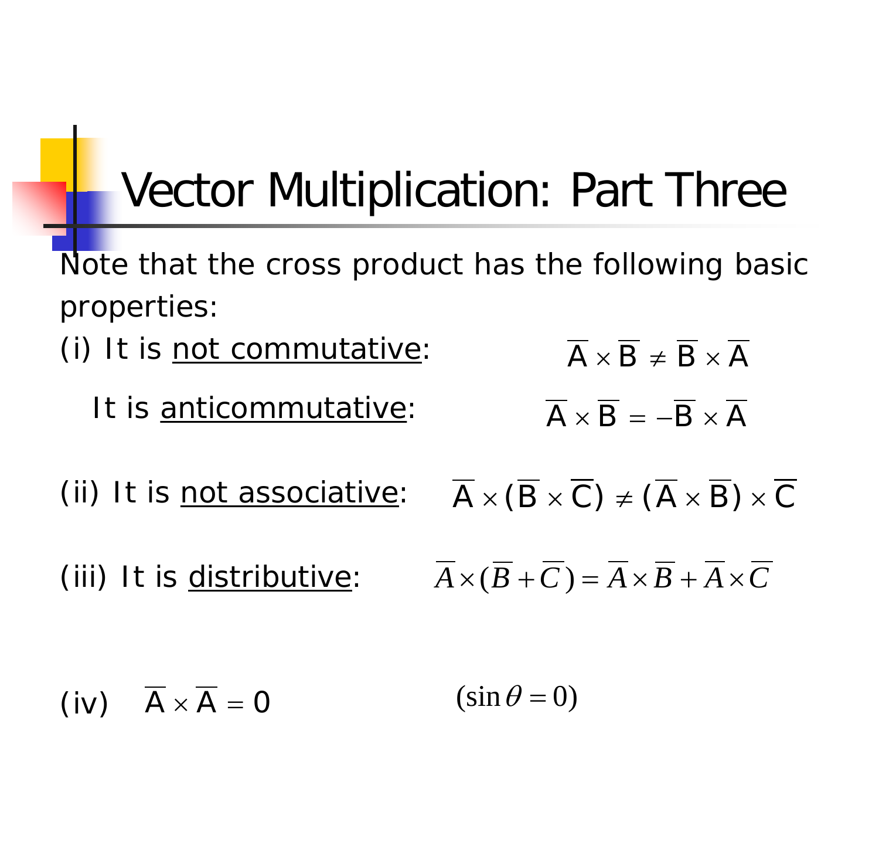# Vector Multiplication: Part Three

Note that the cross product has the following basic properties:

(i) It is <u>not commutative</u>: $\overline{A} \times \overline{B} \neq \overline{B} \times \overline{A}$

It is <u>anticommutative</u>: $\overline{A} \times \overline{B} = -\overline{B} \times \overline{A}$

(ii) It is <u>not associative</u>: $\overline{A} \times (\overline{B} \times \overline{C}) \neq (\overline{A} \times \overline{B}) \times \overline{C}$

(iii) It is <u>distributive</u>: $\overline{A} \times (\overline{B} + \overline{C}) = \overline{A} \times \overline{B} + \overline{A} \times \overline{C}$

(iv) $\overline{A} \times \overline{A} = 0$ $(\sin\theta = 0)$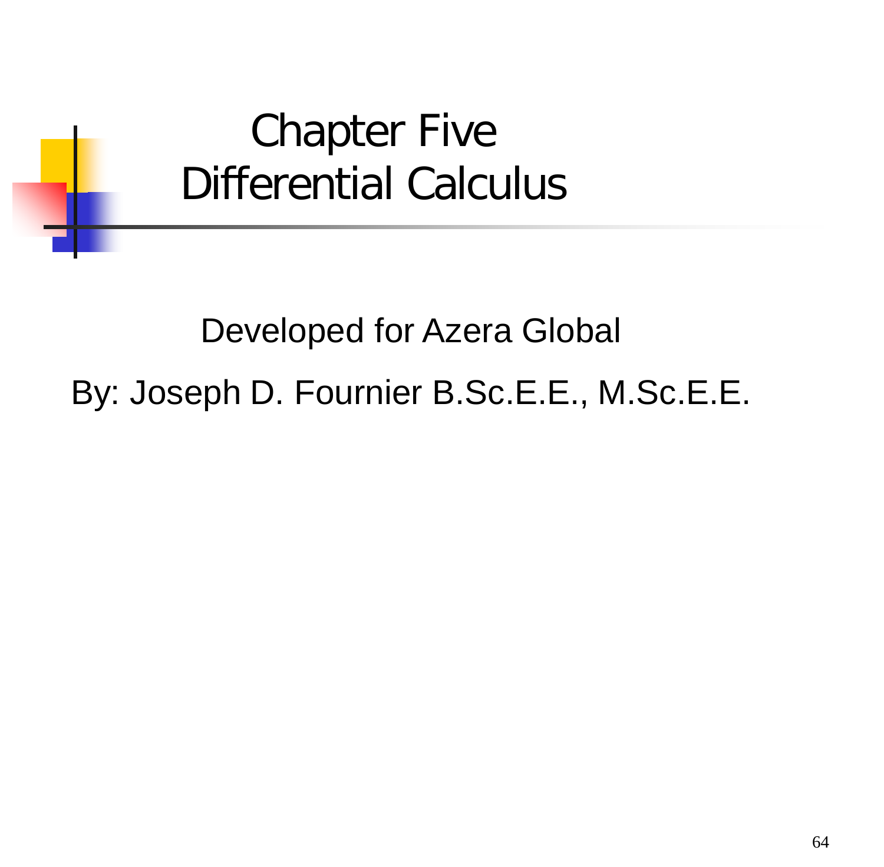# Chapter Five
# Differential Calculus

Developed for Azera Global

By: Joseph D. Fournier B.Sc.E.E., M.Sc.E.E.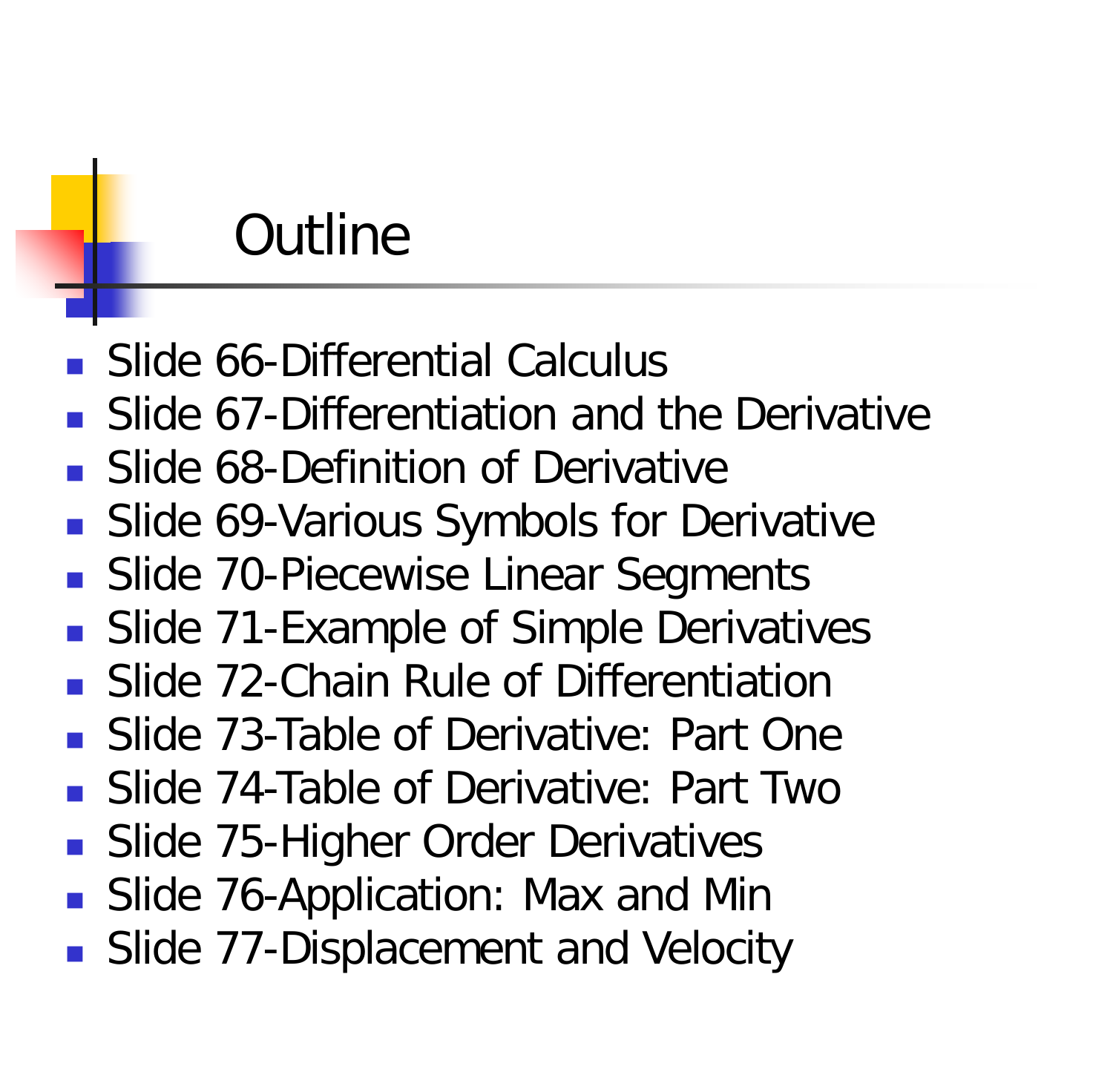# Outline

- Slide 66-Differential Calculus
- Slide 67-Differentiation and the Derivative
- Slide 68-Definition of Derivative
- Slide 69-Various Symbols for Derivative
- Slide 70-Piecewise Linear Segments
- Slide 71-Example of Simple Derivatives
- Slide 72-Chain Rule of Differentiation
- Slide 73-Table of Derivative: Part One
- Slide 74-Table of Derivative: Part Two
- Slide 75-Higher Order Derivatives
- Slide 76-Application: Max and Min
- Slide 77-Displacement and Velocity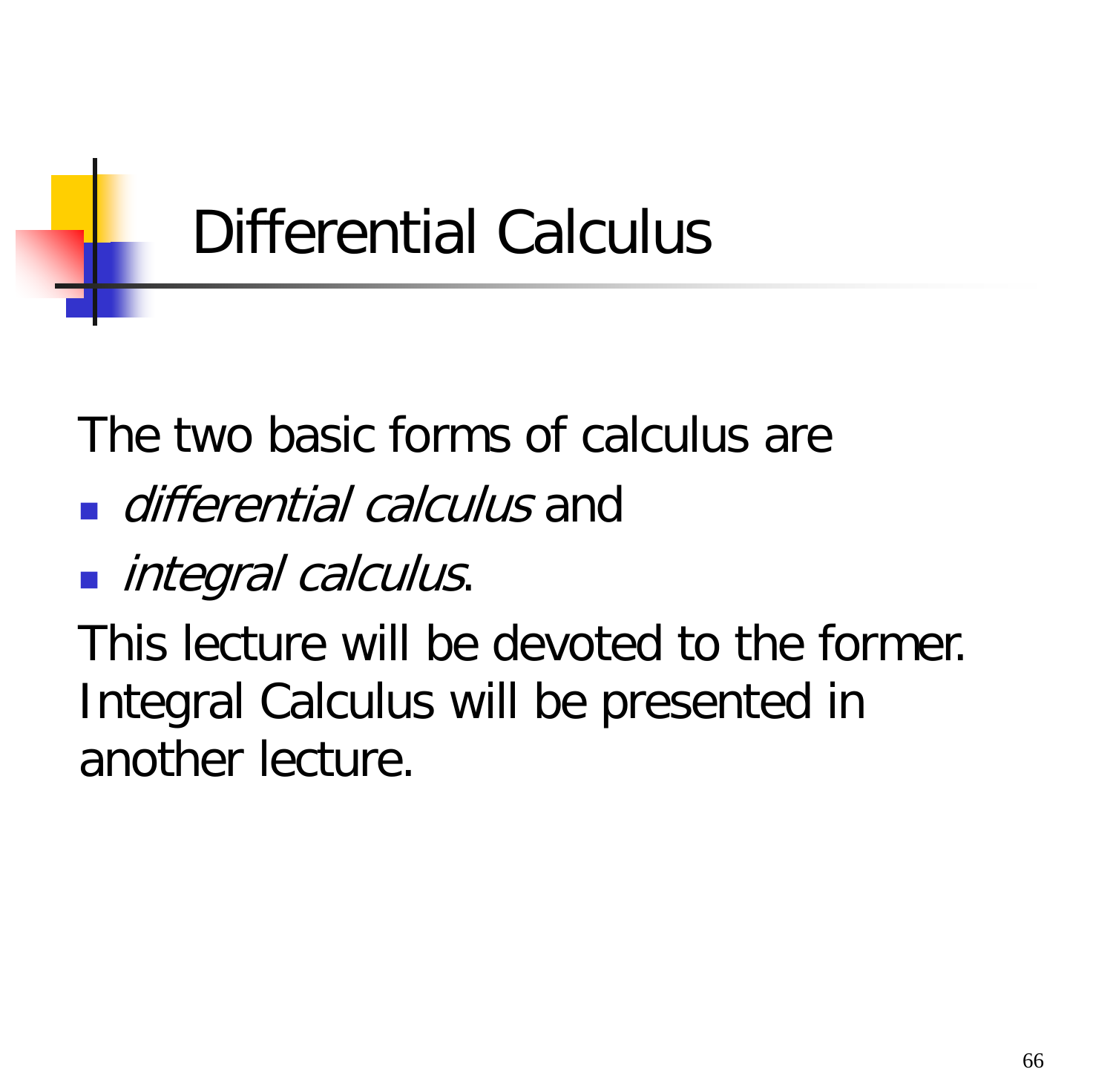# Differential Calculus

The two basic forms of calculus are

- *differential calculus* and
- *integral calculus*.

This lecture will be devoted to the former. Integral Calculus will be presented in another lecture.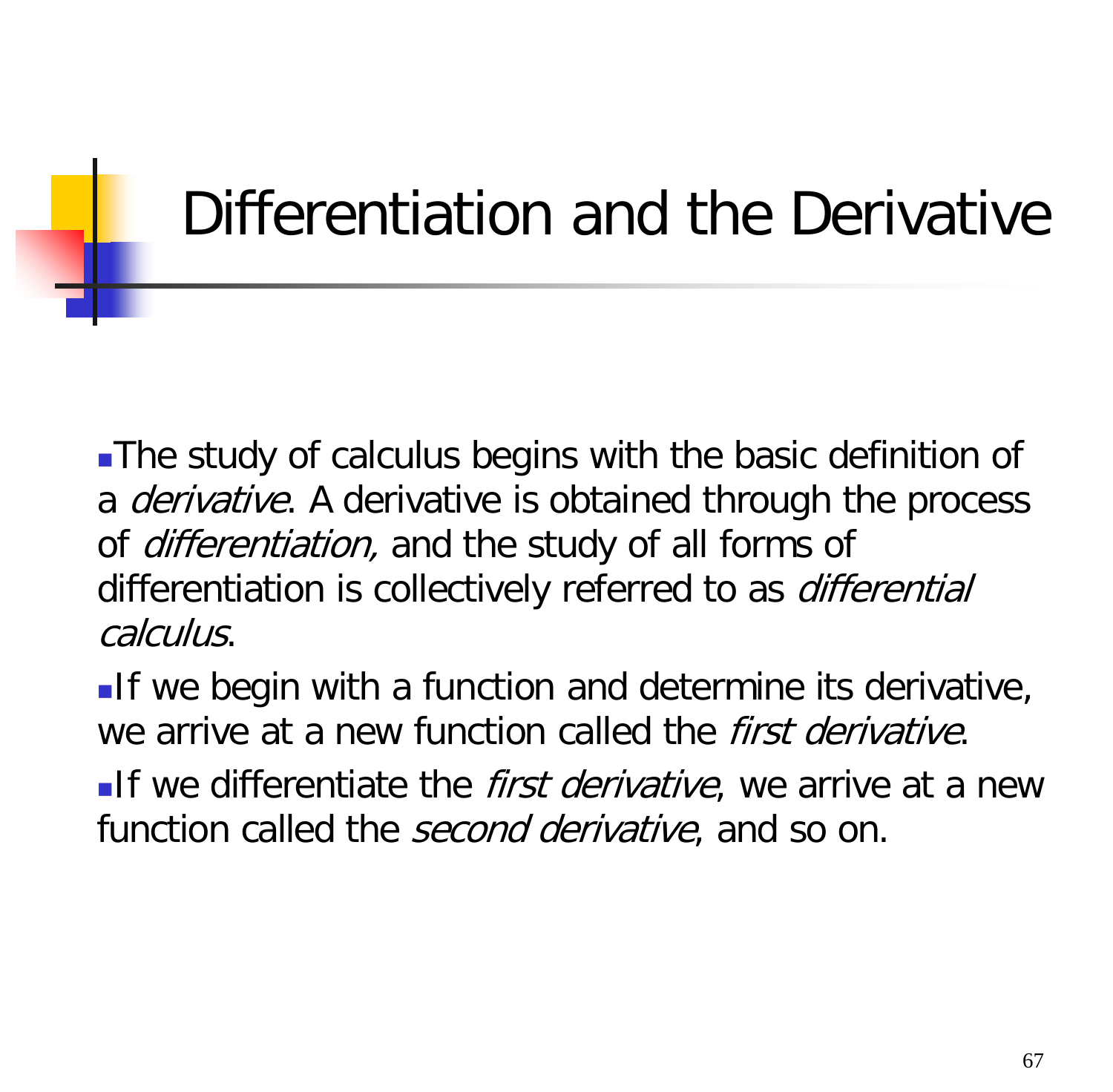# Differentiation and the Derivative

- The study of calculus begins with the basic definition of a *derivative*. A derivative is obtained through the process of *differentiation,* and the study of all forms of differentiation is collectively referred to as *differential calculus*.
- If we begin with a function and determine its derivative, we arrive at a new function called the *first derivative*.
- If we differentiate the *first derivative*, we arrive at a new function called the *second derivative*, and so on.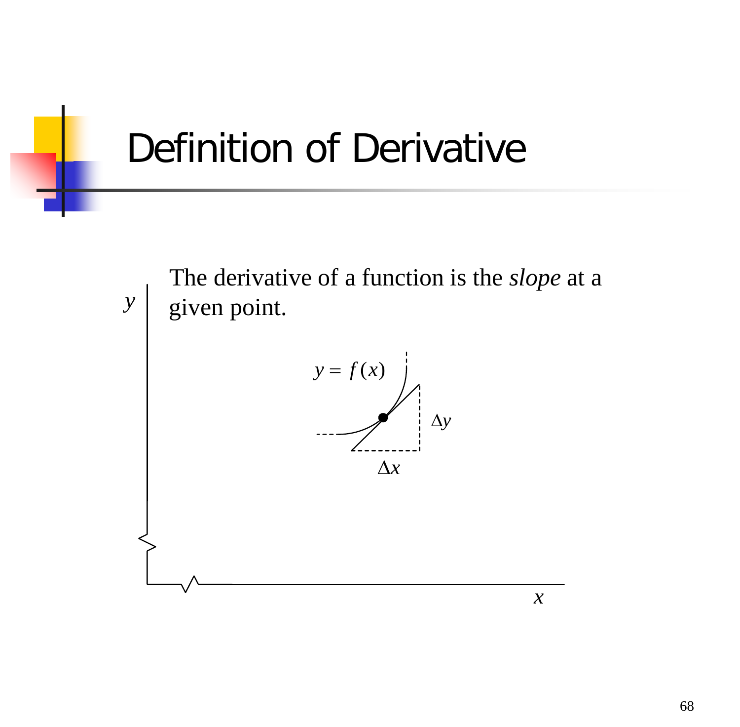# Definition of Derivative

The derivative of a function is the *slope* at a given point.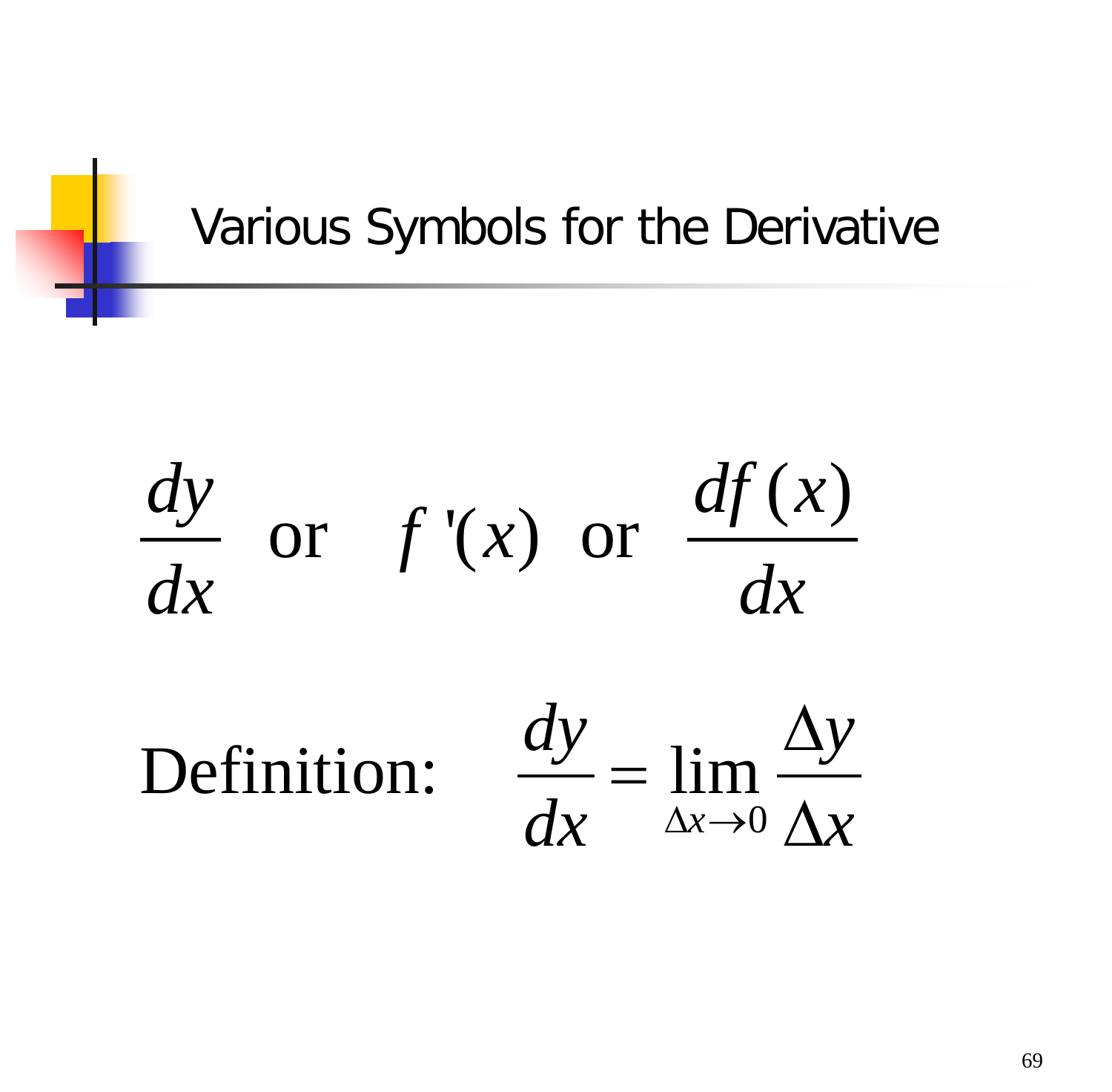# Various Symbols for the Derivative

$$\frac{dy}{dx} \text{ or } f'(x) \text{ or } \frac{df(x)}{dx}$$

Definition: $$\frac{dy}{dx} = \lim_{\Delta x \to 0} \frac{\Delta y}{\Delta x}$$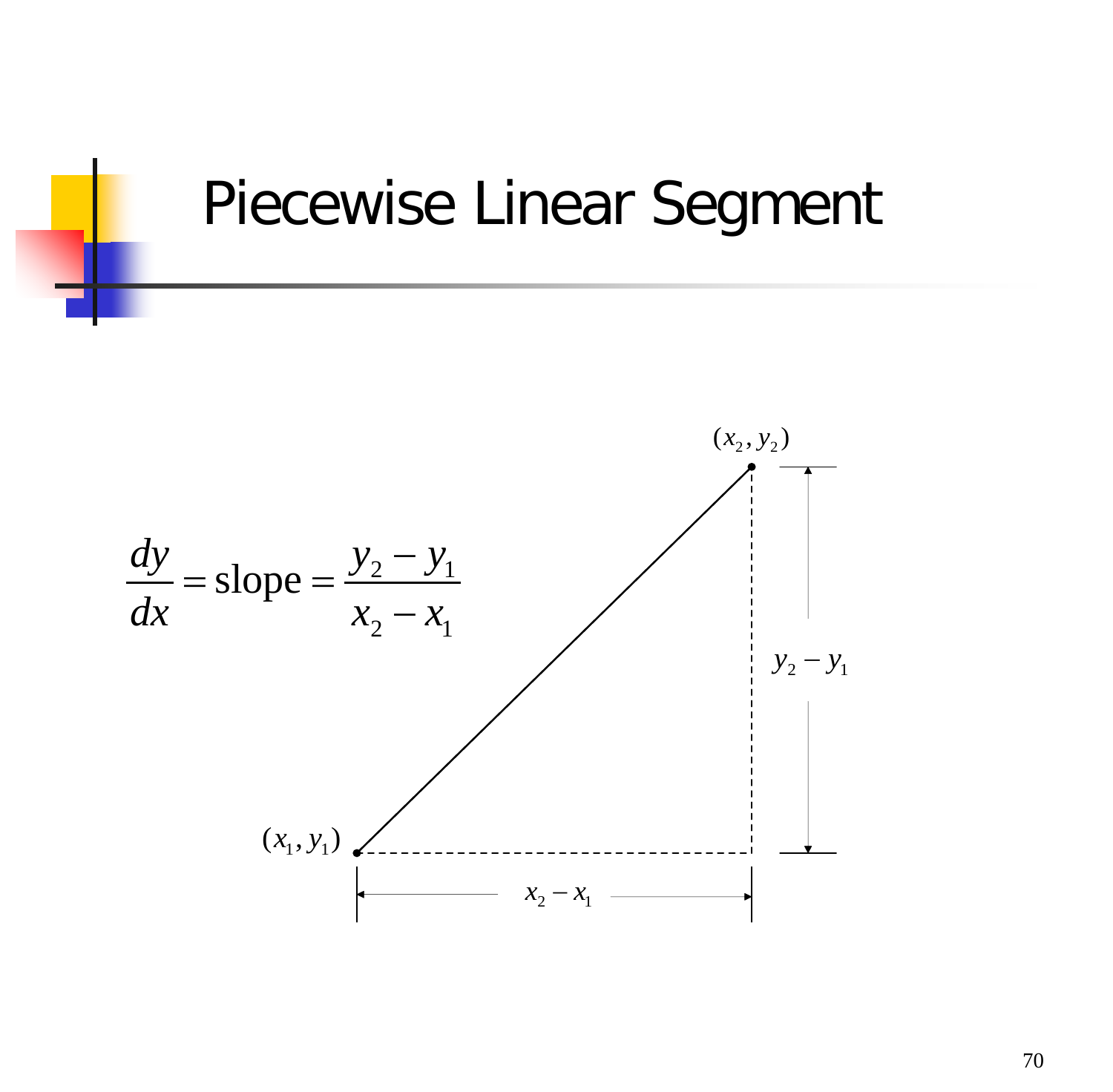# Piecewise Linear Segment

$$\frac{dy}{dx} = \text{slope} = \frac{y_2 - y_1}{x_2 - x_1}$$

$(x_2, y_2)$

$(x_1, y_1)$

$y_2 - y_1$

$x_2 - x_1$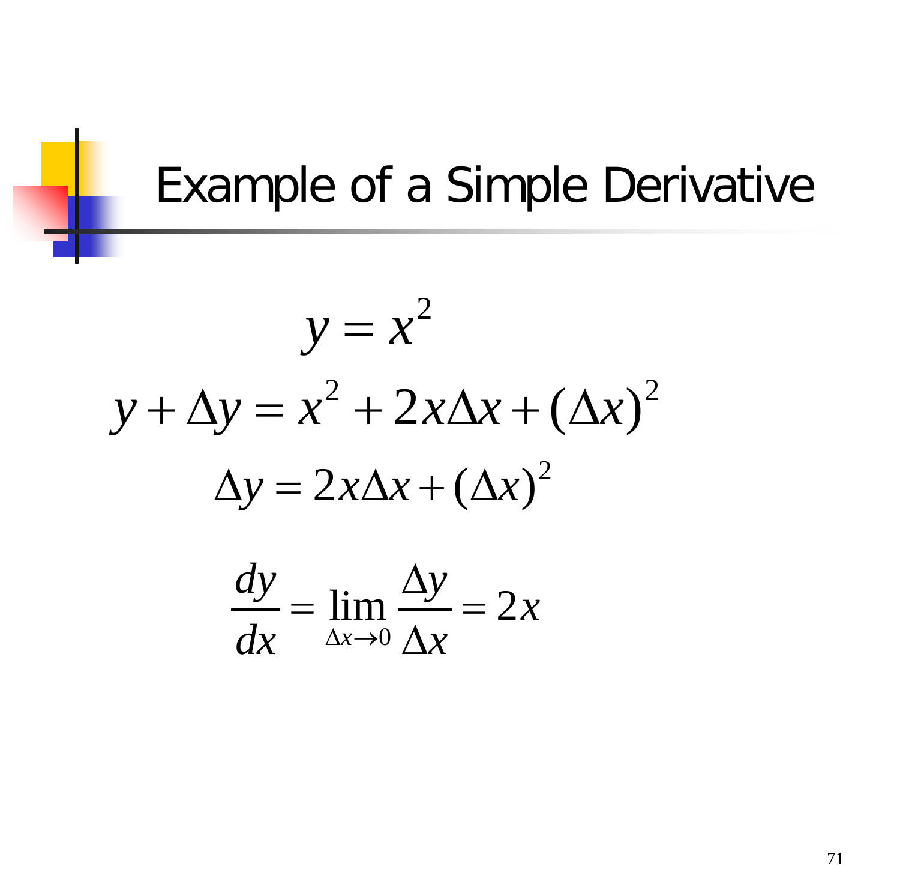# Example of a Simple Derivative

$$y = x^2$$

$$y + \Delta y = x^2 + 2x\Delta x + (\Delta x)^2$$

$$\Delta y = 2x\Delta x + (\Delta x)^2$$

$$\frac{dy}{dx} = \lim_{\Delta x \to 0} \frac{\Delta y}{\Delta x} = 2x$$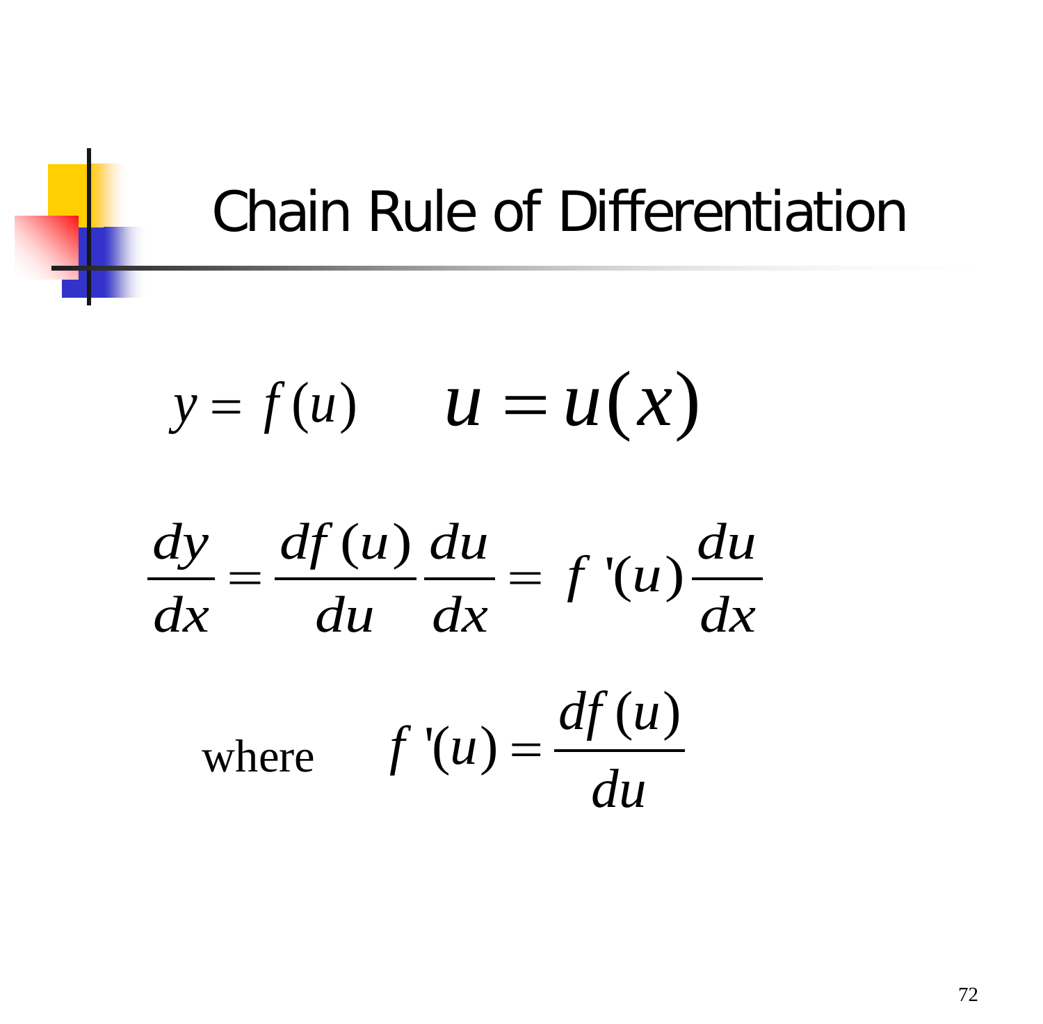# Chain Rule of Differentiation

$$y = f(u) \qquad u = u(x)$$

$$\frac{dy}{dx} = \frac{df(u)}{du}\frac{du}{dx} = f'(u)\frac{du}{dx}$$

where $\quad f'(u) = \dfrac{df(u)}{du}$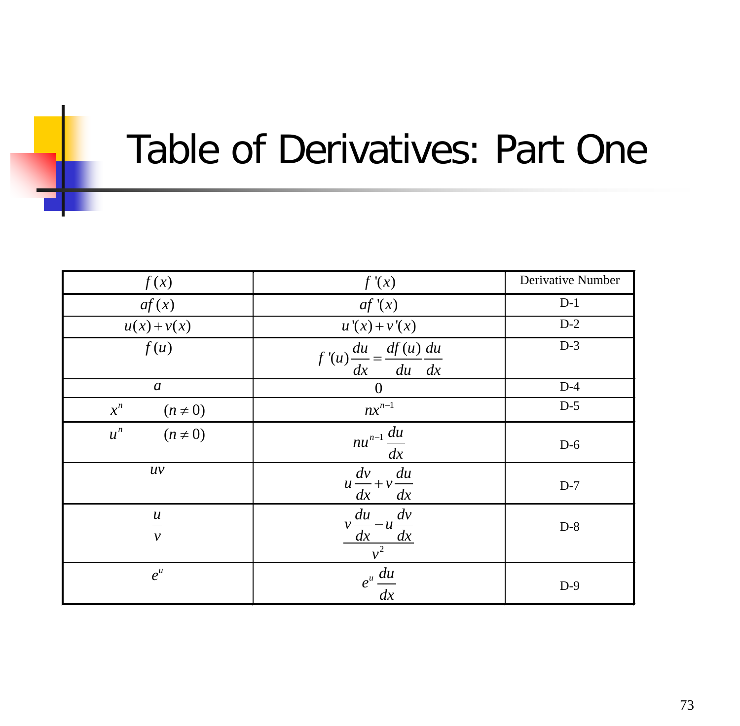# Table of Derivatives: Part One

| $f(x)$ | $f'(x)$ | Derivative Number |
|---|---|---|
| $af(x)$ | $af'(x)$ | D-1 |
| $u(x)+v(x)$ | $u'(x)+v'(x)$ | D-2 |
| $f(u)$ | $f'(u)\dfrac{du}{dx}=\dfrac{df(u)}{du}\dfrac{du}{dx}$ | D-3 |
| $a$ | $0$ | D-4 |
| $x^n \quad (n \neq 0)$ | $nx^{n-1}$ | D-5 |
| $u^n \quad (n \neq 0)$ | $nu^{n-1}\dfrac{du}{dx}$ | D-6 |
| $uv$ | $u\dfrac{dv}{dx}+v\dfrac{du}{dx}$ | D-7 |
| $\dfrac{u}{v}$ | $\dfrac{v\dfrac{du}{dx}-u\dfrac{dv}{dx}}{v^2}$ | D-8 |
| $e^u$ | $e^u\dfrac{du}{dx}$ | D-9 |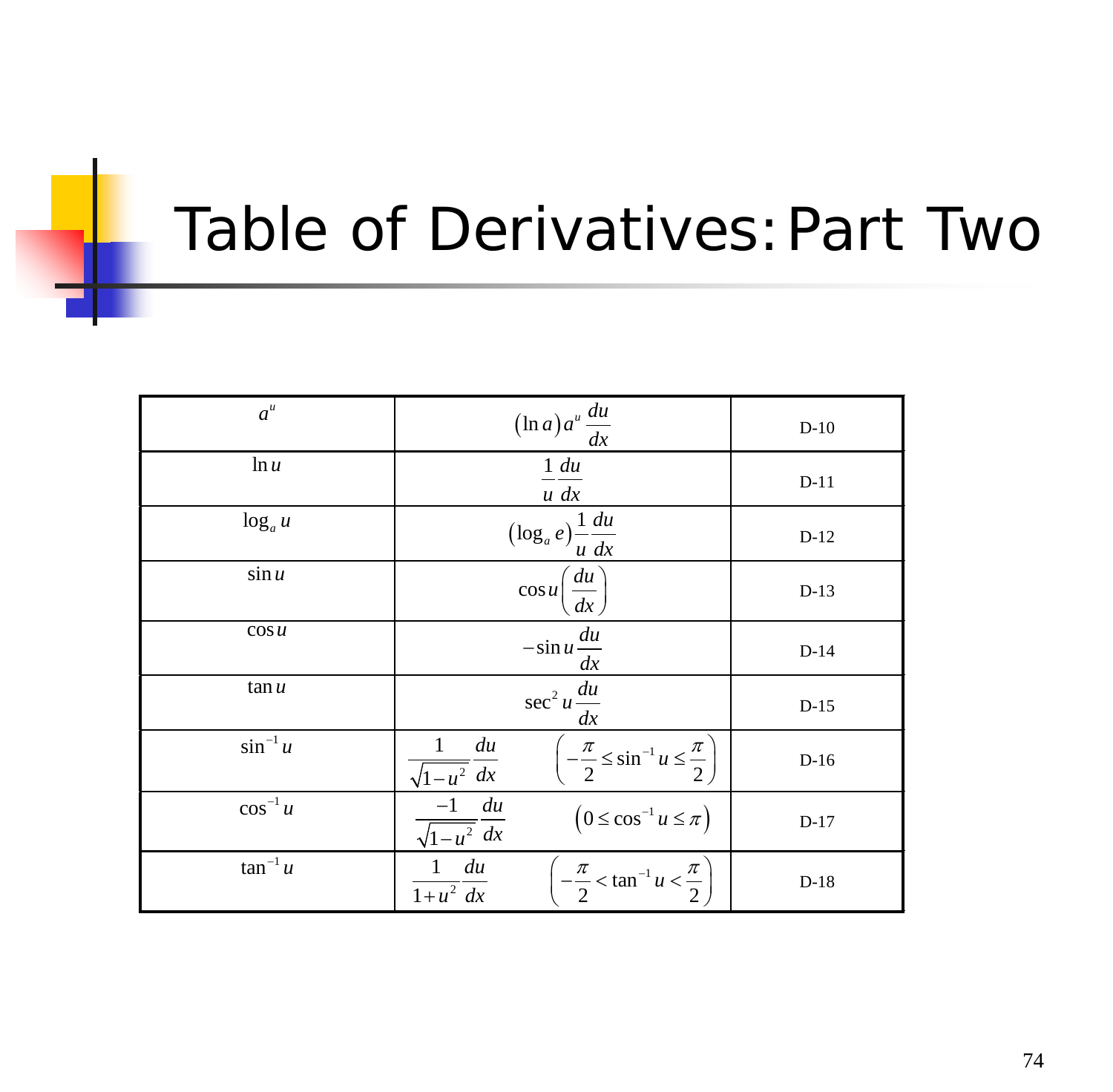# Table of Derivatives: Part Two

| | | |
|---|---|---|
| $a^u$ | $(\ln a) a^u \dfrac{du}{dx}$ | D-10 |
| $\ln u$ | $\dfrac{1}{u}\dfrac{du}{dx}$ | D-11 |
| $\log_a u$ | $(\log_a e)\dfrac{1}{u}\dfrac{du}{dx}$ | D-12 |
| $\sin u$ | $\cos u \left(\dfrac{du}{dx}\right)$ | D-13 |
| $\cos u$ | $-\sin u \dfrac{du}{dx}$ | D-14 |
| $\tan u$ | $\sec^2 u \dfrac{du}{dx}$ | D-15 |
| $\sin^{-1} u$ | $\dfrac{1}{\sqrt{1-u^2}}\dfrac{du}{dx} \quad \left(-\dfrac{\pi}{2} \le \sin^{-1} u \le \dfrac{\pi}{2}\right)$ | D-16 |
| $\cos^{-1} u$ | $\dfrac{-1}{\sqrt{1-u^2}}\dfrac{du}{dx} \quad \left(0 \le \cos^{-1} u \le \pi\right)$ | D-17 |
| $\tan^{-1} u$ | $\dfrac{1}{1+u^2}\dfrac{du}{dx} \quad \left(-\dfrac{\pi}{2} < \tan^{-1} u < \dfrac{\pi}{2}\right)$ | D-18 |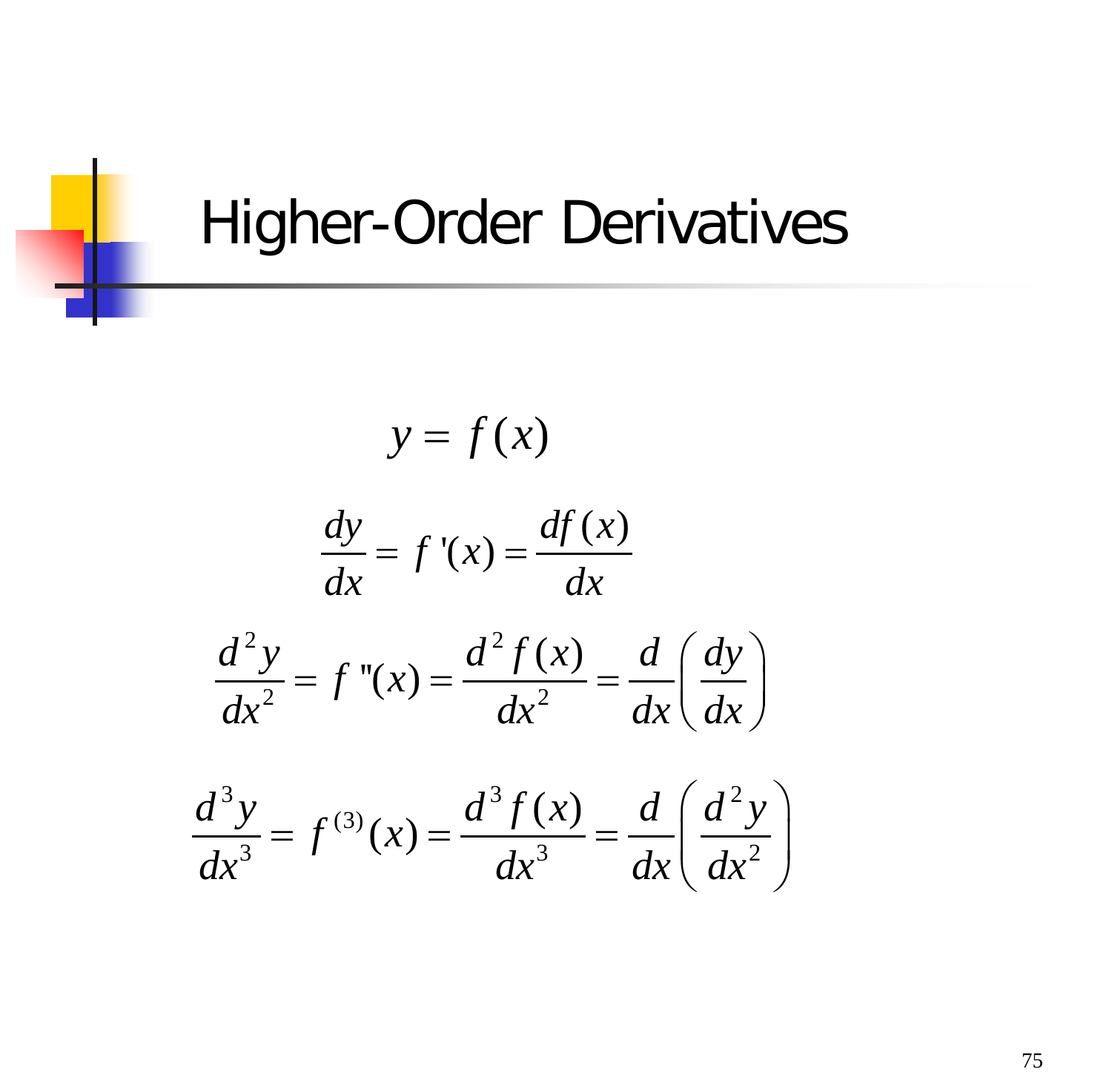# Higher-Order Derivatives

$$y = f(x)$$

$$\frac{dy}{dx} = f'(x) = \frac{df(x)}{dx}$$

$$\frac{d^2y}{dx^2} = f''(x) = \frac{d^2 f(x)}{dx^2} = \frac{d}{dx}\left(\frac{dy}{dx}\right)$$

$$\frac{d^3y}{dx^3} = f^{(3)}(x) = \frac{d^3 f(x)}{dx^3} = \frac{d}{dx}\left(\frac{d^2y}{dx^2}\right)$$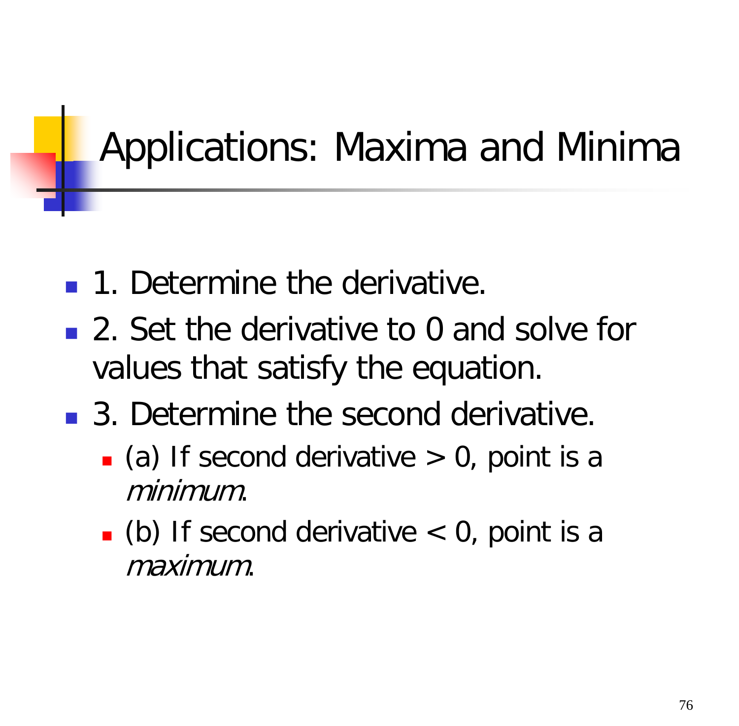# Applications: Maxima and Minima

- 1. Determine the derivative.
- 2. Set the derivative to 0 and solve for values that satisfy the equation.
- 3. Determine the second derivative.
  - (a) If second derivative > 0, point is a *minimum*.
  - (b) If second derivative < 0, point is a *maximum*.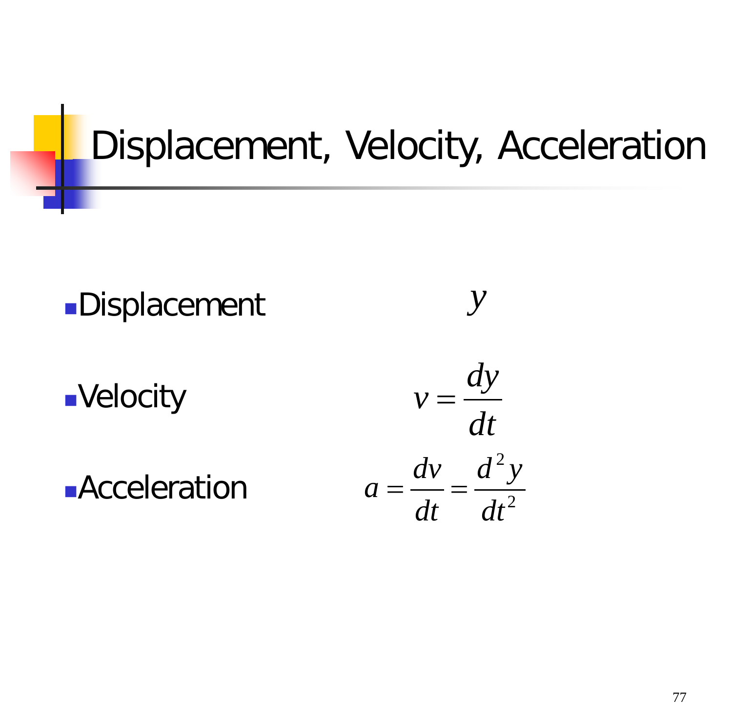# Displacement, Velocity, Acceleration

- Displacement $y$
- Velocity $v = \frac{dy}{dt}$
- Acceleration $a = \frac{dv}{dt} = \frac{d^2 y}{dt^2}$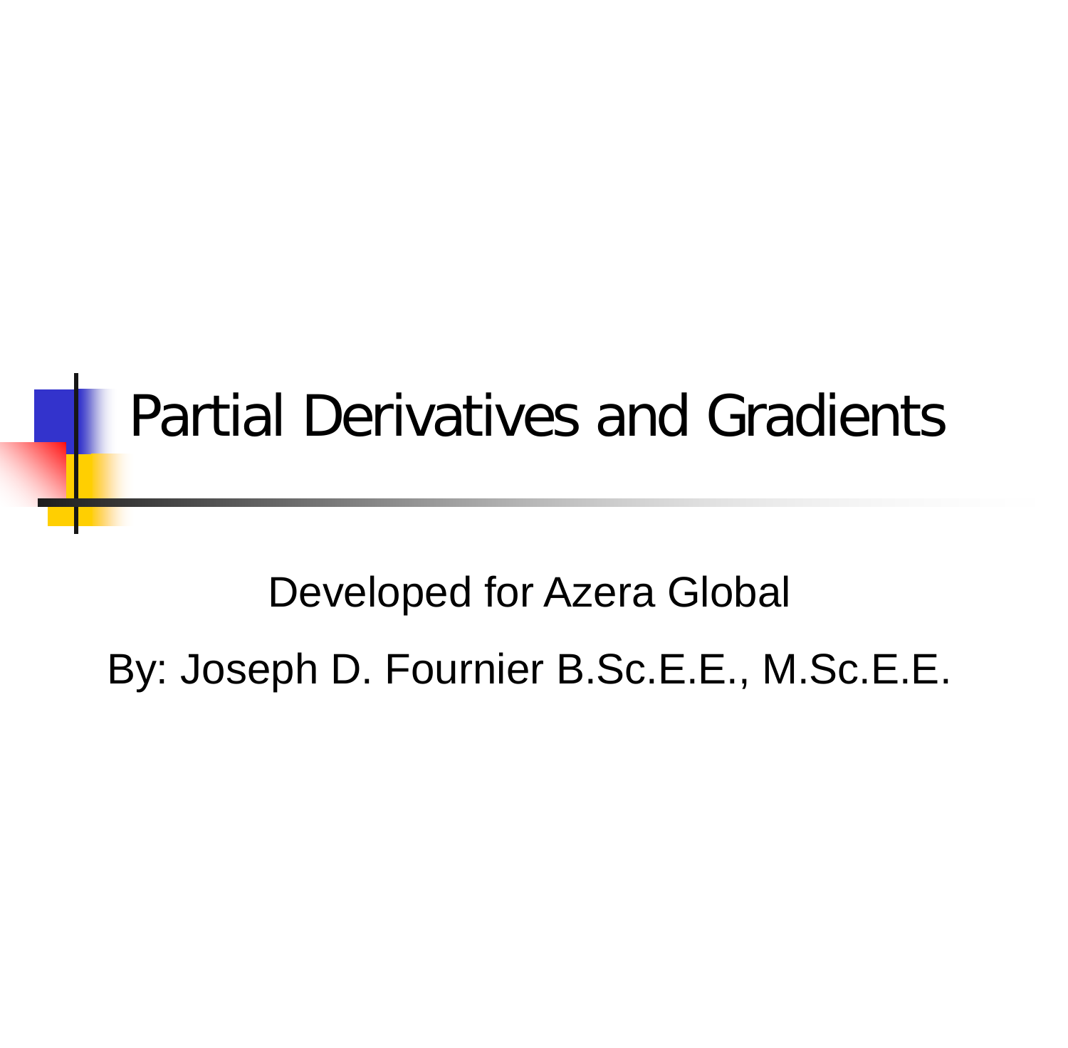# Partial Derivatives and Gradients

Developed for Azera Global

By: Joseph D. Fournier B.Sc.E.E., M.Sc.E.E.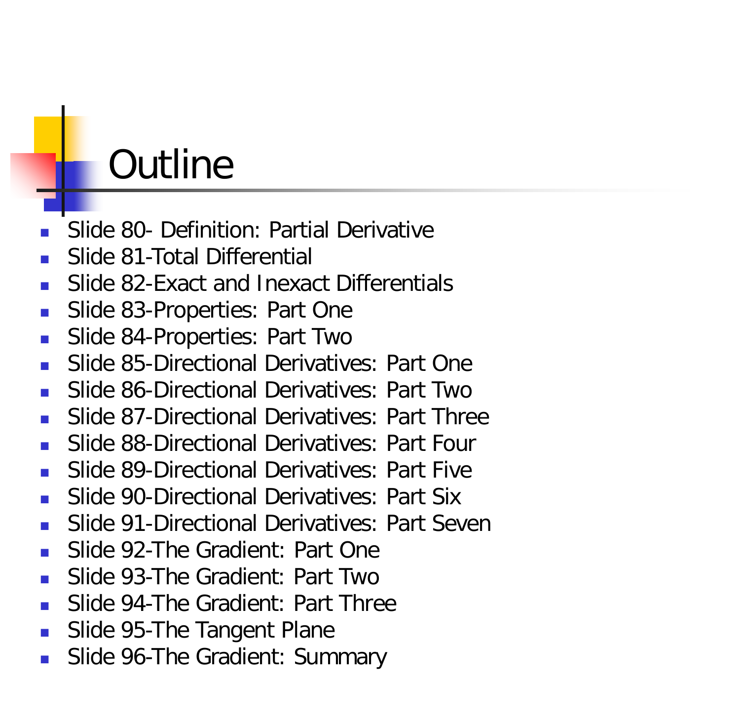# Outline

- Slide 80- Definition: Partial Derivative
- Slide 81-Total Differential
- Slide 82-Exact and Inexact Differentials
- Slide 83-Properties: Part One
- Slide 84-Properties: Part Two
- Slide 85-Directional Derivatives: Part One
- Slide 86-Directional Derivatives: Part Two
- Slide 87-Directional Derivatives: Part Three
- Slide 88-Directional Derivatives: Part Four
- Slide 89-Directional Derivatives: Part Five
- Slide 90-Directional Derivatives: Part Six
- Slide 91-Directional Derivatives: Part Seven
- Slide 92-The Gradient: Part One
- Slide 93-The Gradient: Part Two
- Slide 94-The Gradient: Part Three
- Slide 95-The Tangent Plane
- Slide 96-The Gradient: Summary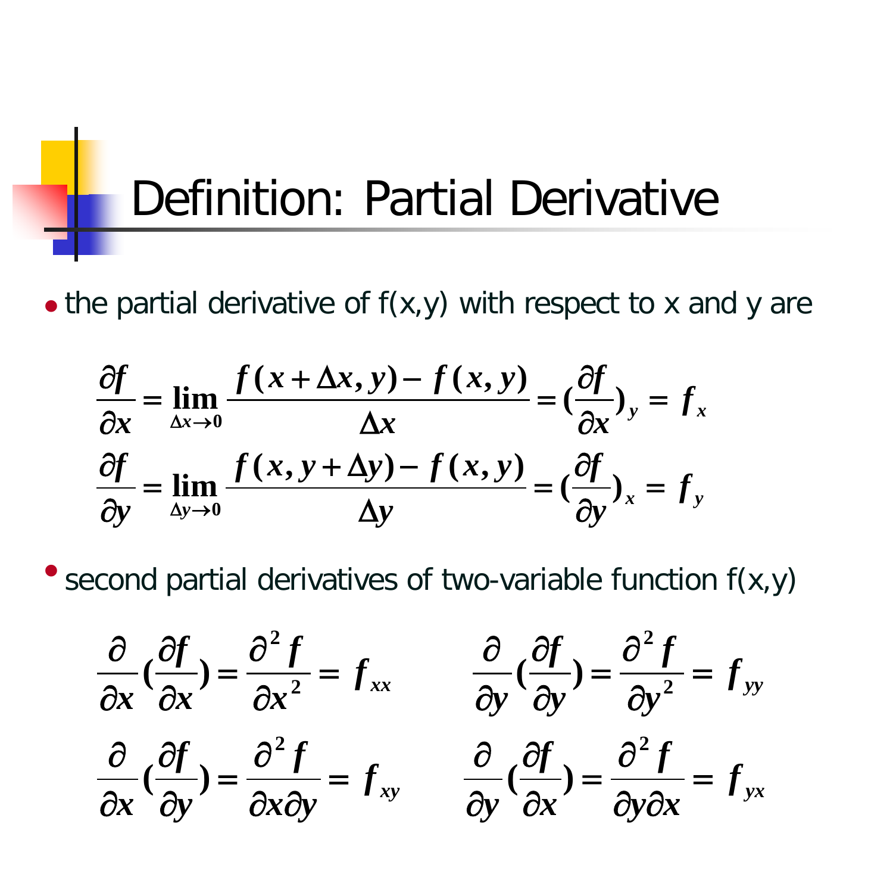# Definition: Partial Derivative

- the partial derivative of f(x,y) with respect to x and y are

$$\frac{\partial f}{\partial x} = \lim_{\Delta x \to 0} \frac{f(x+\Delta x, y) - f(x,y)}{\Delta x} = (\frac{\partial f}{\partial x})_y = f_x$$

$$\frac{\partial f}{\partial y} = \lim_{\Delta y \to 0} \frac{f(x, y+\Delta y) - f(x,y)}{\Delta y} = (\frac{\partial f}{\partial y})_x = f_y$$

- second partial derivatives of two-variable function f(x,y)

$$\frac{\partial}{\partial x}(\frac{\partial f}{\partial x}) = \frac{\partial^2 f}{\partial x^2} = f_{xx} \qquad \frac{\partial}{\partial y}(\frac{\partial f}{\partial y}) = \frac{\partial^2 f}{\partial y^2} = f_{yy}$$

$$\frac{\partial}{\partial x}(\frac{\partial f}{\partial y}) = \frac{\partial^2 f}{\partial x \partial y} = f_{xy} \qquad \frac{\partial}{\partial y}(\frac{\partial f}{\partial x}) = \frac{\partial^2 f}{\partial y \partial x} = f_{yx}$$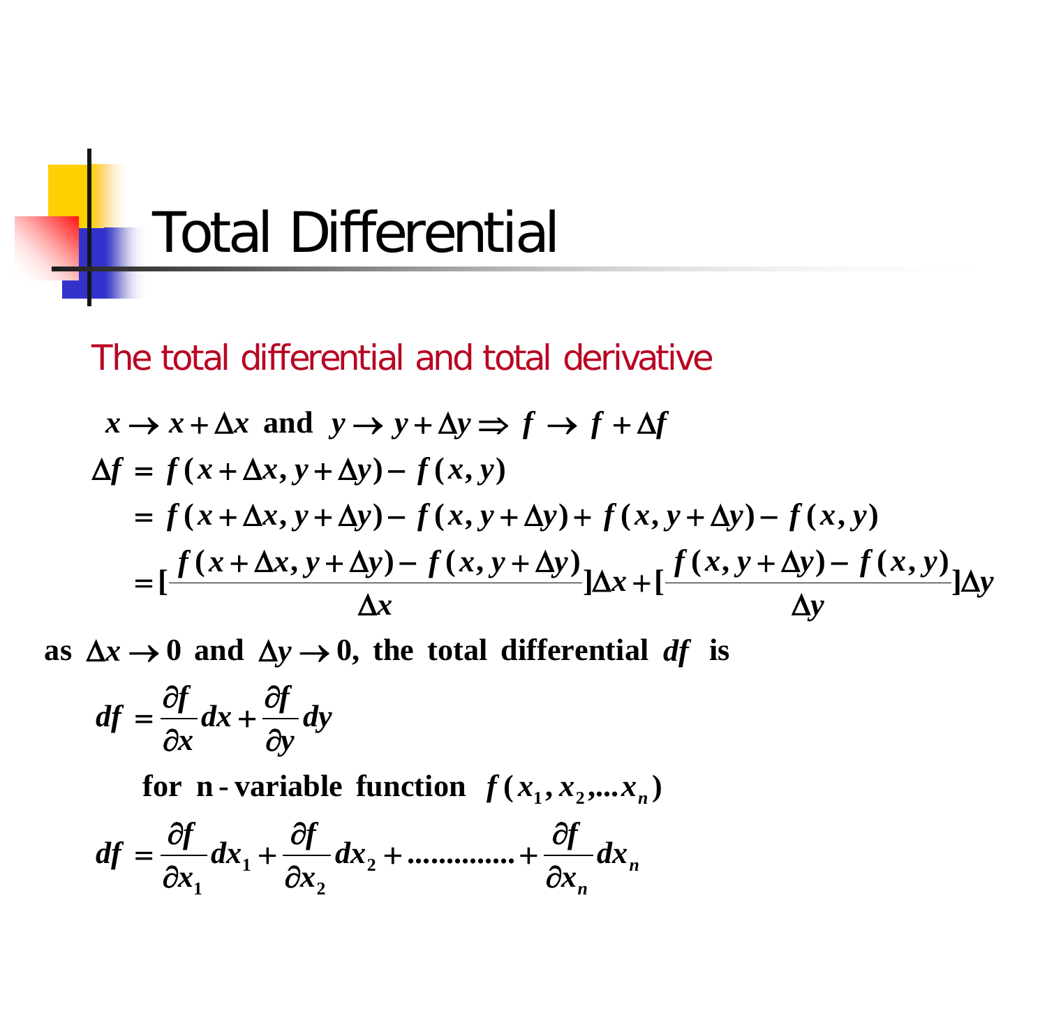# Total Differential

## The total differential and total derivative

$$x \to x + \Delta x \text{ and } y \to y + \Delta y \Rightarrow f \to f + \Delta f$$

$$\begin{aligned}
\Delta f &= f(x+\Delta x, y+\Delta y) - f(x,y) \\
&= f(x+\Delta x, y+\Delta y) - f(x, y+\Delta y) + f(x, y+\Delta y) - f(x,y) \\
&= \left[\frac{f(x+\Delta x, y+\Delta y) - f(x, y+\Delta y)}{\Delta x}\right]\Delta x + \left[\frac{f(x, y+\Delta y) - f(x,y)}{\Delta y}\right]\Delta y
\end{aligned}$$

**as $\Delta x \to 0$ and $\Delta y \to 0$, the total differential $df$ is**

$$df = \frac{\partial f}{\partial x}dx + \frac{\partial f}{\partial y}dy$$

**for n-variable function $f(x_1, x_2, \ldots x_n)$**

$$df = \frac{\partial f}{\partial x_1}dx_1 + \frac{\partial f}{\partial x_2}dx_2 + \ldots\ldots\ldots\ldots + \frac{\partial f}{\partial x_n}dx_n$$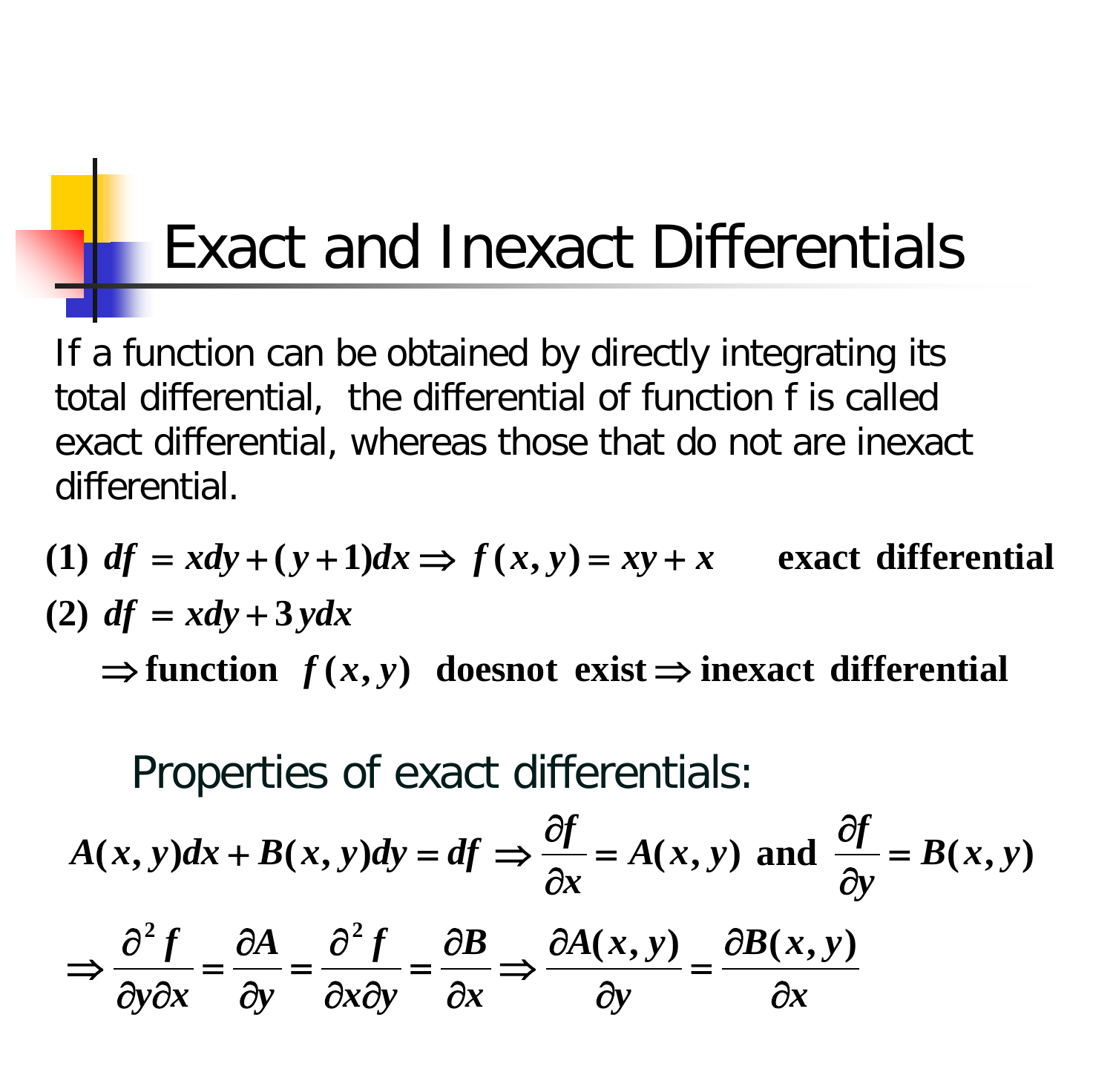# Exact and Inexact Differentials

If a function can be obtained by directly integrating its total differential, the differential of function f is called exact differential, whereas those that do not are inexact differential.

$$\textbf{(1)}\ df = xdy + (y+1)dx \Rightarrow f(x,y) = xy + x \qquad \textbf{exact differential}$$

$$\textbf{(2)}\ df = xdy + 3ydx$$

$$\Rightarrow \textbf{function } f(x,y) \textbf{ doesnot exist} \Rightarrow \textbf{inexact differential}$$

## Properties of exact differentials:

$$A(x,y)dx + B(x,y)dy = df \Rightarrow \frac{\partial f}{\partial x} = A(x,y) \text{ and } \frac{\partial f}{\partial y} = B(x,y)$$

$$\Rightarrow \frac{\partial^2 f}{\partial y \partial x} = \frac{\partial A}{\partial y} = \frac{\partial^2 f}{\partial x \partial y} = \frac{\partial B}{\partial x} \Rightarrow \frac{\partial A(x,y)}{\partial y} = \frac{\partial B(x,y)}{\partial x}$$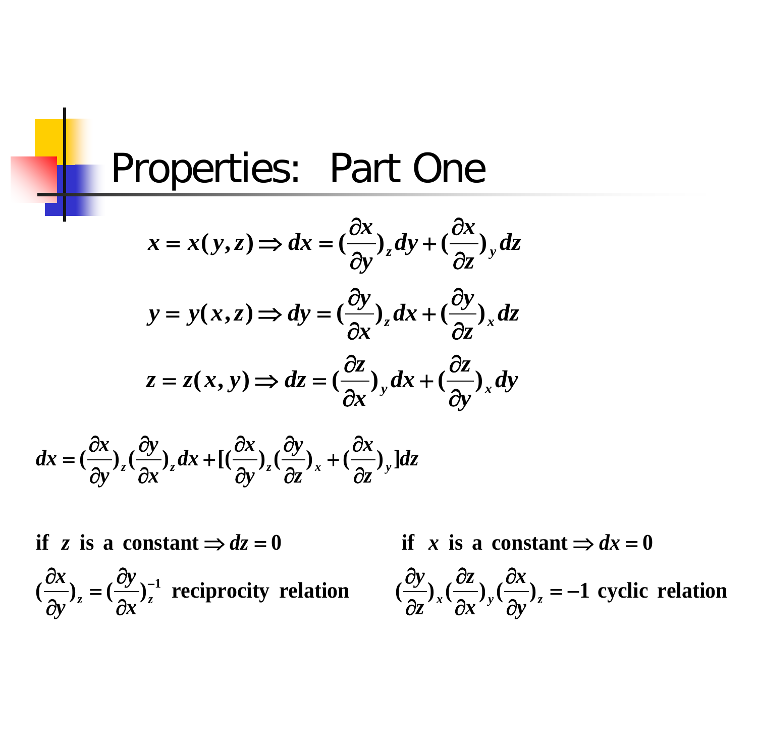# Properties: Part One

$$x = x(y,z) \Rightarrow dx = \left(\frac{\partial x}{\partial y}\right)_z dy + \left(\frac{\partial x}{\partial z}\right)_y dz$$

$$y = y(x,z) \Rightarrow dy = \left(\frac{\partial y}{\partial x}\right)_z dx + \left(\frac{\partial y}{\partial z}\right)_x dz$$

$$z = z(x,y) \Rightarrow dz = \left(\frac{\partial z}{\partial x}\right)_y dx + \left(\frac{\partial z}{\partial y}\right)_x dy$$

$$dx = \left(\frac{\partial x}{\partial y}\right)_z \left(\frac{\partial y}{\partial x}\right)_z dx + \left[\left(\frac{\partial x}{\partial y}\right)_z \left(\frac{\partial y}{\partial z}\right)_x + \left(\frac{\partial x}{\partial z}\right)_y\right] dz$$

**if** $z$ **is a constant** $\Rightarrow dz = 0$

$$\left(\frac{\partial x}{\partial y}\right)_z = \left(\frac{\partial y}{\partial x}\right)_z^{-1} \text{ reciprocity relation}$$

**if** $x$ **is a constant** $\Rightarrow dx = 0$

$$\left(\frac{\partial y}{\partial z}\right)_x \left(\frac{\partial z}{\partial x}\right)_y \left(\frac{\partial x}{\partial y}\right)_z = -1 \text{ cyclic relation}$$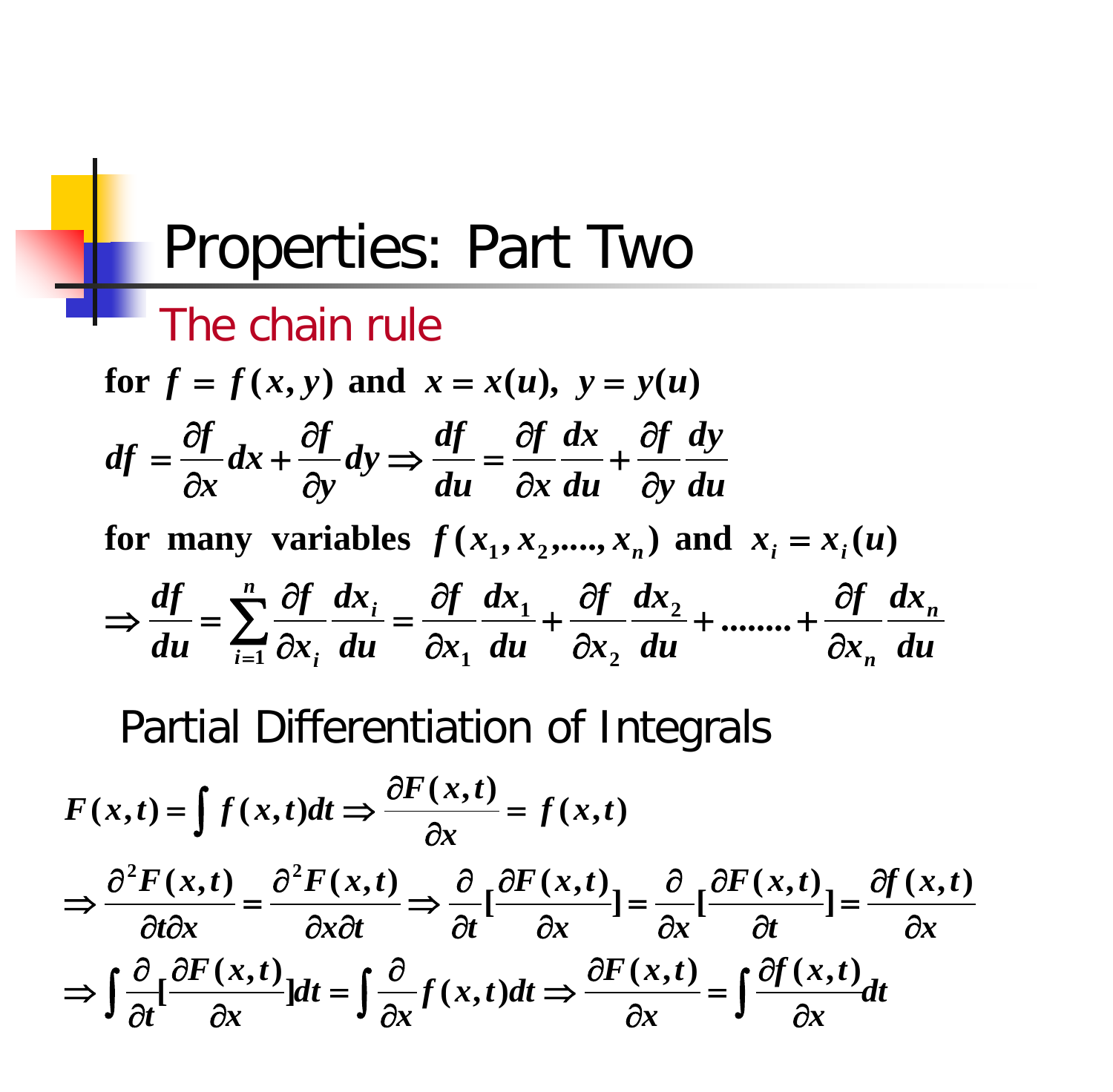# Properties: Part Two

## The chain rule

**for** $f = f(x,y)$ **and** $x = x(u),\ y = y(u)$

$$df = \frac{\partial f}{\partial x}dx + \frac{\partial f}{\partial y}dy \Rightarrow \frac{df}{du} = \frac{\partial f}{\partial x}\frac{dx}{du} + \frac{\partial f}{\partial y}\frac{dy}{du}$$

**for many variables** $f(x_1, x_2, ...., x_n)$ **and** $x_i = x_i(u)$

$$\Rightarrow \frac{df}{du} = \sum_{i=1}^{n}\frac{\partial f}{\partial x_i}\frac{dx_i}{du} = \frac{\partial f}{\partial x_1}\frac{dx_1}{du} + \frac{\partial f}{\partial x_2}\frac{dx_2}{du} + ........ + \frac{\partial f}{\partial x_n}\frac{dx_n}{du}$$

## Partial Differentiation of Integrals

$$F(x,t) = \int f(x,t)dt \Rightarrow \frac{\partial F(x,t)}{\partial x} = f(x,t)$$

$$\Rightarrow \frac{\partial^2 F(x,t)}{\partial t \partial x} = \frac{\partial^2 F(x,t)}{\partial x \partial t} \Rightarrow \frac{\partial}{\partial t}[\frac{\partial F(x,t)}{\partial x}] = \frac{\partial}{\partial x}[\frac{\partial F(x,t)}{\partial t}] = \frac{\partial f(x,t)}{\partial x}$$

$$\Rightarrow \int \frac{\partial}{\partial t}[\frac{\partial F(x,t)}{\partial x}]dt = \int \frac{\partial}{\partial x} f(x,t)dt \Rightarrow \frac{\partial F(x,t)}{\partial x} = \int \frac{\partial f(x,t)}{\partial x}dt$$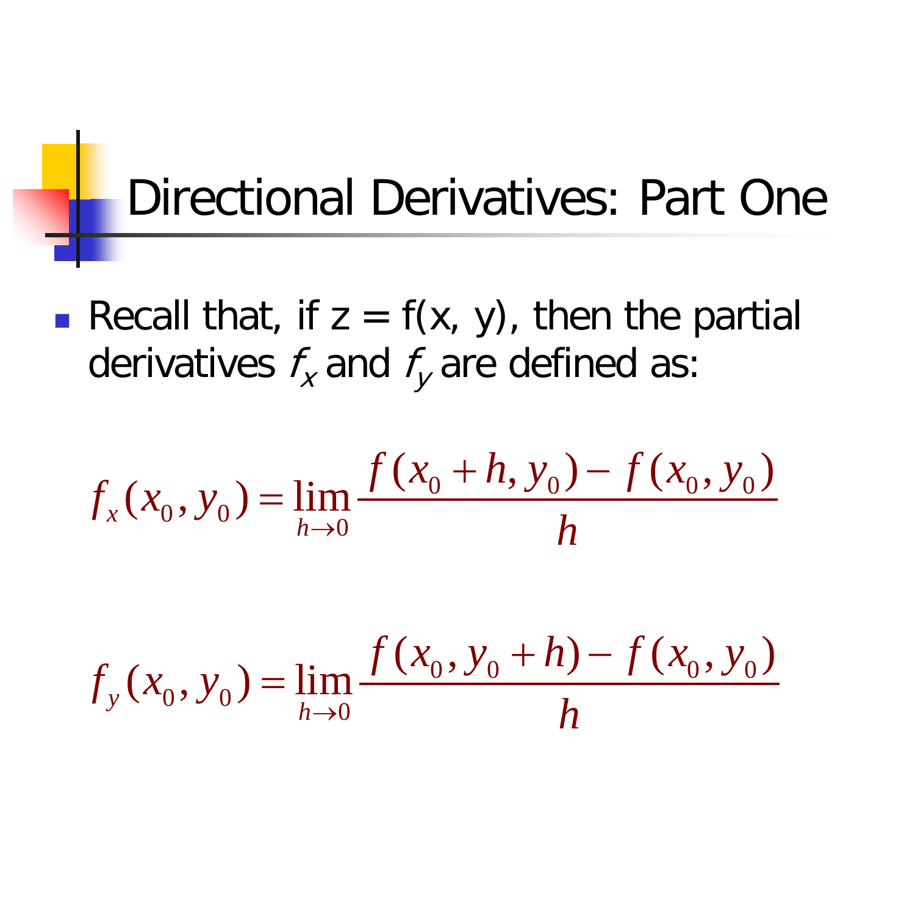# Directional Derivatives: Part One

- Recall that, if z = f(x, y), then the partial derivatives $f_x$ and $f_y$ are defined as:

$$f_x(x_0, y_0) = \lim_{h \to 0} \frac{f(x_0 + h, y_0) - f(x_0, y_0)}{h}$$

$$f_y(x_0, y_0) = \lim_{h \to 0} \frac{f(x_0, y_0 + h) - f(x_0, y_0)}{h}$$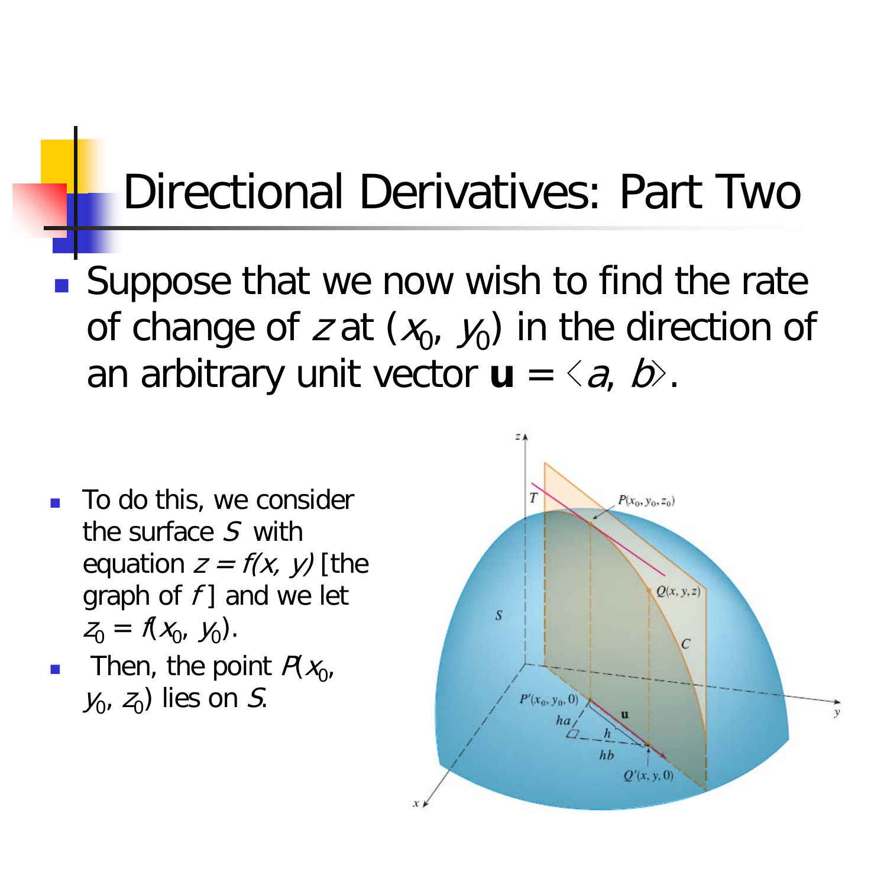# Directional Derivatives: Part Two

- Suppose that we now wish to find the rate of change of $z$ at $(x_0, y_0)$ in the direction of an arbitrary unit vector $\mathbf{u} = \langle a, b \rangle$.

- To do this, we consider the surface $S$ with equation $z = f(x, y)$ [the graph of $f$] and we let $z_0 = f(x_0, y_0)$.
- Then, the point $P(x_0, y_0, z_0)$ lies on $S$.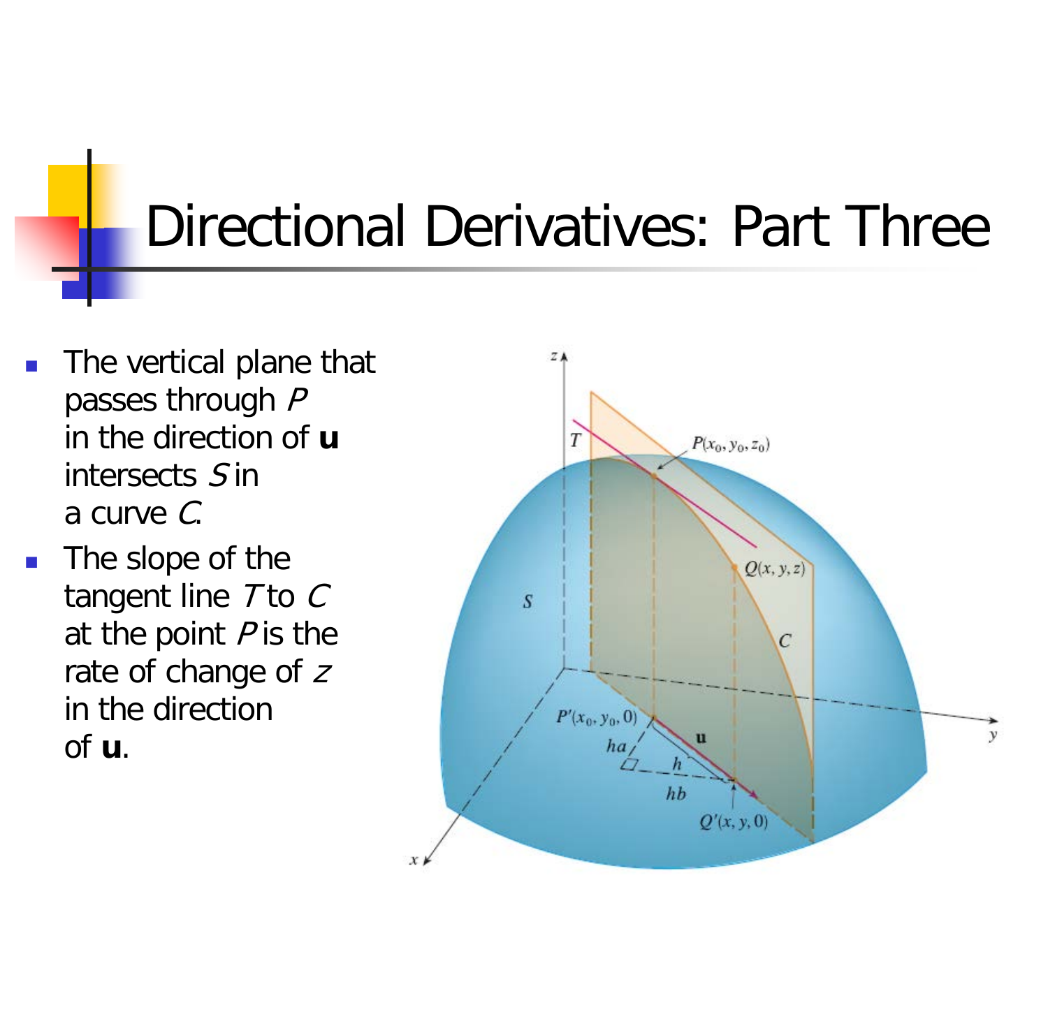# Directional Derivatives: Part Three

- The vertical plane that passes through $P$ in the direction of **u** intersects $S$ in a curve $C$.
- The slope of the tangent line $T$ to $C$ at the point $P$ is the rate of change of $z$ in the direction of **u**.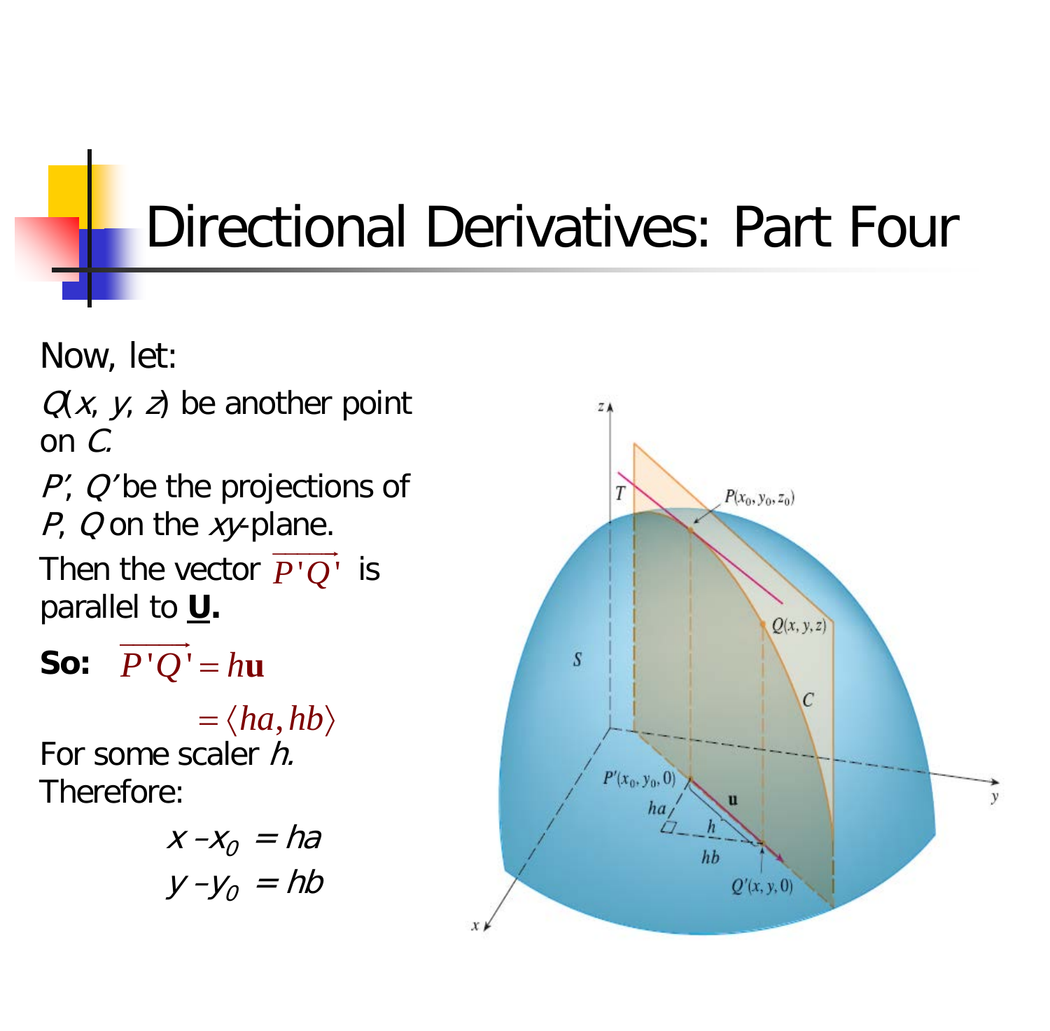# Directional Derivatives: Part Four

Now, let:

$Q(x, y, z)$ be another point on $C$.

$P'$, $Q'$ be the projections of $P$, $Q$ on the $xy$-plane.

Then the vector $\overrightarrow{P'Q'}$ is parallel to **u**.

**So:** $\overrightarrow{P'Q'} = h\mathbf{u}$

$$= \langle ha, hb \rangle$$

For some scaler $h$.

Therefore:

$$x - x_0 = ha$$

$$y - y_0 = hb$$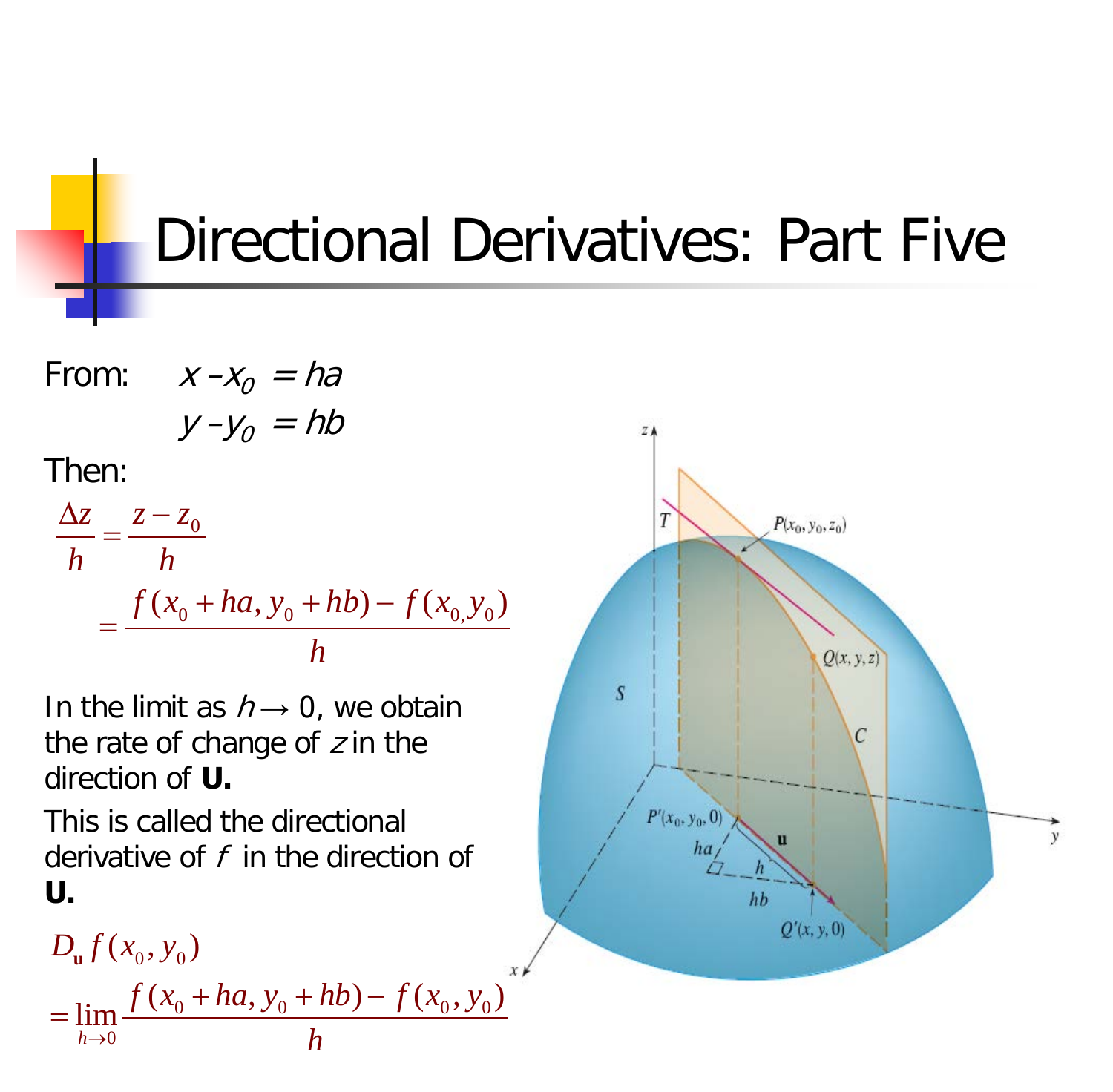# Directional Derivatives: Part Five

From: $x - x_0 = ha$

$y - y_0 = hb$

Then:

$$\frac{\Delta z}{h} = \frac{z - z_0}{h}$$

$$= \frac{f(x_0 + ha, y_0 + hb) - f(x_0, y_0)}{h}$$

In the limit as $h \to 0$, we obtain the rate of change of $z$ in the direction of **U.**

This is called the directional derivative of $f$ in the direction of **U.**

$$D_{\mathbf{u}} f(x_0, y_0)$$

$$= \lim_{h \to 0} \frac{f(x_0 + ha, y_0 + hb) - f(x_0, y_0)}{h}$$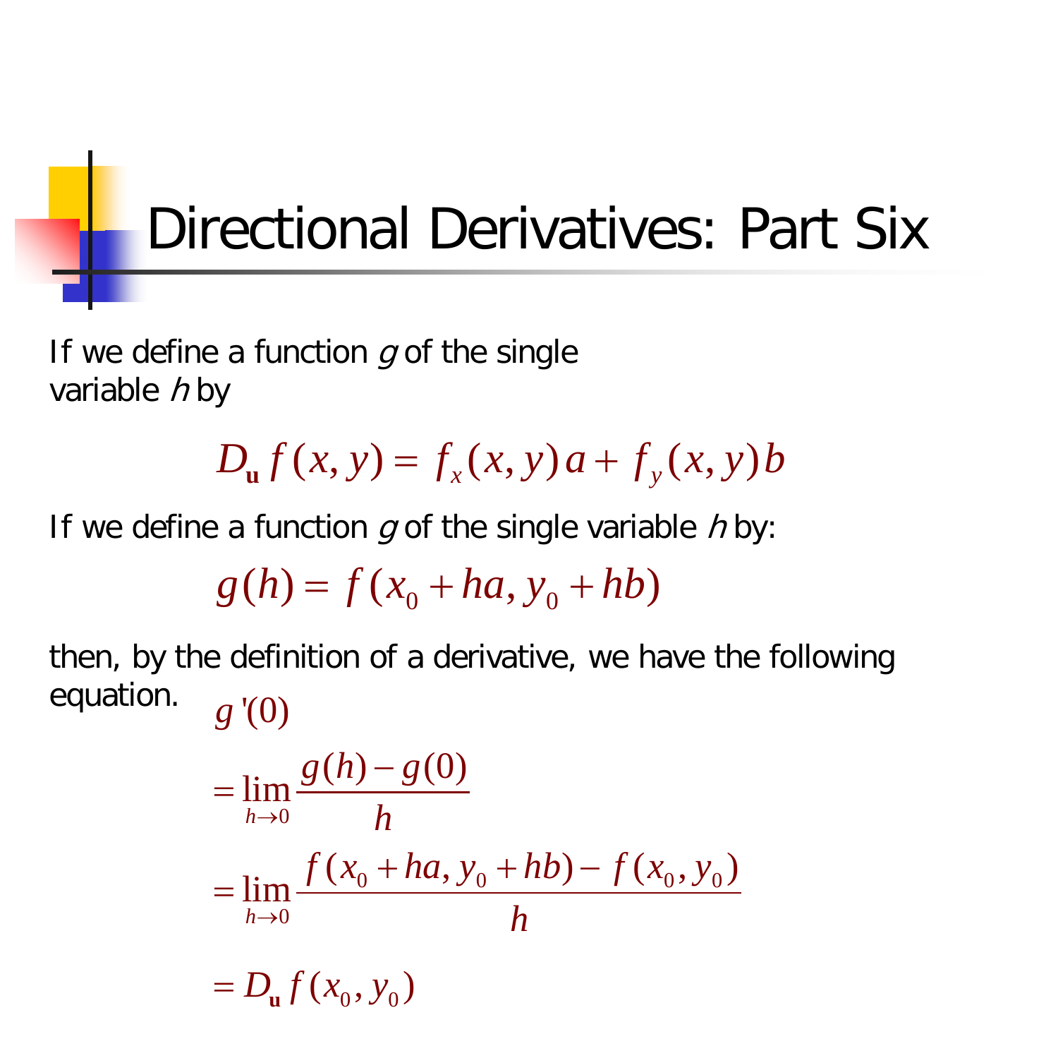# Directional Derivatives: Part Six

If we define a function *g* of the single variable *h* by

$$D_{\mathbf{u}} f(x, y) = f_x(x, y)\, a + f_y(x, y)\, b$$

If we define a function *g* of the single variable *h* by:

$$g(h) = f(x_0 + ha, y_0 + hb)$$

then, by the definition of a derivative, we have the following equation.

$$
\begin{aligned}
& g'(0) \\
&= \lim_{h \to 0} \frac{g(h) - g(0)}{h} \\
&= \lim_{h \to 0} \frac{f(x_0 + ha, y_0 + hb) - f(x_0, y_0)}{h} \\
&= D_{\mathbf{u}} f(x_0, y_0)
\end{aligned}
$$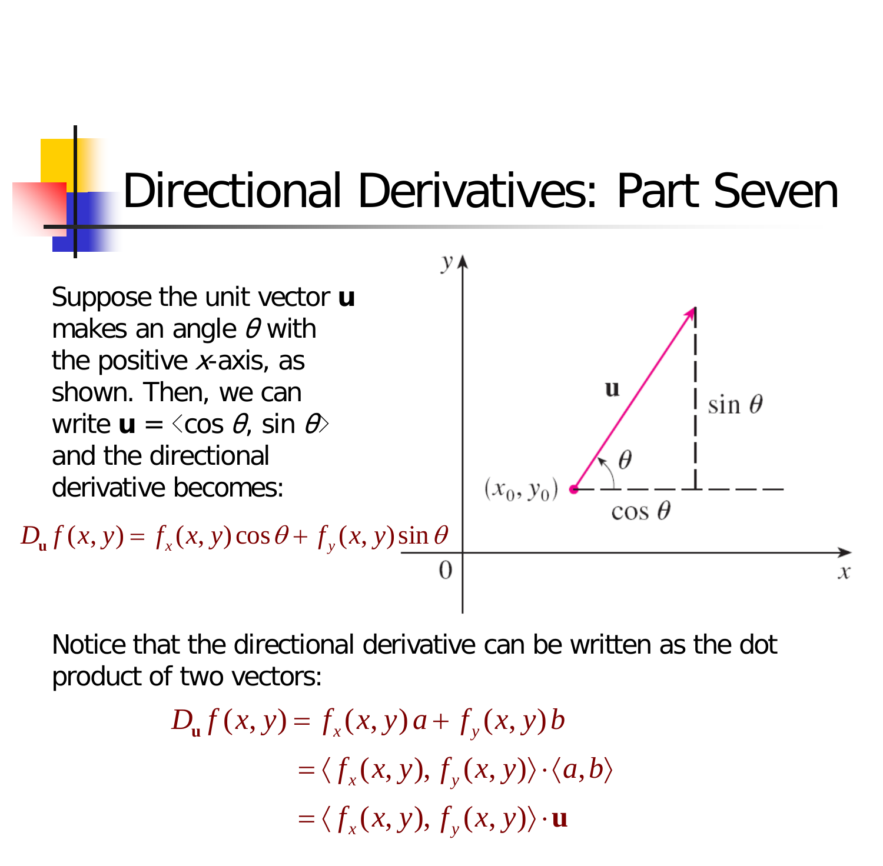# Directional Derivatives: Part Seven

Suppose the unit vector **u** makes an angle $\theta$ with the positive $x$-axis, as shown. Then, we can write $\mathbf{u} = \langle \cos\theta, \sin\theta \rangle$ and the directional derivative becomes:

$$D_{\mathbf{u}} f(x,y) = f_x(x,y)\cos\theta + f_y(x,y)\sin\theta$$

Notice that the directional derivative can be written as the dot product of two vectors:

$$\begin{aligned} D_{\mathbf{u}} f(x,y) &= f_x(x,y)\,a + f_y(x,y)\,b \\ &= \langle f_x(x,y), f_y(x,y) \rangle \cdot \langle a, b \rangle \\ &= \langle f_x(x,y), f_y(x,y) \rangle \cdot \mathbf{u} \end{aligned}$$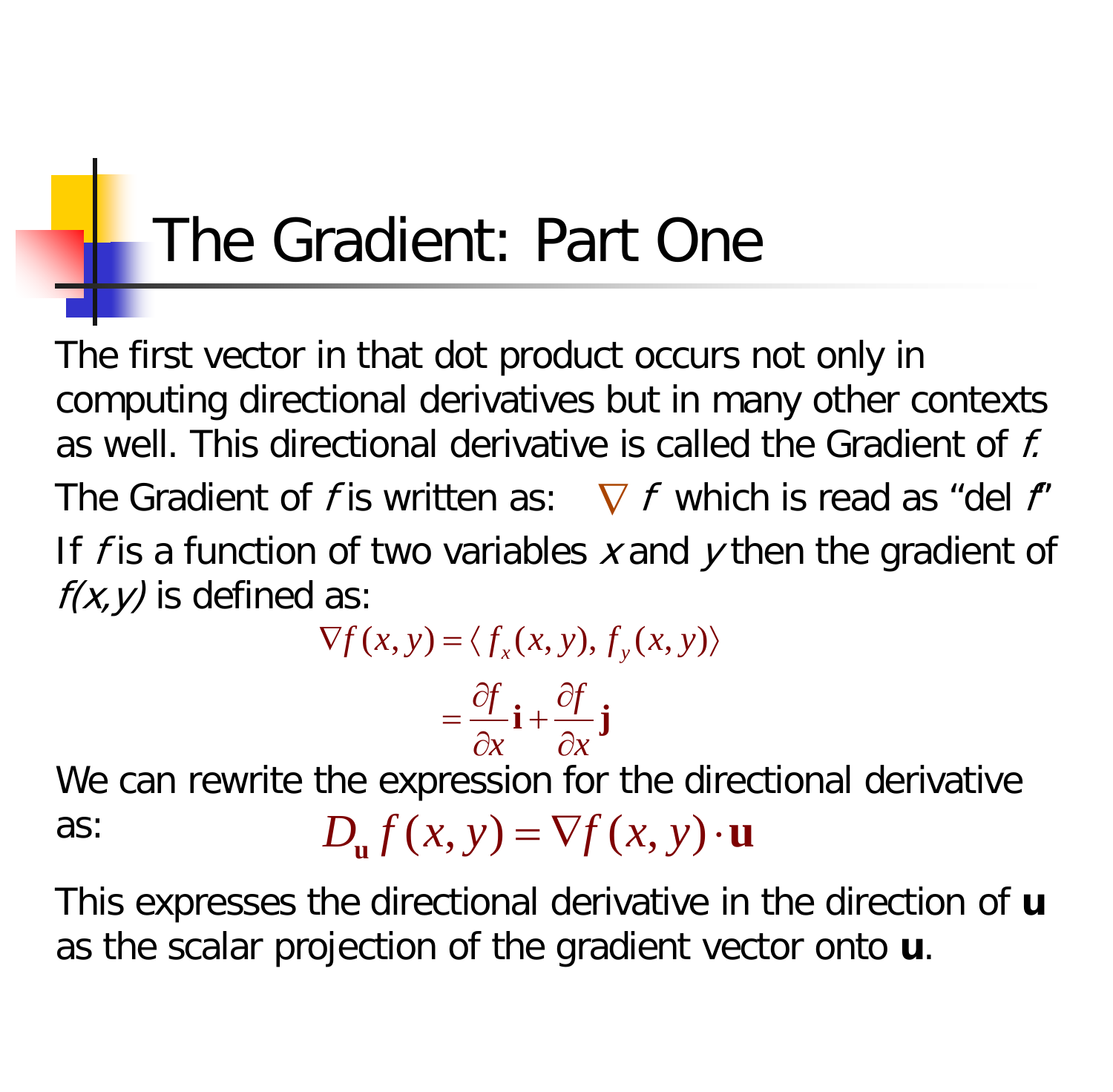# The Gradient: Part One

The first vector in that dot product occurs not only in computing directional derivatives but in many other contexts as well. This directional derivative is called the Gradient of *f.*

The Gradient of *f* is written as: $\nabla f$ which is read as “del *f*”

If *f* is a function of two variables *x* and *y* then the gradient of *f(x,y)* is defined as:

$$\nabla f(x,y) = \langle f_x(x,y), f_y(x,y) \rangle$$

$$= \frac{\partial f}{\partial x}\mathbf{i} + \frac{\partial f}{\partial x}\mathbf{j}$$

We can rewrite the expression for the directional derivative as:

$$D_{\mathbf{u}} f(x,y) = \nabla f(x,y) \cdot \mathbf{u}$$

This expresses the directional derivative in the direction of **u** as the scalar projection of the gradient vector onto **u**.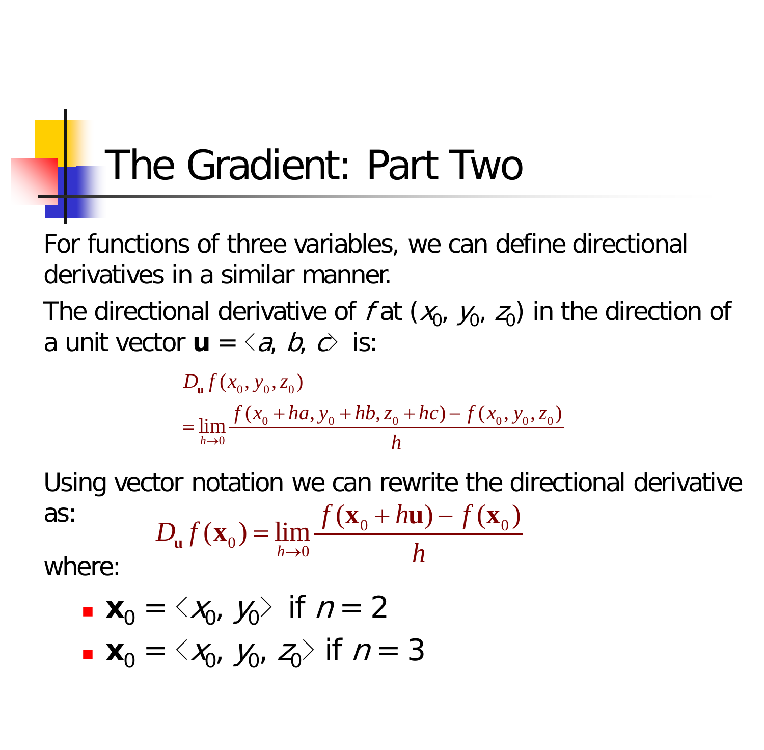# The Gradient: Part Two

For functions of three variables, we can define directional derivatives in a similar manner.

The directional derivative of $f$ at $(x_0, y_0, z_0)$ in the direction of a unit vector $\mathbf{u} = \langle a, b, c \rangle$ is:

$$
\begin{aligned}
&D_{\mathbf{u}} f(x_0, y_0, z_0) \\
&= \lim_{h \to 0} \frac{f(x_0 + ha, y_0 + hb, z_0 + hc) - f(x_0, y_0, z_0)}{h}
\end{aligned}
$$

Using vector notation we can rewrite the directional derivative as:

$$
D_{\mathbf{u}} f(\mathbf{x}_0) = \lim_{h \to 0} \frac{f(\mathbf{x}_0 + h\mathbf{u}) - f(\mathbf{x}_0)}{h}
$$

where:

- $\mathbf{x}_0 = \langle x_0, y_0 \rangle$ if $n = 2$
- $\mathbf{x}_0 = \langle x_0, y_0, z_0 \rangle$ if $n = 3$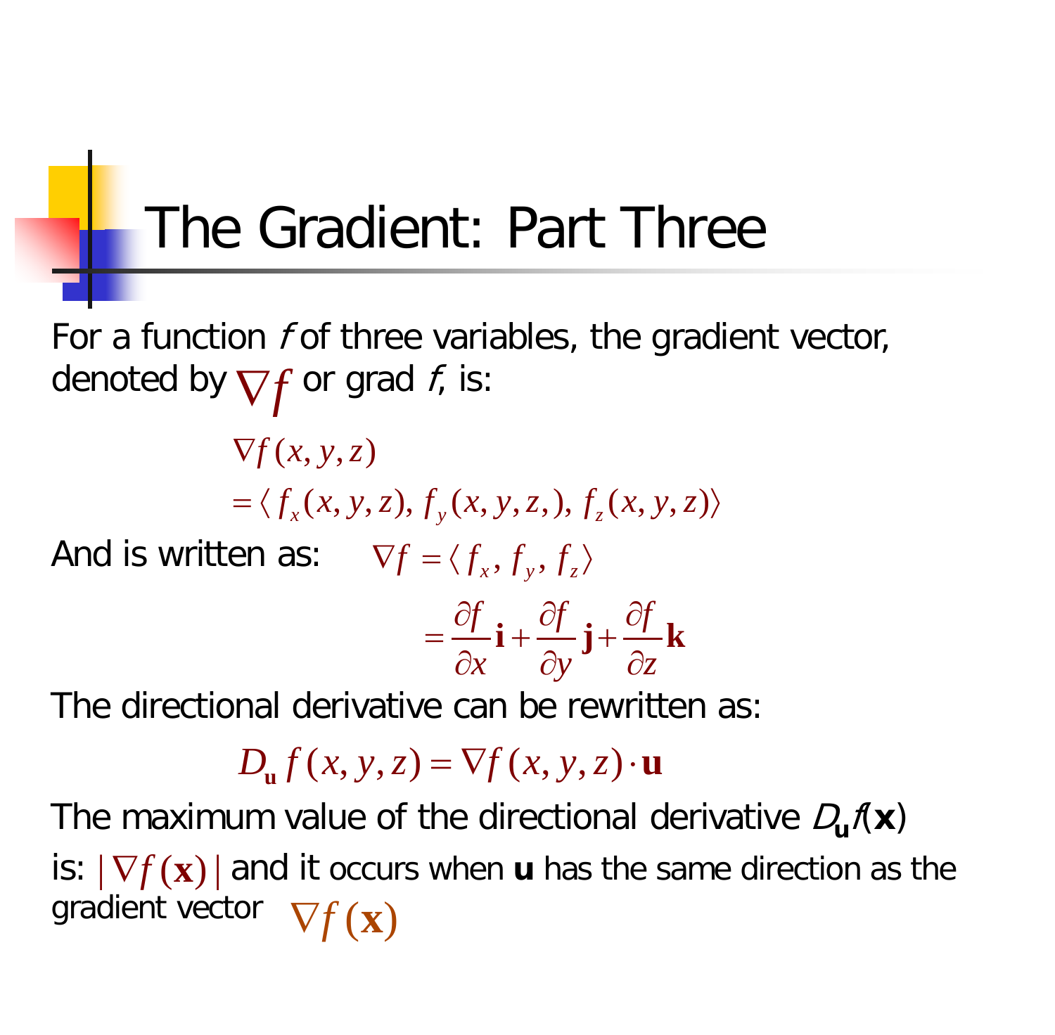# The Gradient: Part Three

For a function *f* of three variables, the gradient vector, denoted by $\nabla f$ or grad *f*, is:

$$\nabla f(x, y, z)$$
$$= \langle f_x(x, y, z), f_y(x, y, z,), f_z(x, y, z) \rangle$$

And is written as: $\nabla f = \langle f_x, f_y, f_z \rangle$

$$= \frac{\partial f}{\partial x}\mathbf{i} + \frac{\partial f}{\partial y}\mathbf{j} + \frac{\partial f}{\partial z}\mathbf{k}$$

The directional derivative can be rewritten as:

$$D_{\mathbf{u}} f(x, y, z) = \nabla f(x, y, z) \cdot \mathbf{u}$$

The maximum value of the directional derivative $D_{\mathbf{u}}f(\mathbf{x})$ is: $|\nabla f(\mathbf{x})|$ and it occurs when $\mathbf{u}$ has the same direction as the gradient vector $\nabla f(\mathbf{x})$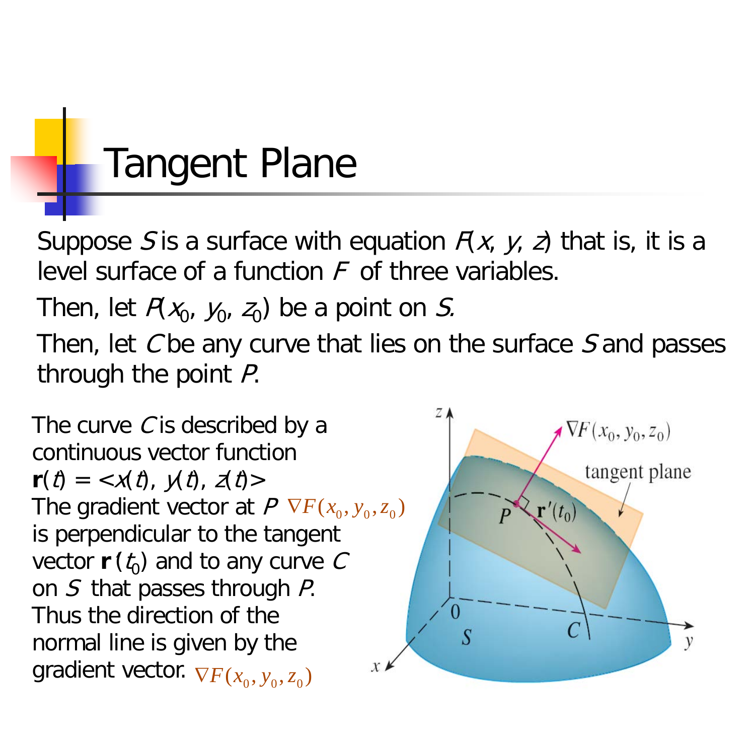# Tangent Plane

Suppose $S$ is a surface with equation $F(x, y, z)$ that is, it is a level surface of a function $F$ of three variables.

Then, let $P(x_0, y_0, z_0)$ be a point on $S$.

Then, let $C$ be any curve that lies on the surface $S$ and passes through the point $P$.

The curve $C$ is described by a continuous vector function $\mathbf{r}(t) = \langle x(t), y(t), z(t) \rangle$

The gradient vector at $P$ $\nabla F(x_0, y_0, z_0)$ is perpendicular to the tangent vector $\mathbf{r}'(t_0)$ and to any curve $C$ on $S$ that passes through $P$. Thus the direction of the normal line is given by the gradient vector. $\nabla F(x_0, y_0, z_0)$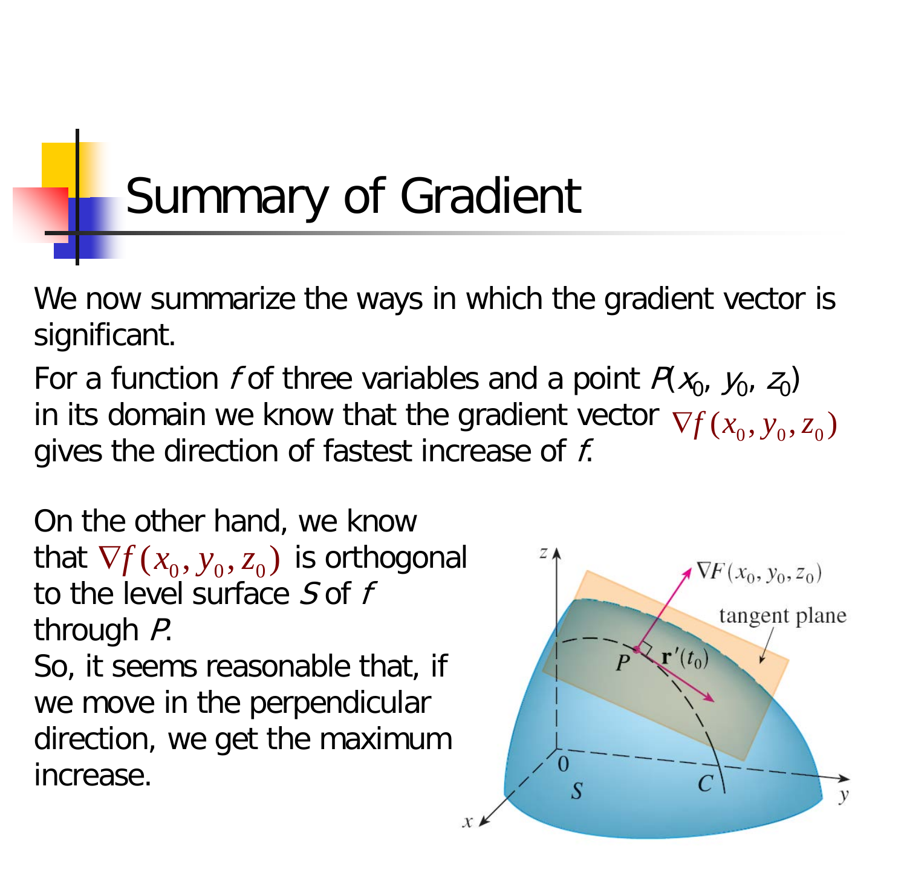# Summary of Gradient

We now summarize the ways in which the gradient vector is significant.

For a function $f$ of three variables and a point $P(x_0, y_0, z_0)$ in its domain we know that the gradient vector $\nabla f(x_0, y_0, z_0)$ gives the direction of fastest increase of $f$.

On the other hand, we know that $\nabla f(x_0, y_0, z_0)$ is orthogonal to the level surface $S$ of $f$ through $P$.

So, it seems reasonable that, if we move in the perpendicular direction, we get the maximum increase.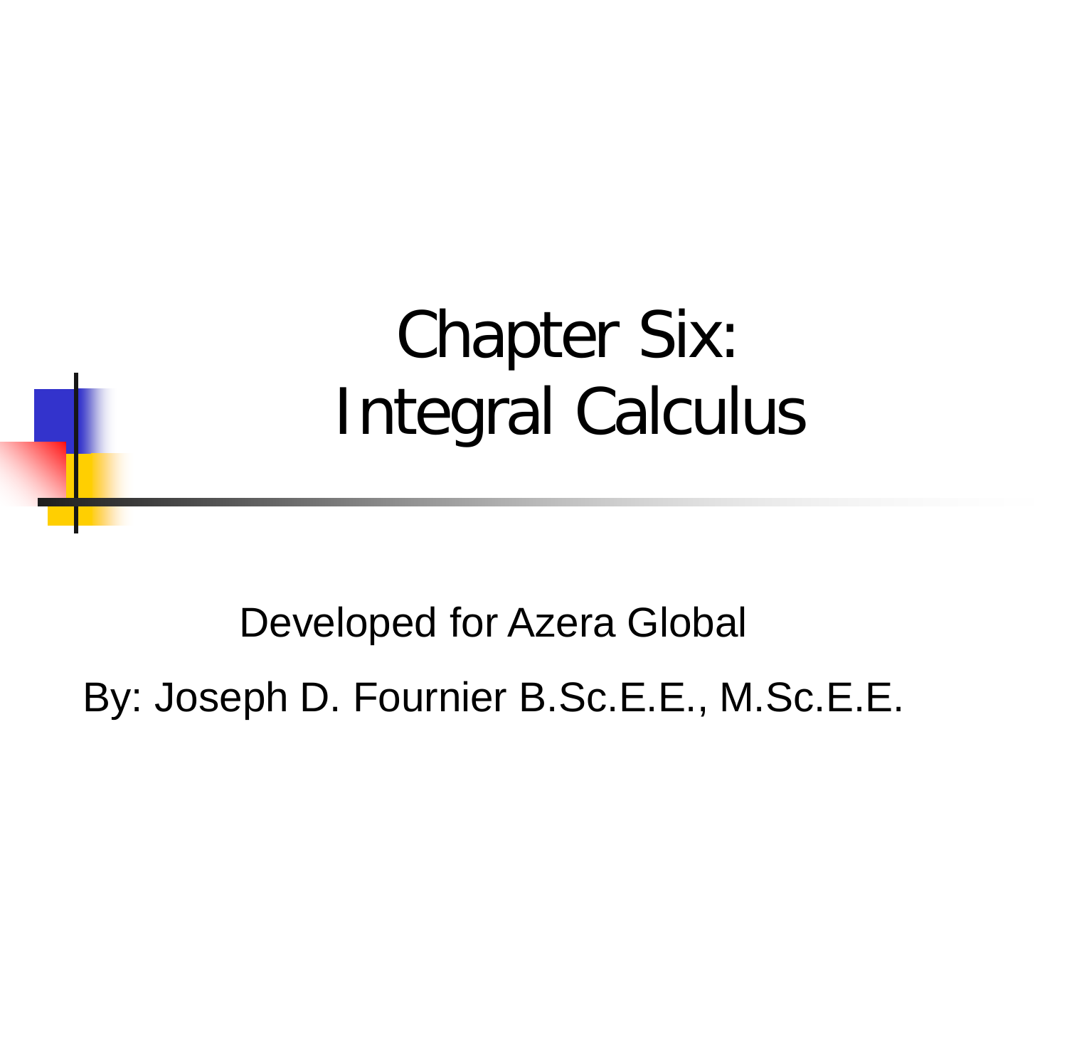# Chapter Six: Integral Calculus

Developed for Azera Global

By: Joseph D. Fournier B.Sc.E.E., M.Sc.E.E.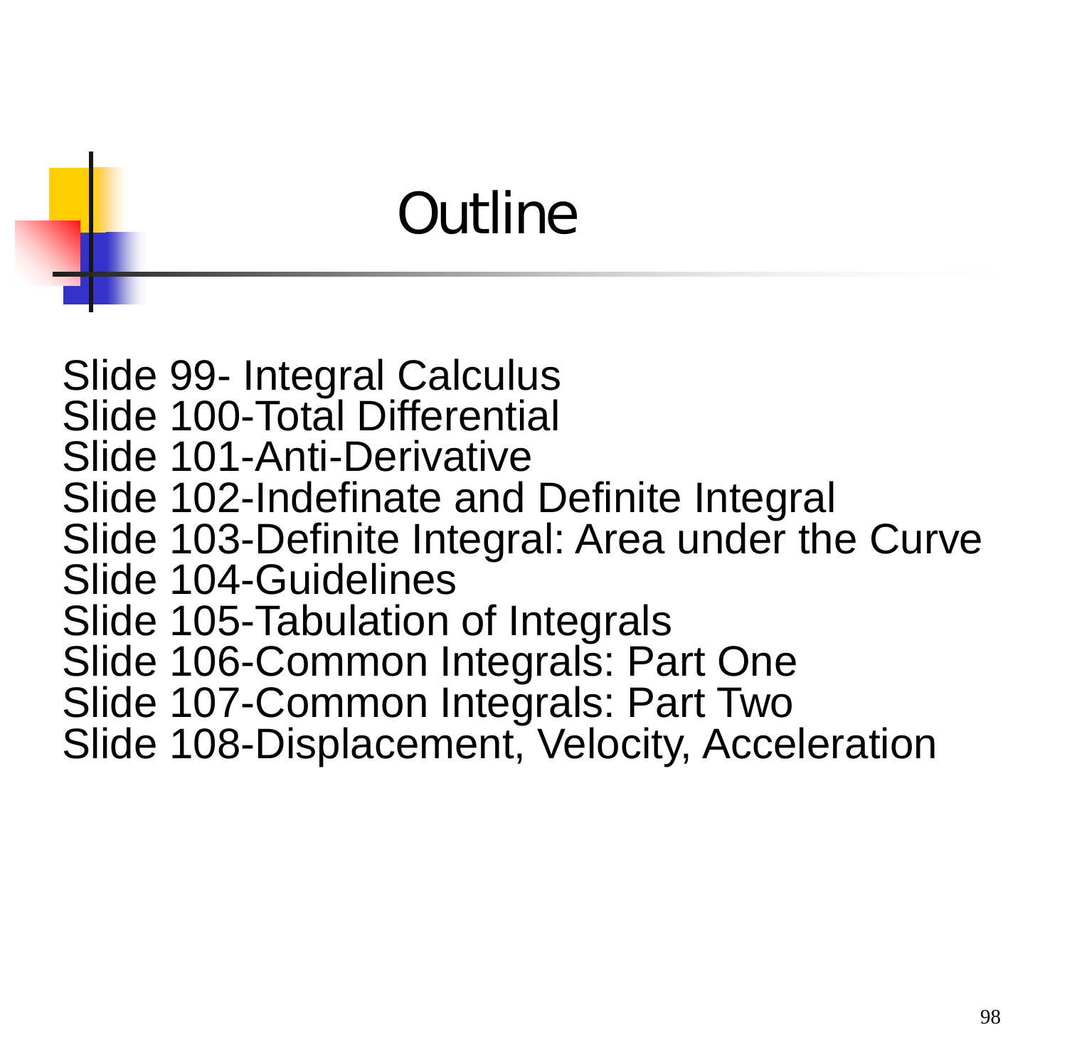# Outline

Slide 99- Integral Calculus
Slide 100-Total Differential
Slide 101-Anti-Derivative
Slide 102-Indefinate and Definite Integral
Slide 103-Definite Integral: Area under the Curve
Slide 104-Guidelines
Slide 105-Tabulation of Integrals
Slide 106-Common Integrals: Part One
Slide 107-Common Integrals: Part Two
Slide 108-Displacement, Velocity, Acceleration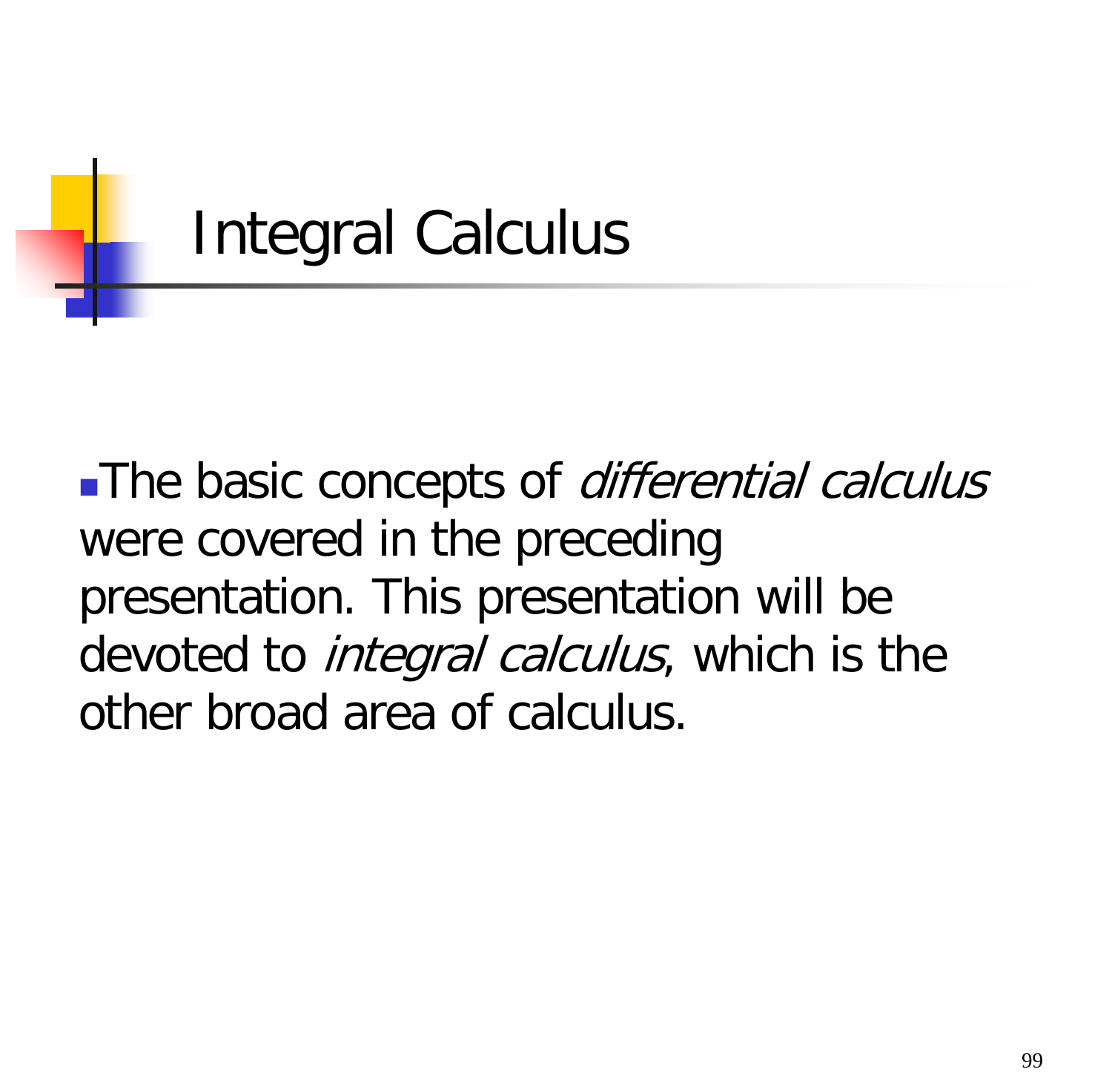# Integral Calculus

- The basic concepts of *differential calculus* were covered in the preceding presentation. This presentation will be devoted to *integral calculus*, which is the other broad area of calculus.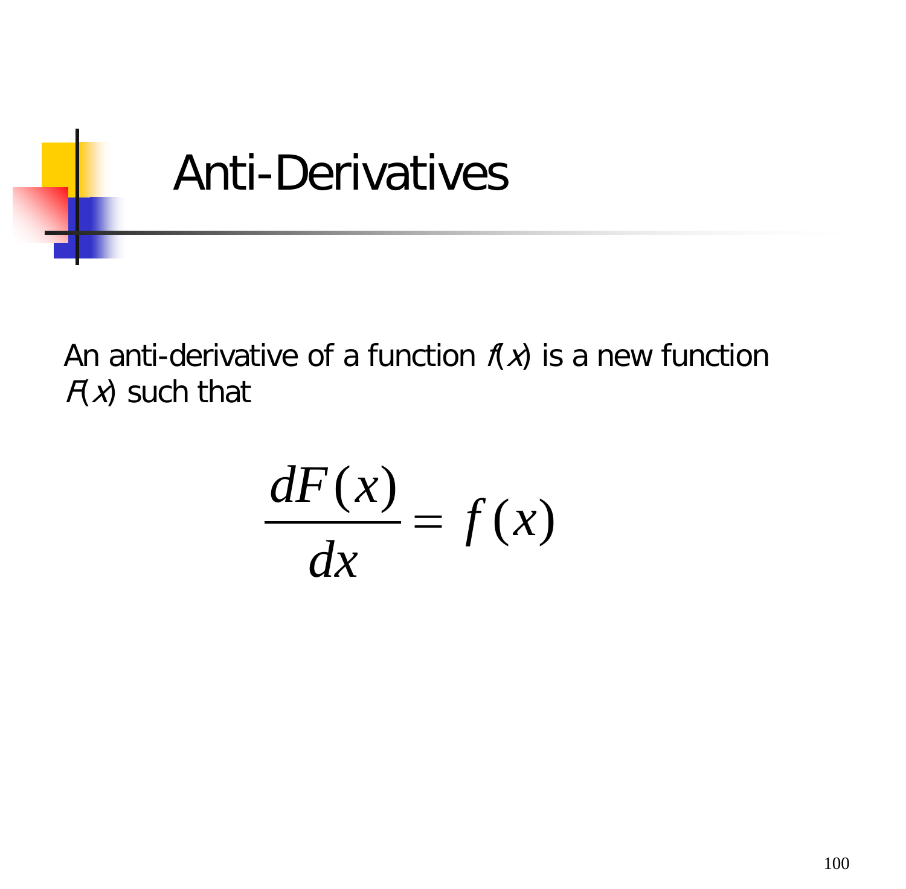# Anti-Derivatives

An anti-derivative of a function $f(x)$ is a new function $F(x)$ such that

$$\frac{dF(x)}{dx} = f(x)$$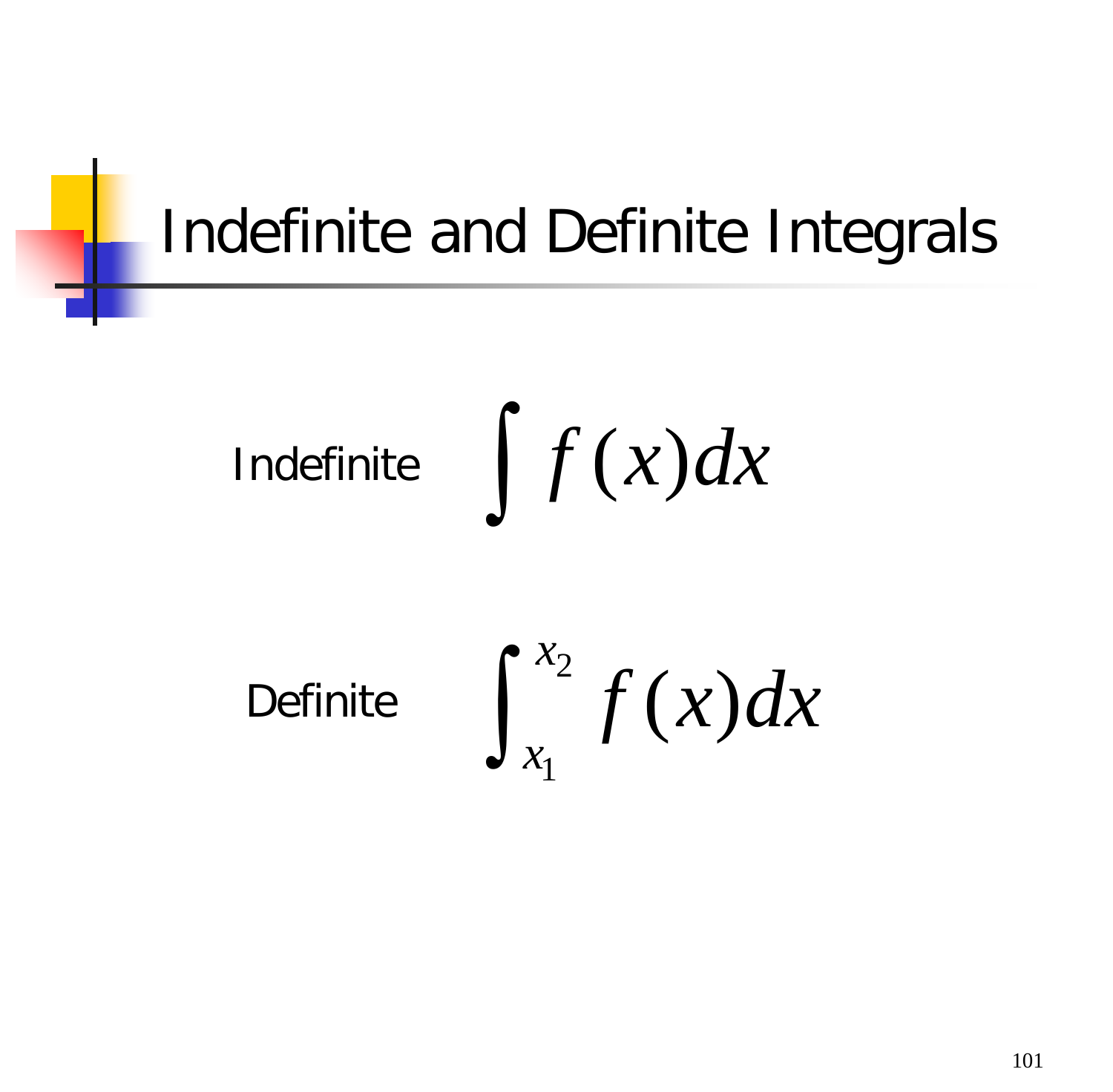# Indefinite and Definite Integrals

Indefinite $\int f(x)dx$

Definite $\int_{x_1}^{x_2} f(x)dx$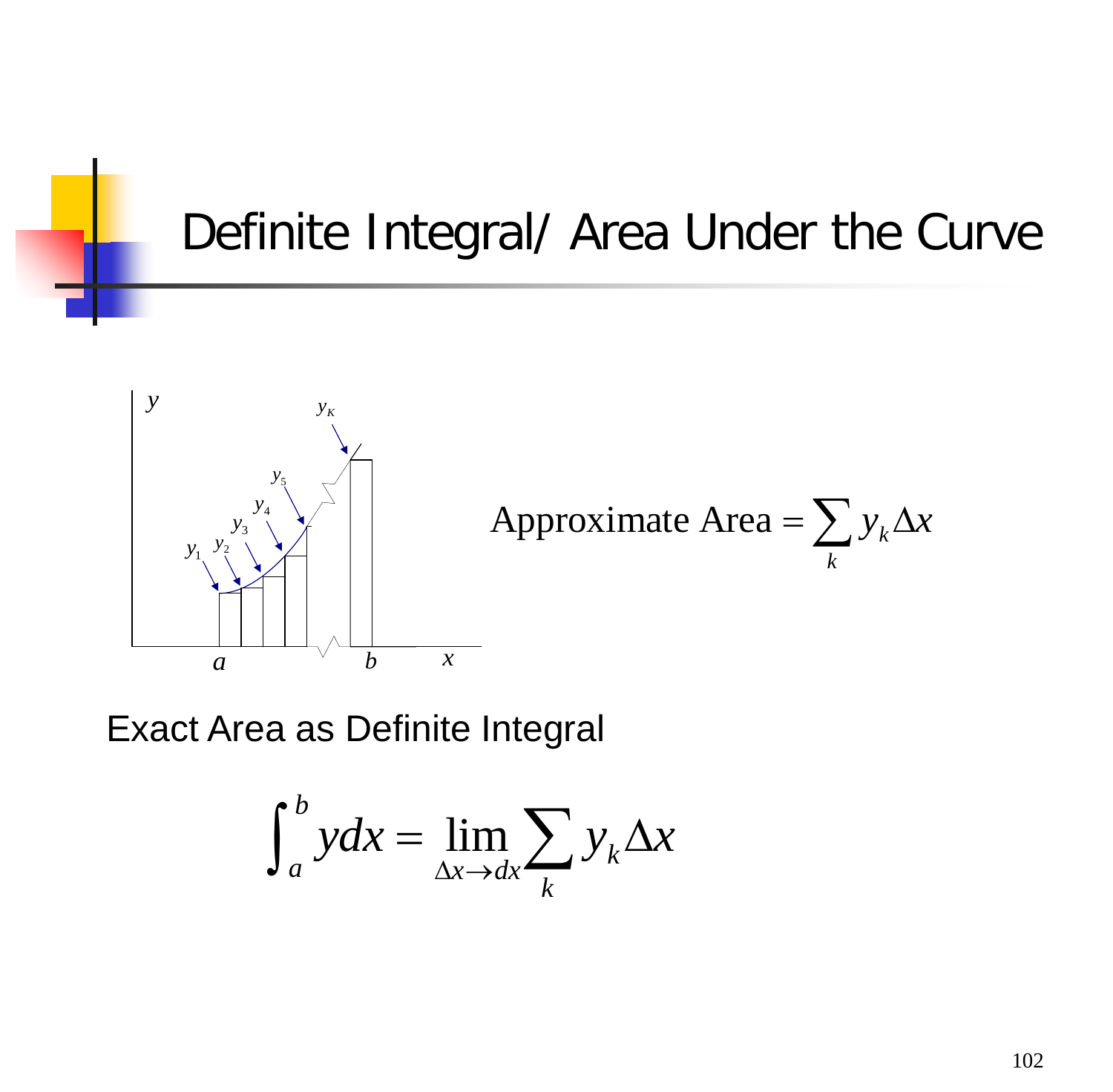# Definite Integral/ Area Under the Curve

$$\text{Approximate Area} = \sum_k y_k \Delta x$$

Exact Area as Definite Integral

$$\int_a^b y dx = \lim_{\Delta x \to dx} \sum_k y_k \Delta x$$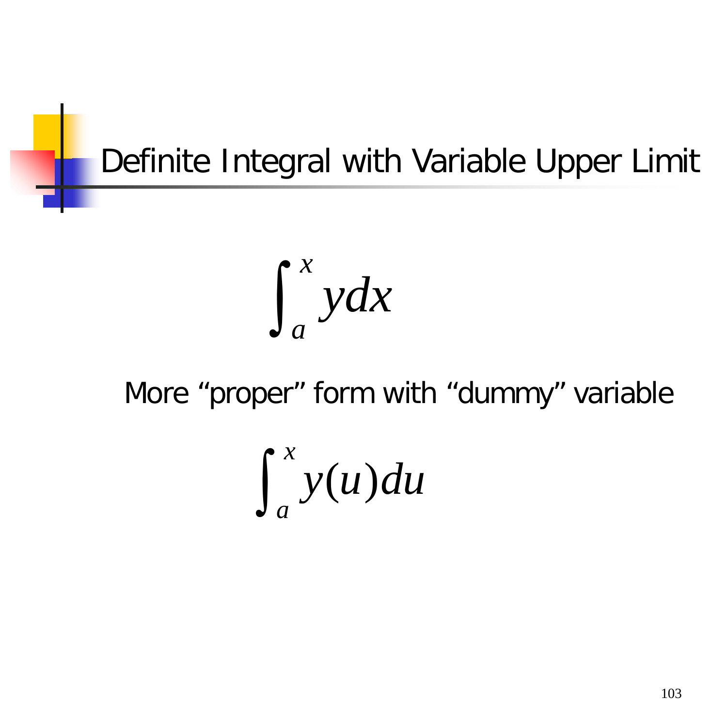# Definite Integral with Variable Upper Limit

$$\int_a^x y\,dx$$

More “proper” form with “dummy” variable

$$\int_a^x y(u)\,du$$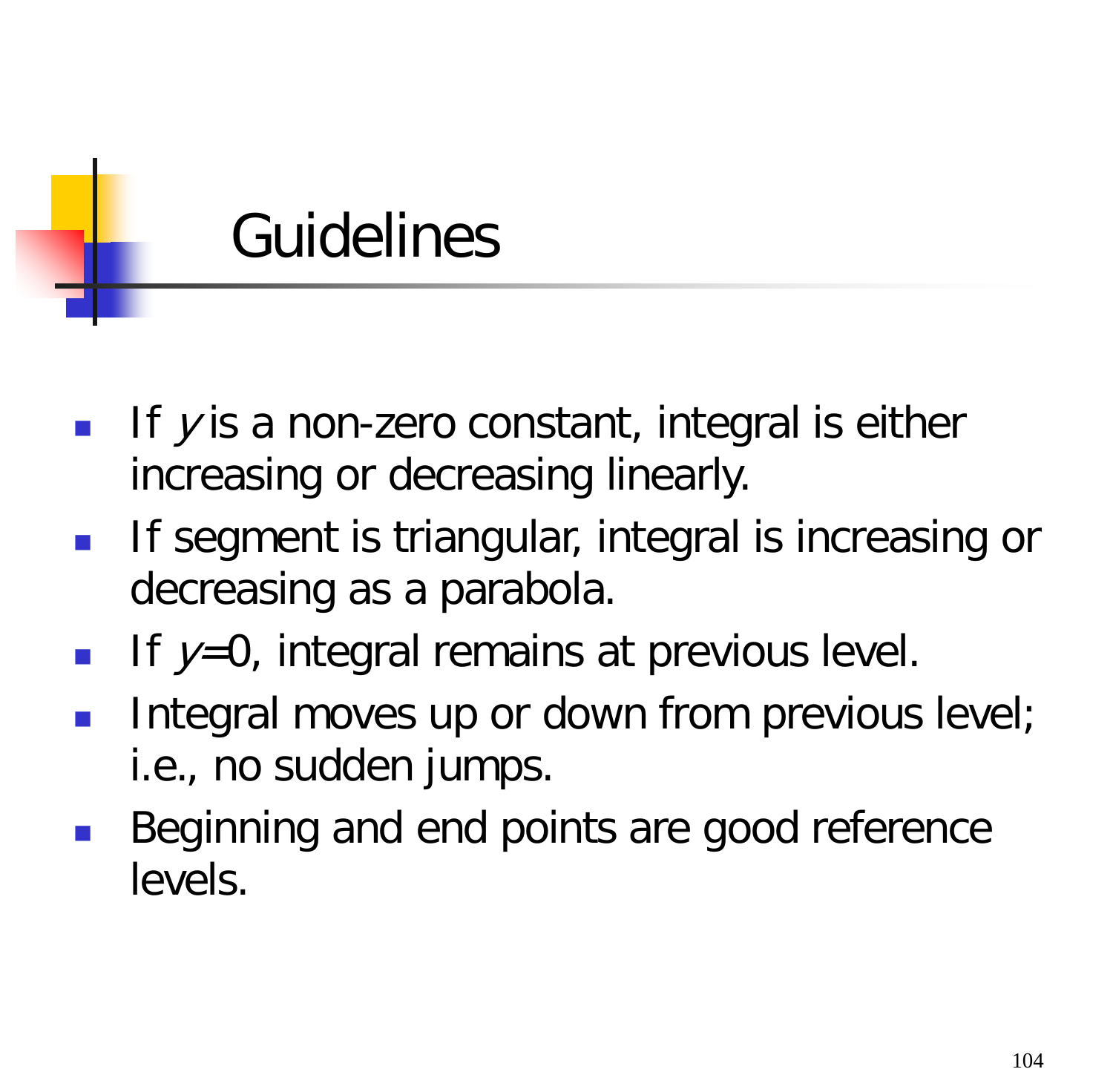# Guidelines

- If $y$ is a non-zero constant, integral is either increasing or decreasing linearly.
- If segment is triangular, integral is increasing or decreasing as a parabola.
- If $y=0$, integral remains at previous level.
- Integral moves up or down from previous level; i.e., no sudden jumps.
- Beginning and end points are good reference levels.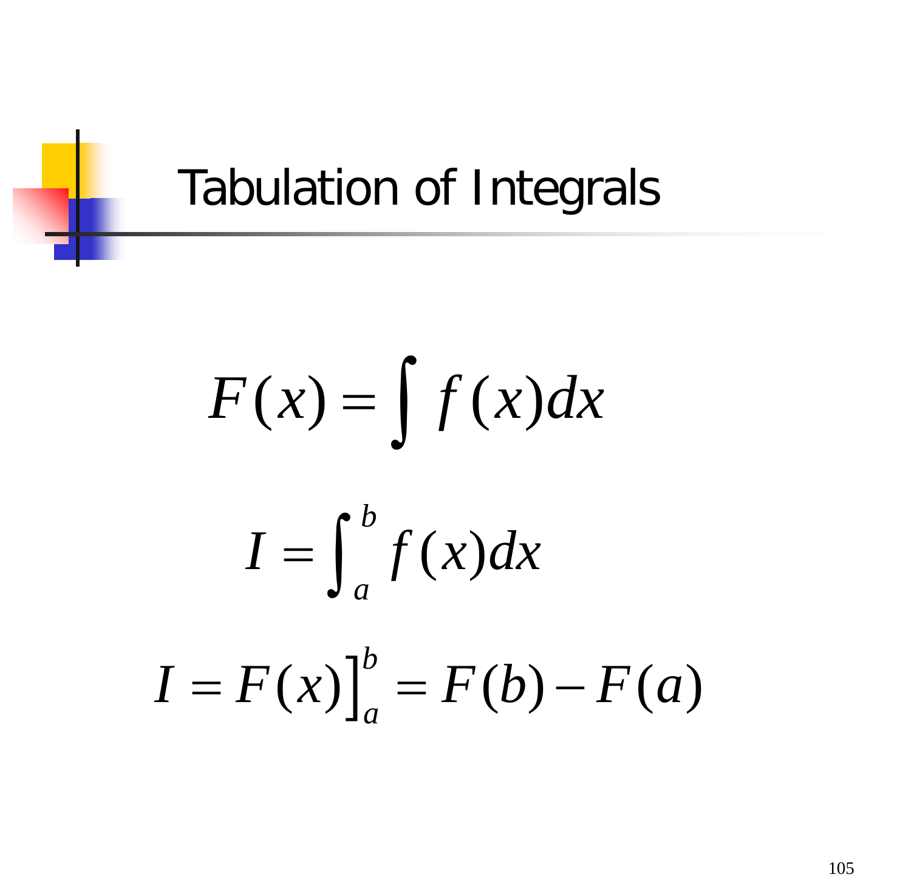# Tabulation of Integrals

$$F(x) = \int f(x)dx$$

$$I = \int_a^b f(x)dx$$

$$I = F(x)\Big]_a^b = F(b) - F(a)$$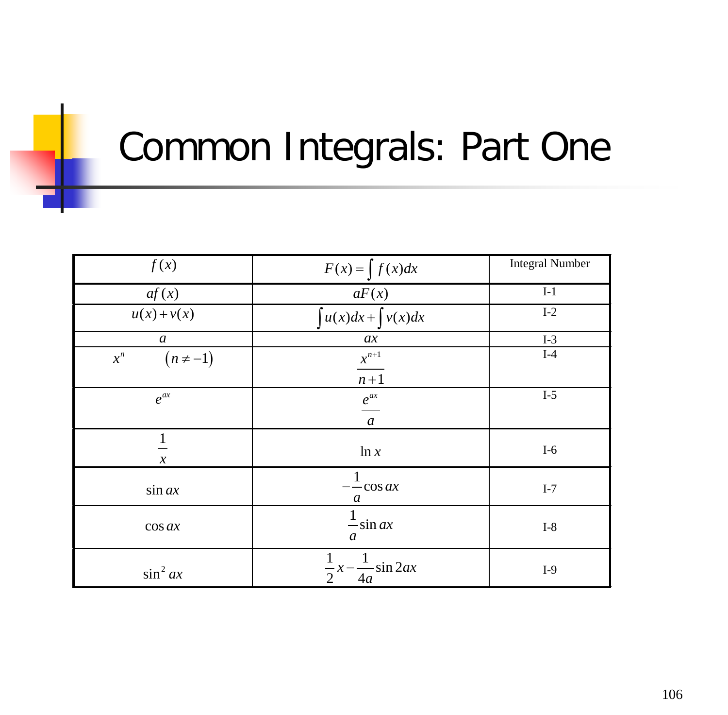# Common Integrals: Part One

| $f(x)$ | $F(x) = \int f(x)dx$ | Integral Number |
|---|---|---|
| $af(x)$ | $aF(x)$ | I-1 |
| $u(x)+v(x)$ | $\int u(x)dx + \int v(x)dx$ | I-2 |
| $a$ | $ax$ | I-3 |
| $x^n \quad (n \neq -1)$ | $\dfrac{x^{n+1}}{n+1}$ | I-4 |
| $e^{ax}$ | $\dfrac{e^{ax}}{a}$ | I-5 |
| $\dfrac{1}{x}$ | $\ln x$ | I-6 |
| $\sin ax$ | $-\dfrac{1}{a}\cos ax$ | I-7 |
| $\cos ax$ | $\dfrac{1}{a}\sin ax$ | I-8 |
| $\sin^2 ax$ | $\dfrac{1}{2}x - \dfrac{1}{4a}\sin 2ax$ | I-9 |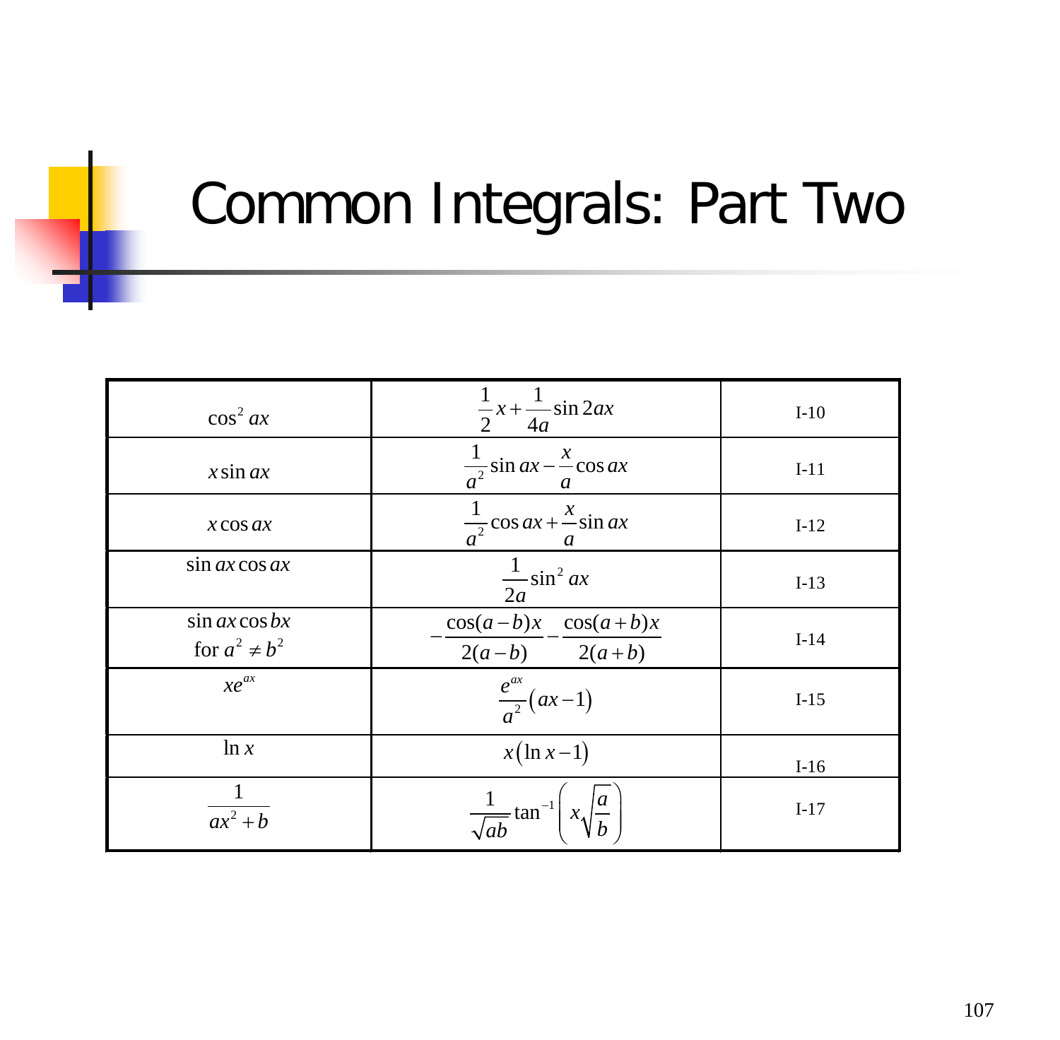# Common Integrals: Part Two

| | | |
|---|---|---|
| $\cos^2 ax$ | $\frac{1}{2}x + \frac{1}{4a}\sin 2ax$ | I-10 |
| $x \sin ax$ | $\frac{1}{a^2}\sin ax - \frac{x}{a}\cos ax$ | I-11 |
| $x \cos ax$ | $\frac{1}{a^2}\cos ax + \frac{x}{a}\sin ax$ | I-12 |
| $\sin ax \cos ax$ | $\frac{1}{2a}\sin^2 ax$ | I-13 |
| $\sin ax \cos bx$ for $a^2 \neq b^2$ | $-\frac{\cos(a-b)x}{2(a-b)} - \frac{\cos(a+b)x}{2(a+b)}$ | I-14 |
| $xe^{ax}$ | $\frac{e^{ax}}{a^2}(ax-1)$ | I-15 |
| $\ln x$ | $x(\ln x - 1)$ | I-16 |
| $\frac{1}{ax^2+b}$ | $\frac{1}{\sqrt{ab}}\tan^{-1}\left(x\sqrt{\frac{a}{b}}\right)$ | I-17 |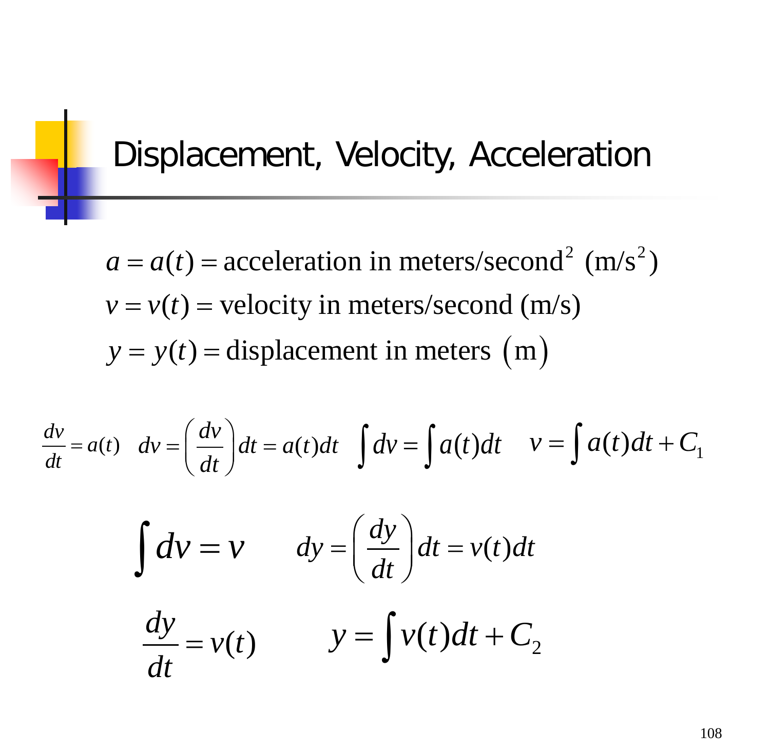# Displacement, Velocity, Acceleration

$$a = a(t) = \text{acceleration in meters/second}^2 \ (\text{m/s}^2)$$

$$v = v(t) = \text{velocity in meters/second (m/s)}$$

$$y = y(t) = \text{displacement in meters } (\text{m})$$

$$\frac{dv}{dt} = a(t) \quad dv = \left(\frac{dv}{dt}\right)dt = a(t)dt \quad \int dv = \int a(t)dt \quad v = \int a(t)dt + C_1$$

$$\int dv = v \qquad dy = \left(\frac{dy}{dt}\right)dt = v(t)dt$$

$$\frac{dy}{dt} = v(t) \qquad y = \int v(t)dt + C_2$$